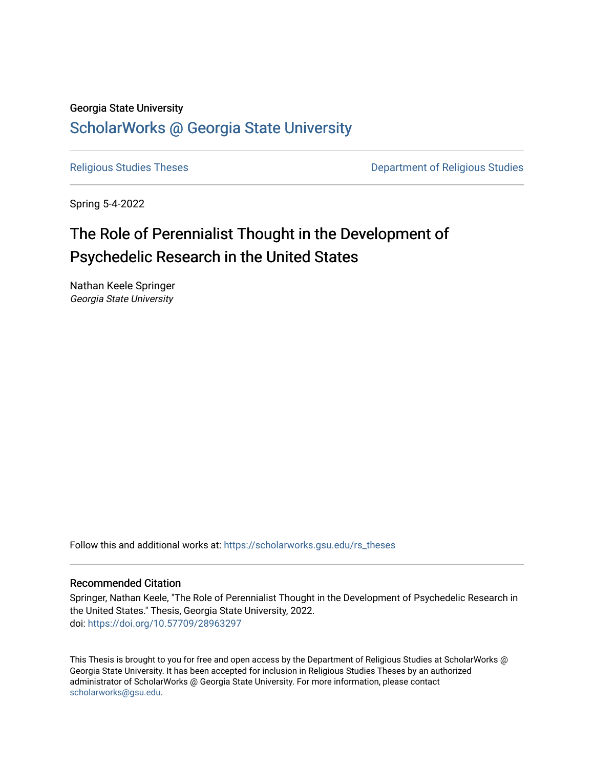Georgia State University

# ScholarWorks @ Georgia State University

Religious Studies Theses

Department of Religious Studies

Spring 5-4-2022

## The Role of Perennialist Thought in the Development of Psychedelic Research in the United States

Nathan Keele Springer
*Georgia State University*

Follow this and additional works at: https://scholarworks.gsu.edu/rs_theses

### Recommended Citation

Springer, Nathan Keele, "The Role of Perennialist Thought in the Development of Psychedelic Research in the United States." Thesis, Georgia State University, 2022.
doi: https://doi.org/10.57709/28963297

This Thesis is brought to you for free and open access by the Department of Religious Studies at ScholarWorks @ Georgia State University. It has been accepted for inclusion in Religious Studies Theses by an authorized administrator of ScholarWorks @ Georgia State University. For more information, please contact scholarworks@gsu.edu.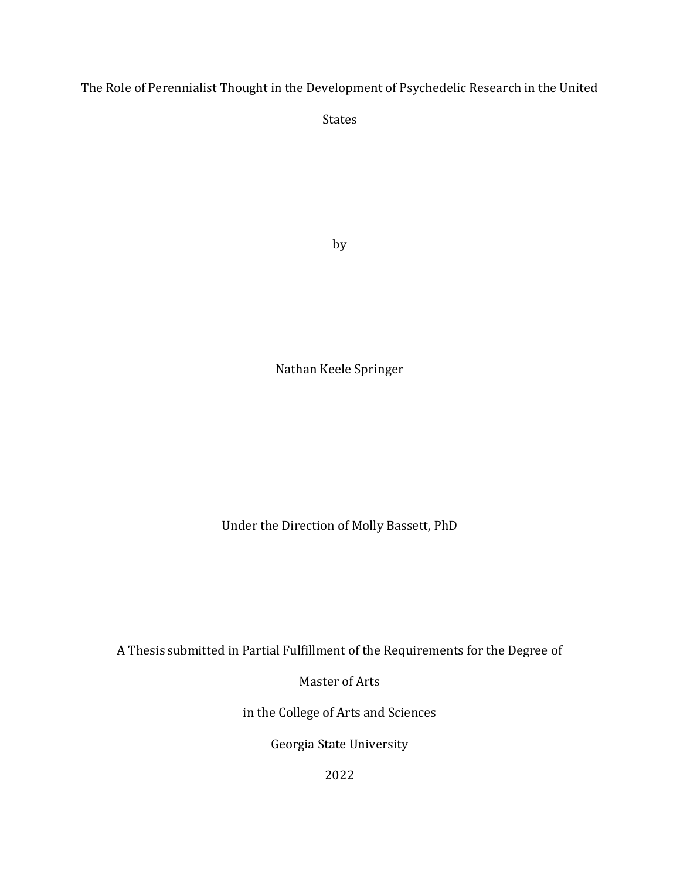The Role of Perennialist Thought in the Development of Psychedelic Research in the United States

by

Nathan Keele Springer

Under the Direction of Molly Bassett, PhD

A Thesis submitted in Partial Fulfillment of the Requirements for the Degree of

Master of Arts

in the College of Arts and Sciences

Georgia State University

2022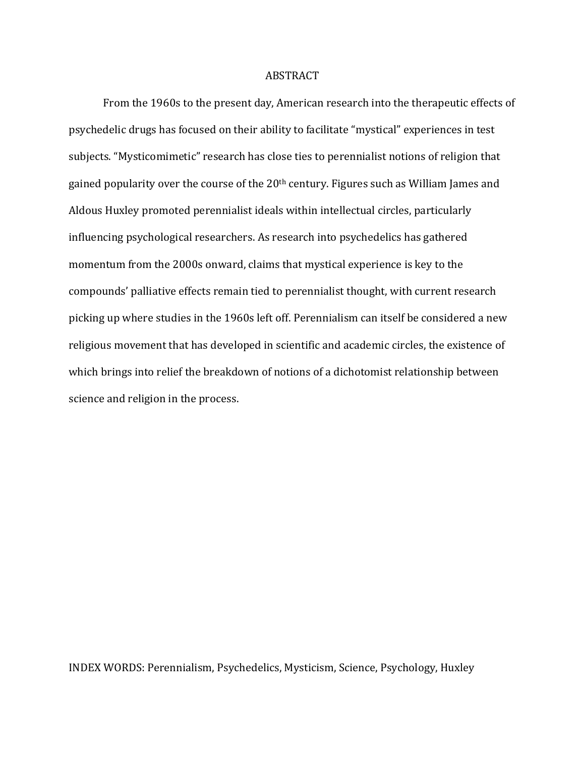# ABSTRACT

From the 1960s to the present day, American research into the therapeutic effects of psychedelic drugs has focused on their ability to facilitate "mystical" experiences in test subjects. "Mysticomimetic" research has close ties to perennialist notions of religion that gained popularity over the course of the 20th century. Figures such as William James and Aldous Huxley promoted perennialist ideals within intellectual circles, particularly influencing psychological researchers. As research into psychedelics has gathered momentum from the 2000s onward, claims that mystical experience is key to the compounds' palliative effects remain tied to perennialist thought, with current research picking up where studies in the 1960s left off. Perennialism can itself be considered a new religious movement that has developed in scientific and academic circles, the existence of which brings into relief the breakdown of notions of a dichotomist relationship between science and religion in the process.

INDEX WORDS: Perennialism, Psychedelics, Mysticism, Science, Psychology, Huxley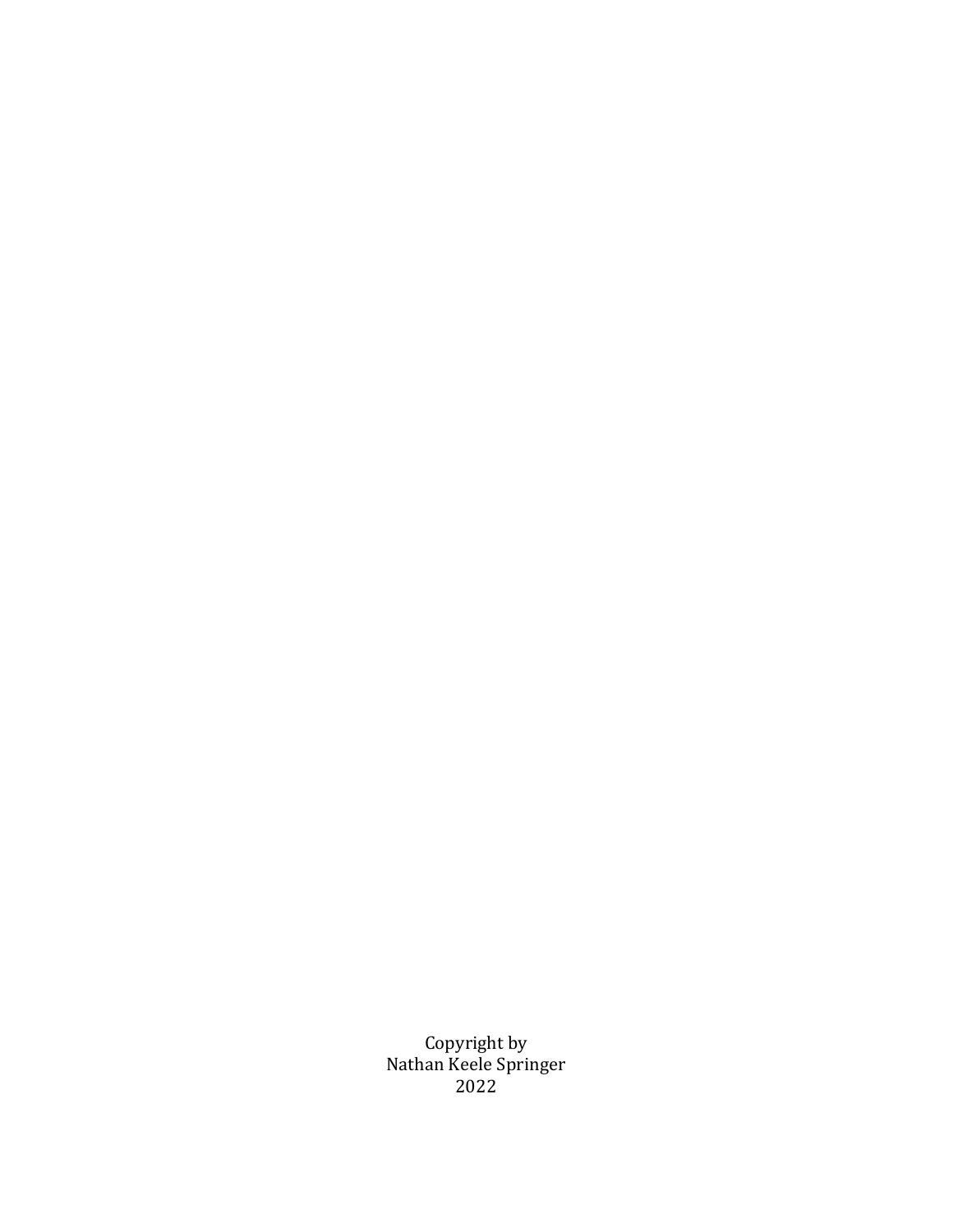Copyright by
Nathan Keele Springer
2022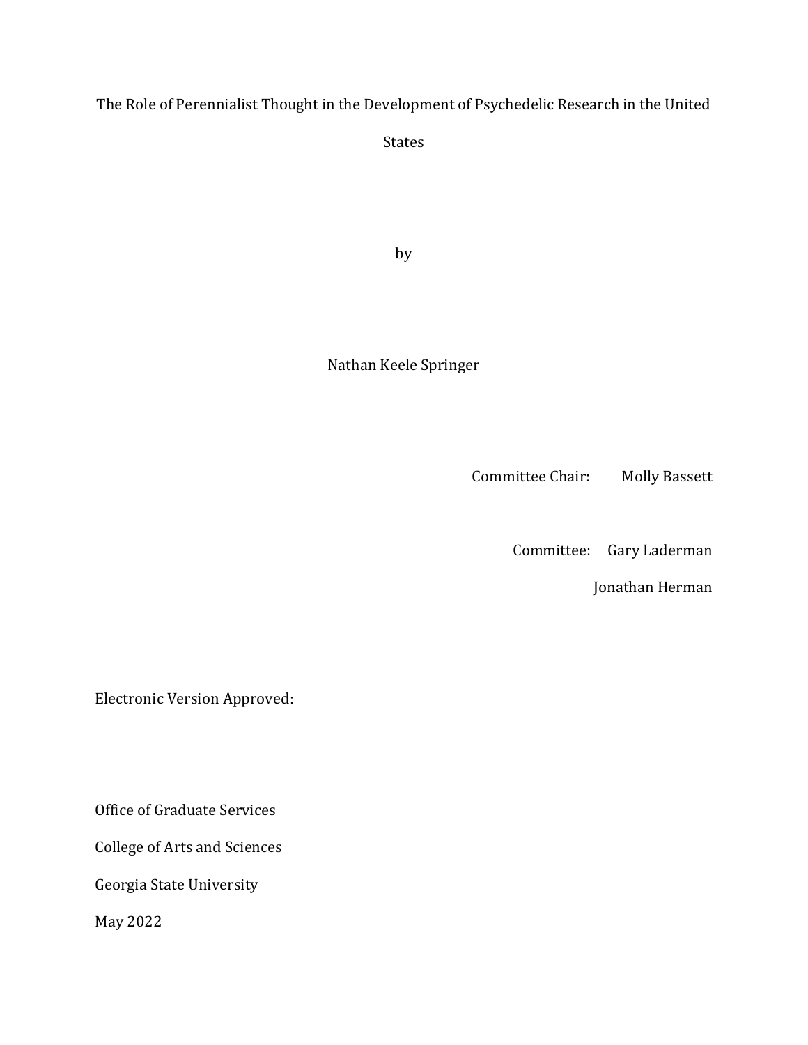The Role of Perennialist Thought in the Development of Psychedelic Research in the United States

by

Nathan Keele Springer

Committee Chair: Molly Bassett

Committee: Gary Laderman

Jonathan Herman

Electronic Version Approved:

Office of Graduate Services

College of Arts and Sciences

Georgia State University

May 2022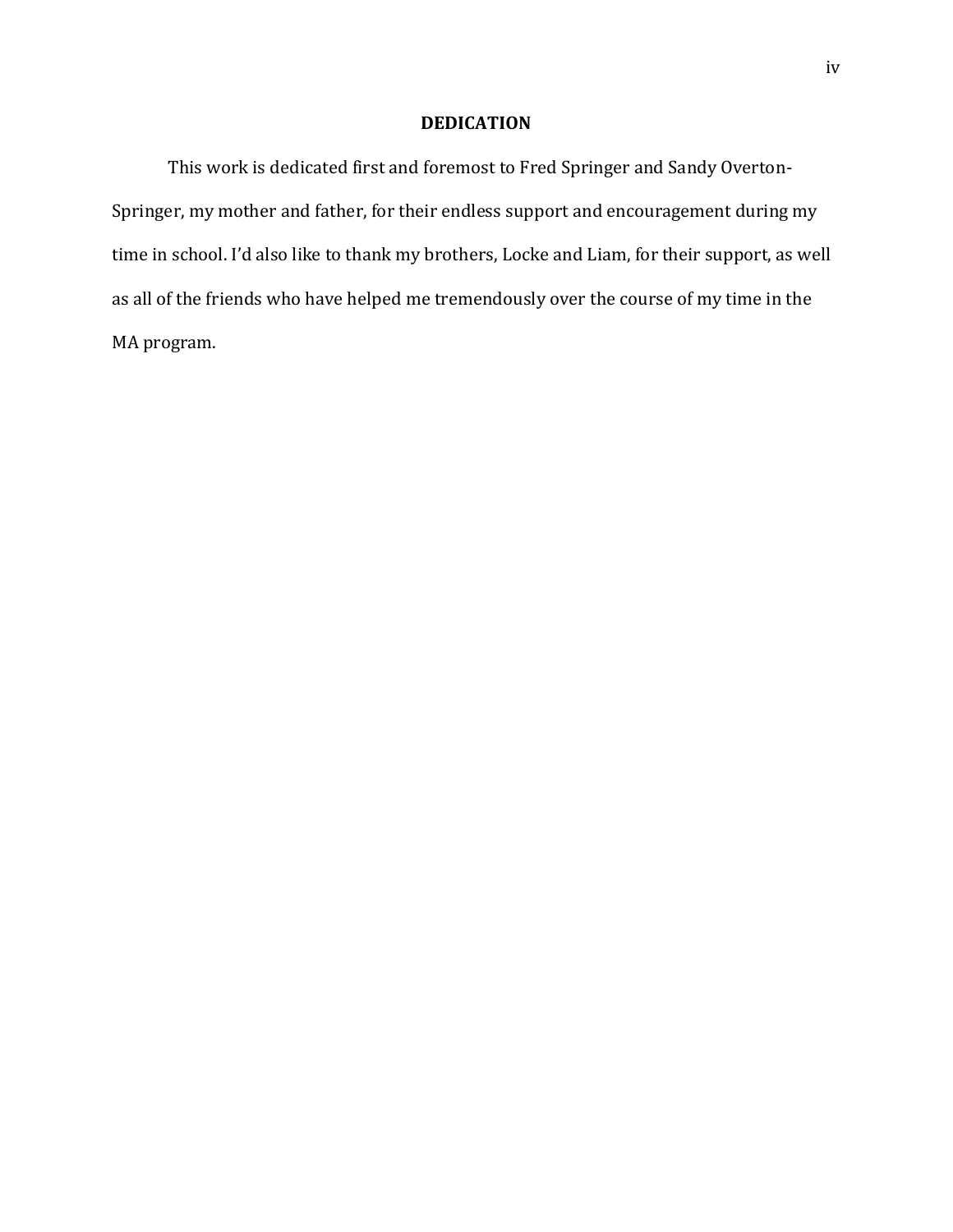# DEDICATION

This work is dedicated first and foremost to Fred Springer and Sandy Overton-Springer, my mother and father, for their endless support and encouragement during my time in school. I'd also like to thank my brothers, Locke and Liam, for their support, as well as all of the friends who have helped me tremendously over the course of my time in the MA program.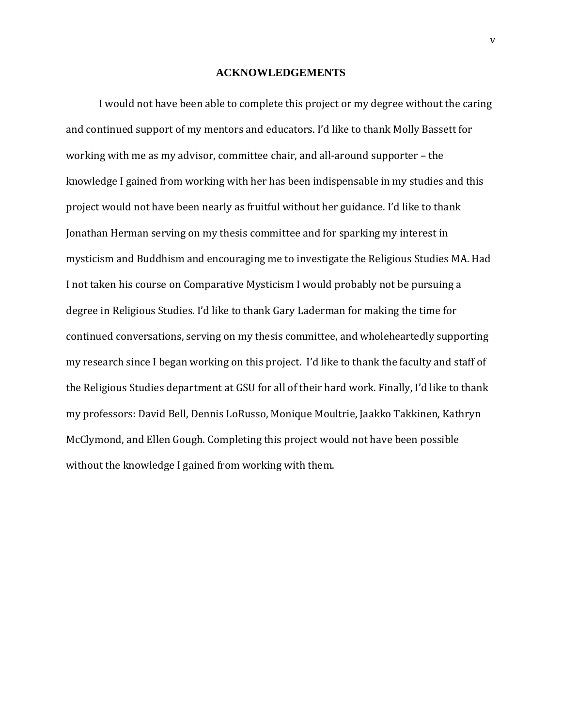# ACKNOWLEDGEMENTS

I would not have been able to complete this project or my degree without the caring and continued support of my mentors and educators. I'd like to thank Molly Bassett for working with me as my advisor, committee chair, and all-around supporter – the knowledge I gained from working with her has been indispensable in my studies and this project would not have been nearly as fruitful without her guidance. I'd like to thank Jonathan Herman serving on my thesis committee and for sparking my interest in mysticism and Buddhism and encouraging me to investigate the Religious Studies MA. Had I not taken his course on Comparative Mysticism I would probably not be pursuing a degree in Religious Studies. I'd like to thank Gary Laderman for making the time for continued conversations, serving on my thesis committee, and wholeheartedly supporting my research since I began working on this project. I'd like to thank the faculty and staff of the Religious Studies department at GSU for all of their hard work. Finally, I'd like to thank my professors: David Bell, Dennis LoRusso, Monique Moultrie, Jaakko Takkinen, Kathryn McClymond, and Ellen Gough. Completing this project would not have been possible without the knowledge I gained from working with them.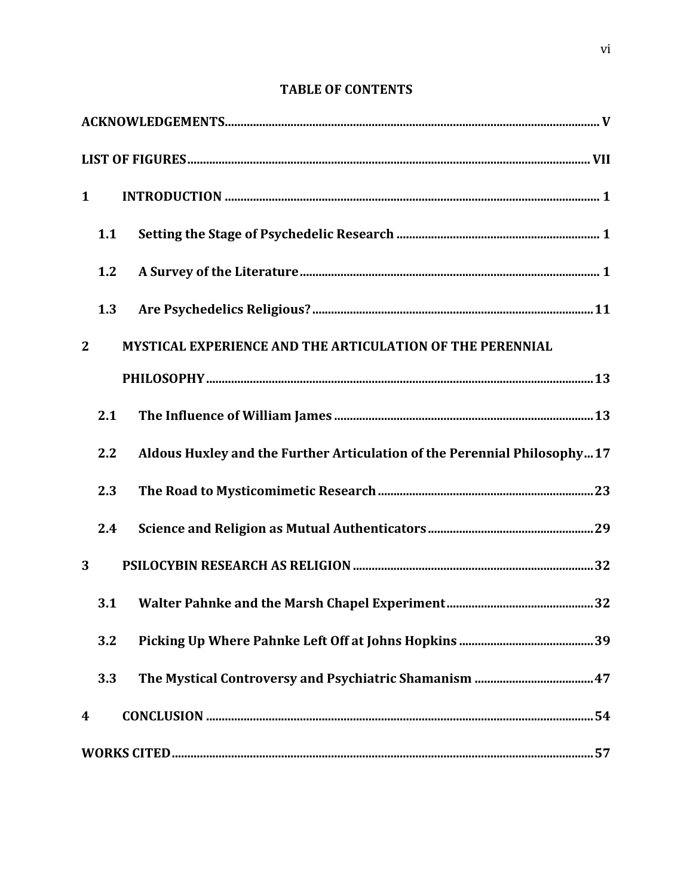## TABLE OF CONTENTS

**ACKNOWLEDGEMENTS** ..................... V

**LIST OF FIGURES** ..................... VII

**1 INTRODUCTION** ..................... 1

- **1.1 Setting the Stage of Psychedelic Research** ..................... 1
- **1.2 A Survey of the Literature** ..................... 1
- **1.3 Are Psychedelics Religious?** ..................... 11

**2 MYSTICAL EXPERIENCE AND THE ARTICULATION OF THE PERENNIAL PHILOSOPHY** ..................... 13

- **2.1 The Influence of William James** ..................... 13
- **2.2 Aldous Huxley and the Further Articulation of the Perennial Philosophy** ... 17
- **2.3 The Road to Mysticomimetic Research** ..................... 23
- **2.4 Science and Religion as Mutual Authenticators** ..................... 29

**3 PSILOCYBIN RESEARCH AS RELIGION** ..................... 32

- **3.1 Walter Pahnke and the Marsh Chapel Experiment** ..................... 32
- **3.2 Picking Up Where Pahnke Left Off at Johns Hopkins** ..................... 39
- **3.3 The Mystical Controversy and Psychiatric Shamanism** ..................... 47

**4 CONCLUSION** ..................... 54

**WORKS CITED** ..................... 57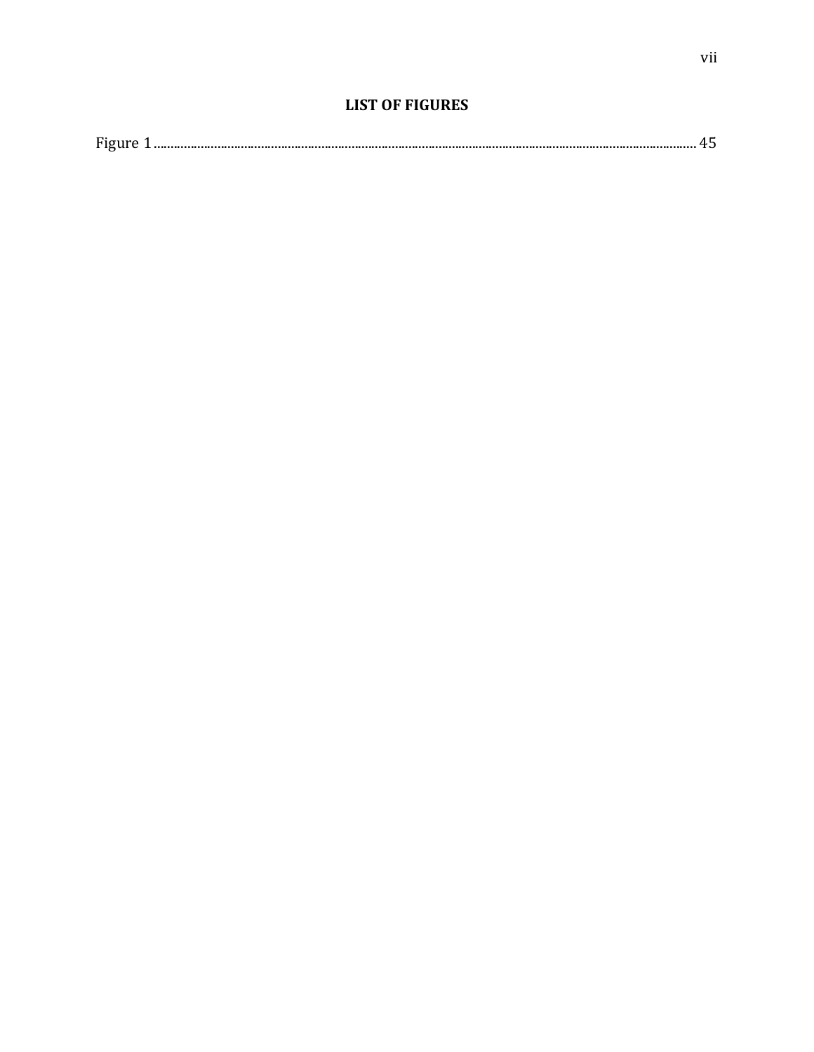## LIST OF FIGURES

Figure 1 ........................................................................................................................................................ 45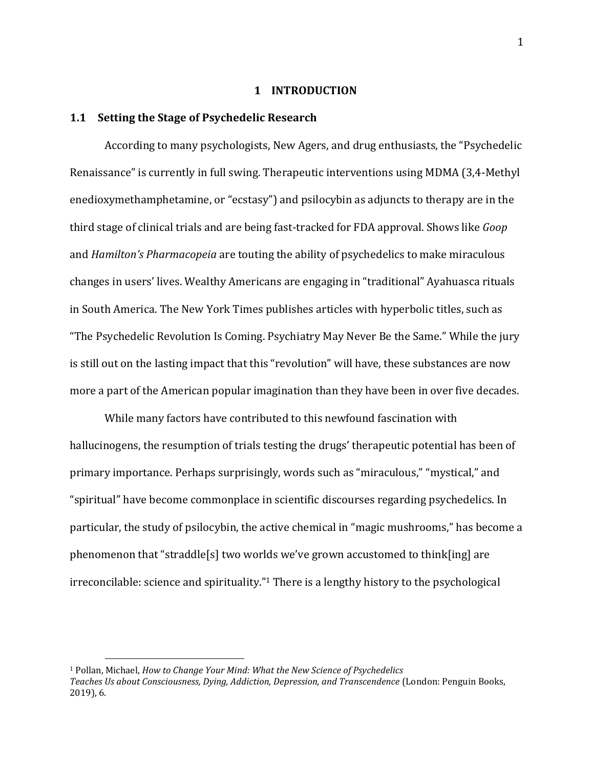# 1 INTRODUCTION

## 1.1 Setting the Stage of Psychedelic Research

According to many psychologists, New Agers, and drug enthusiasts, the "Psychedelic Renaissance" is currently in full swing. Therapeutic interventions using MDMA (3,4-Methyl enedioxymethamphetamine, or "ecstasy") and psilocybin as adjuncts to therapy are in the third stage of clinical trials and are being fast-tracked for FDA approval. Shows like *Goop* and *Hamilton's Pharmacopeia* are touting the ability of psychedelics to make miraculous changes in users' lives. Wealthy Americans are engaging in "traditional" Ayahuasca rituals in South America. The New York Times publishes articles with hyperbolic titles, such as "The Psychedelic Revolution Is Coming. Psychiatry May Never Be the Same." While the jury is still out on the lasting impact that this "revolution" will have, these substances are now more a part of the American popular imagination than they have been in over five decades.

While many factors have contributed to this newfound fascination with hallucinogens, the resumption of trials testing the drugs' therapeutic potential has been of primary importance. Perhaps surprisingly, words such as "miraculous," "mystical," and "spiritual" have become commonplace in scientific discourses regarding psychedelics. In particular, the study of psilocybin, the active chemical in "magic mushrooms," has become a phenomenon that "straddle[s] two worlds we've grown accustomed to think[ing] are irreconcilable: science and spirituality."[1] There is a lengthy history to the psychological

[1] Pollan, Michael, *How to Change Your Mind: What the New Science of Psychedelics Teaches Us about Consciousness, Dying, Addiction, Depression, and Transcendence* (London: Penguin Books, 2019), 6.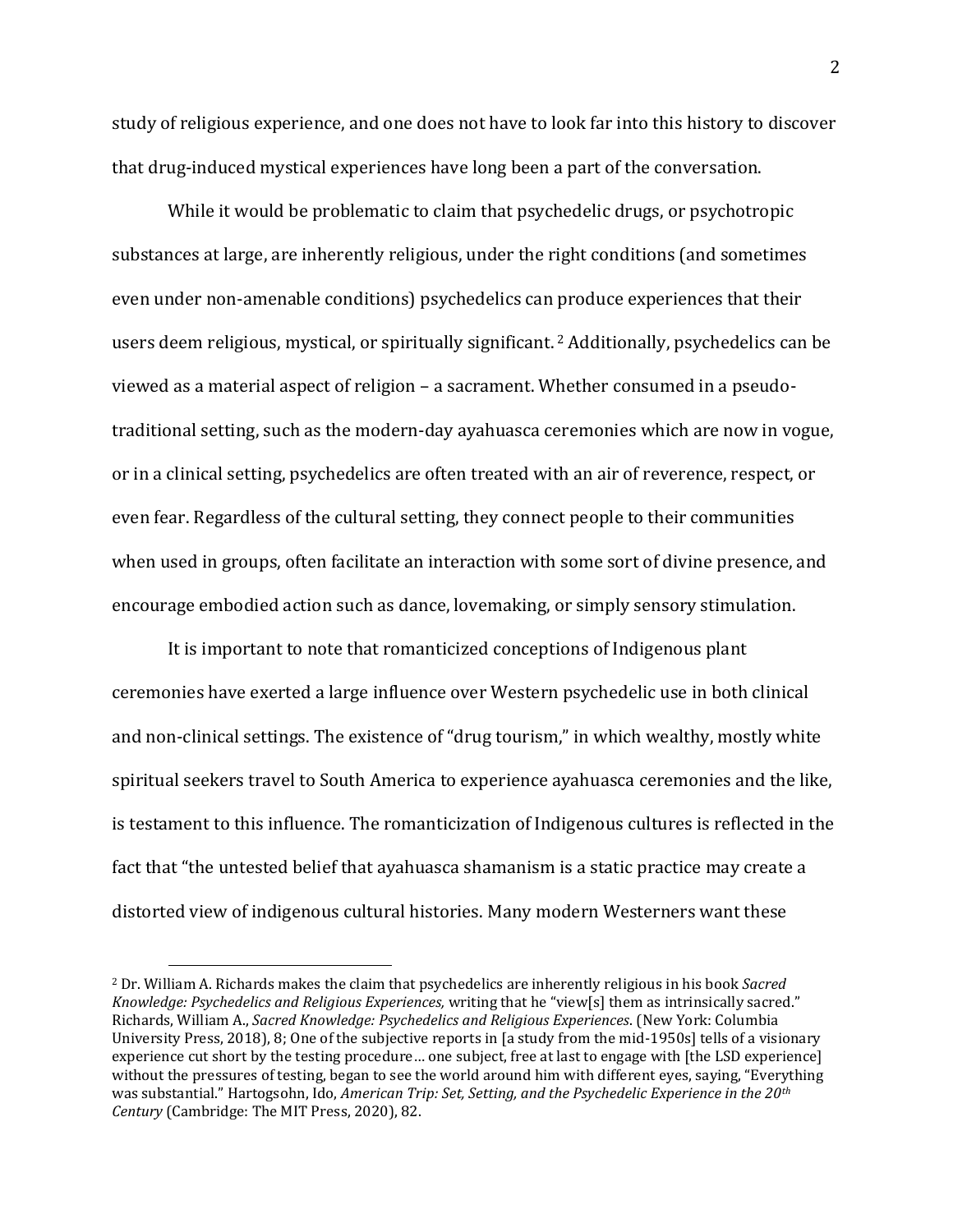study of religious experience, and one does not have to look far into this history to discover that drug-induced mystical experiences have long been a part of the conversation.

While it would be problematic to claim that psychedelic drugs, or psychotropic substances at large, are inherently religious, under the right conditions (and sometimes even under non-amenable conditions) psychedelics can produce experiences that their users deem religious, mystical, or spiritually significant.[2] Additionally, psychedelics can be viewed as a material aspect of religion – a sacrament. Whether consumed in a pseudo-traditional setting, such as the modern-day ayahuasca ceremonies which are now in vogue, or in a clinical setting, psychedelics are often treated with an air of reverence, respect, or even fear. Regardless of the cultural setting, they connect people to their communities when used in groups, often facilitate an interaction with some sort of divine presence, and encourage embodied action such as dance, lovemaking, or simply sensory stimulation.

It is important to note that romanticized conceptions of Indigenous plant ceremonies have exerted a large influence over Western psychedelic use in both clinical and non-clinical settings. The existence of "drug tourism," in which wealthy, mostly white spiritual seekers travel to South America to experience ayahuasca ceremonies and the like, is testament to this influence. The romanticization of Indigenous cultures is reflected in the fact that "the untested belief that ayahuasca shamanism is a static practice may create a distorted view of indigenous cultural histories. Many modern Westerners want these

---

[2] Dr. William A. Richards makes the claim that psychedelics are inherently religious in his book *Sacred Knowledge: Psychedelics and Religious Experiences,* writing that he "view[s] them as intrinsically sacred." Richards, William A., *Sacred Knowledge: Psychedelics and Religious Experiences*. (New York: Columbia University Press, 2018), 8; One of the subjective reports in [a study from the mid-1950s] tells of a visionary experience cut short by the testing procedure… one subject, free at last to engage with [the LSD experience] without the pressures of testing, began to see the world around him with different eyes, saying, "Everything was substantial." Hartogsohn, Ido, *American Trip: Set, Setting, and the Psychedelic Experience in the 20th Century* (Cambridge: The MIT Press, 2020), 82.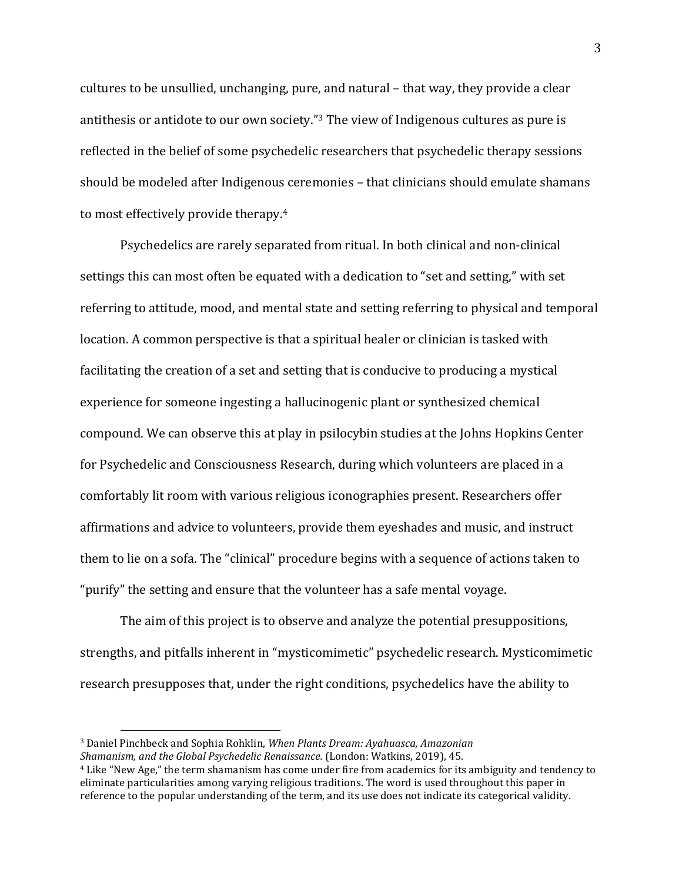cultures to be unsullied, unchanging, pure, and natural – that way, they provide a clear antithesis or antidote to our own society."[3] The view of Indigenous cultures as pure is reflected in the belief of some psychedelic researchers that psychedelic therapy sessions should be modeled after Indigenous ceremonies – that clinicians should emulate shamans to most effectively provide therapy.[4]

Psychedelics are rarely separated from ritual. In both clinical and non-clinical settings this can most often be equated with a dedication to "set and setting," with set referring to attitude, mood, and mental state and setting referring to physical and temporal location. A common perspective is that a spiritual healer or clinician is tasked with facilitating the creation of a set and setting that is conducive to producing a mystical experience for someone ingesting a hallucinogenic plant or synthesized chemical compound. We can observe this at play in psilocybin studies at the Johns Hopkins Center for Psychedelic and Consciousness Research, during which volunteers are placed in a comfortably lit room with various religious iconographies present. Researchers offer affirmations and advice to volunteers, provide them eyeshades and music, and instruct them to lie on a sofa. The "clinical" procedure begins with a sequence of actions taken to "purify" the setting and ensure that the volunteer has a safe mental voyage.

The aim of this project is to observe and analyze the potential presuppositions, strengths, and pitfalls inherent in "mysticomimetic" psychedelic research. Mysticomimetic research presupposes that, under the right conditions, psychedelics have the ability to

---

[3] Daniel Pinchbeck and Sophia Rohklin, *When Plants Dream: Ayahuasca, Amazonian Shamanism, and the Global Psychedelic Renaissance.* (London: Watkins, 2019), 45.

[4] Like "New Age," the term shamanism has come under fire from academics for its ambiguity and tendency to eliminate particularities among varying religious traditions. The word is used throughout this paper in reference to the popular understanding of the term, and its use does not indicate its categorical validity.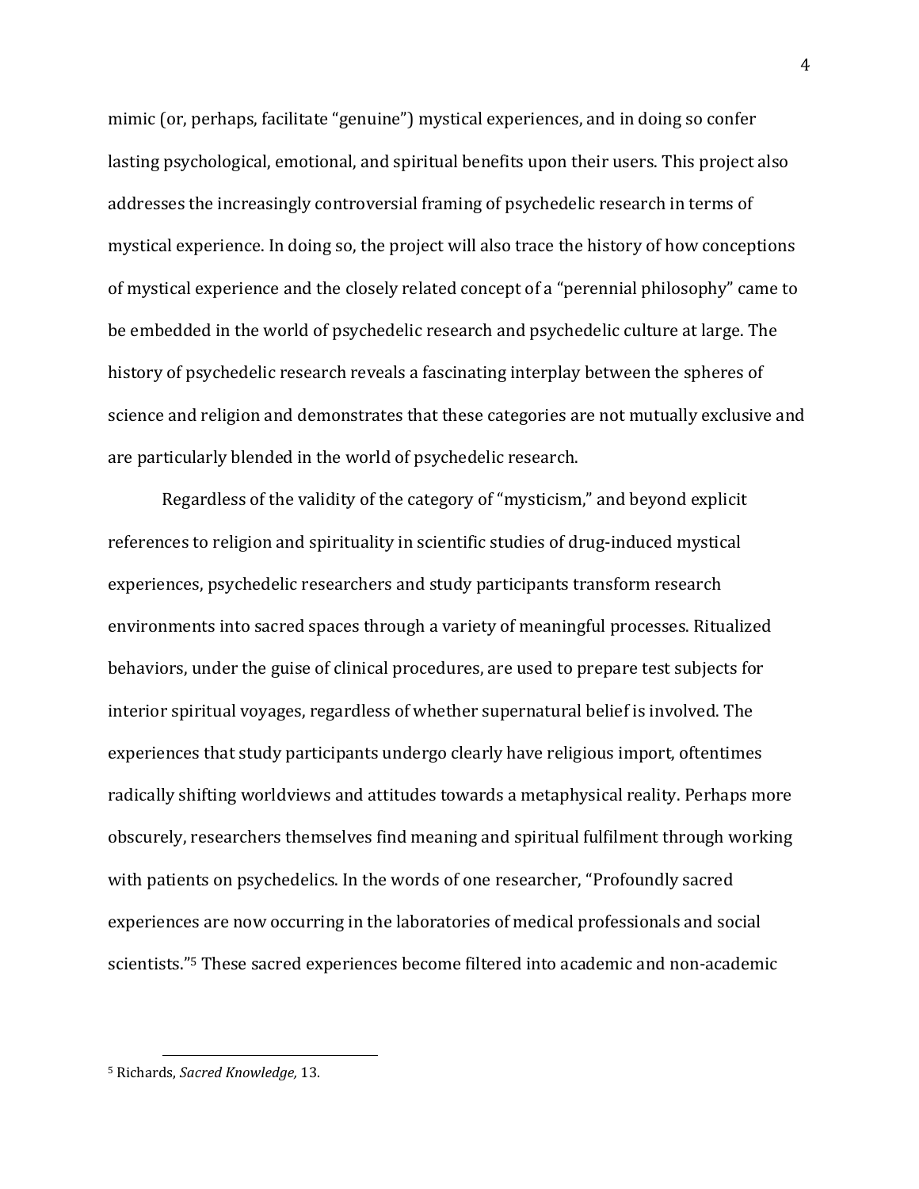mimic (or, perhaps, facilitate "genuine") mystical experiences, and in doing so confer lasting psychological, emotional, and spiritual benefits upon their users. This project also addresses the increasingly controversial framing of psychedelic research in terms of mystical experience. In doing so, the project will also trace the history of how conceptions of mystical experience and the closely related concept of a "perennial philosophy" came to be embedded in the world of psychedelic research and psychedelic culture at large. The history of psychedelic research reveals a fascinating interplay between the spheres of science and religion and demonstrates that these categories are not mutually exclusive and are particularly blended in the world of psychedelic research.

Regardless of the validity of the category of "mysticism," and beyond explicit references to religion and spirituality in scientific studies of drug-induced mystical experiences, psychedelic researchers and study participants transform research environments into sacred spaces through a variety of meaningful processes. Ritualized behaviors, under the guise of clinical procedures, are used to prepare test subjects for interior spiritual voyages, regardless of whether supernatural belief is involved. The experiences that study participants undergo clearly have religious import, oftentimes radically shifting worldviews and attitudes towards a metaphysical reality. Perhaps more obscurely, researchers themselves find meaning and spiritual fulfilment through working with patients on psychedelics. In the words of one researcher, "Profoundly sacred experiences are now occurring in the laboratories of medical professionals and social scientists."[5] These sacred experiences become filtered into academic and non-academic

[5] Richards, *Sacred Knowledge,* 13.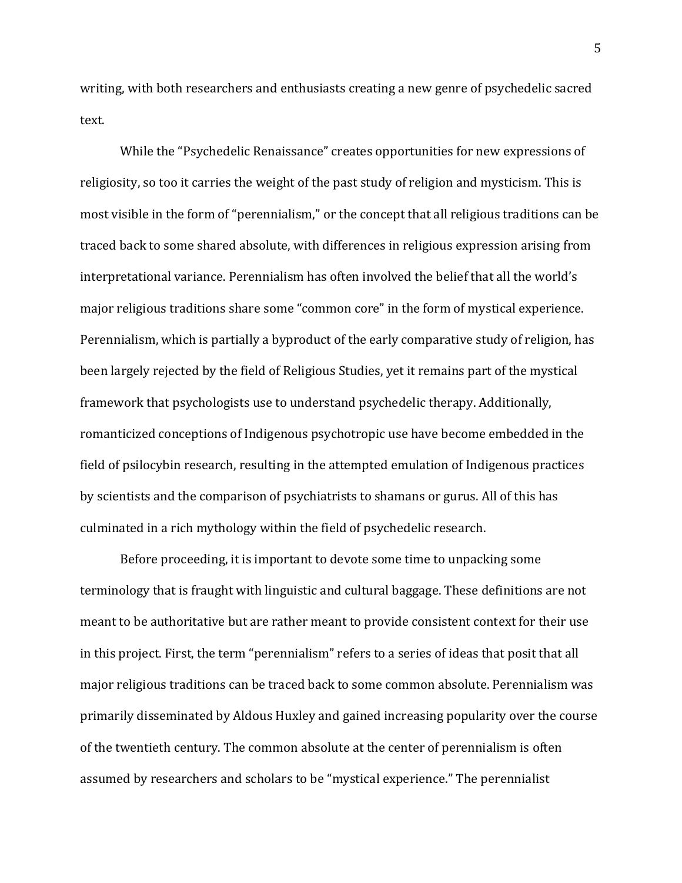writing, with both researchers and enthusiasts creating a new genre of psychedelic sacred text.

While the "Psychedelic Renaissance" creates opportunities for new expressions of religiosity, so too it carries the weight of the past study of religion and mysticism. This is most visible in the form of "perennialism," or the concept that all religious traditions can be traced back to some shared absolute, with differences in religious expression arising from interpretational variance. Perennialism has often involved the belief that all the world's major religious traditions share some "common core" in the form of mystical experience. Perennialism, which is partially a byproduct of the early comparative study of religion, has been largely rejected by the field of Religious Studies, yet it remains part of the mystical framework that psychologists use to understand psychedelic therapy. Additionally, romanticized conceptions of Indigenous psychotropic use have become embedded in the field of psilocybin research, resulting in the attempted emulation of Indigenous practices by scientists and the comparison of psychiatrists to shamans or gurus. All of this has culminated in a rich mythology within the field of psychedelic research.

Before proceeding, it is important to devote some time to unpacking some terminology that is fraught with linguistic and cultural baggage. These definitions are not meant to be authoritative but are rather meant to provide consistent context for their use in this project. First, the term "perennialism" refers to a series of ideas that posit that all major religious traditions can be traced back to some common absolute. Perennialism was primarily disseminated by Aldous Huxley and gained increasing popularity over the course of the twentieth century. The common absolute at the center of perennialism is often assumed by researchers and scholars to be "mystical experience." The perennialist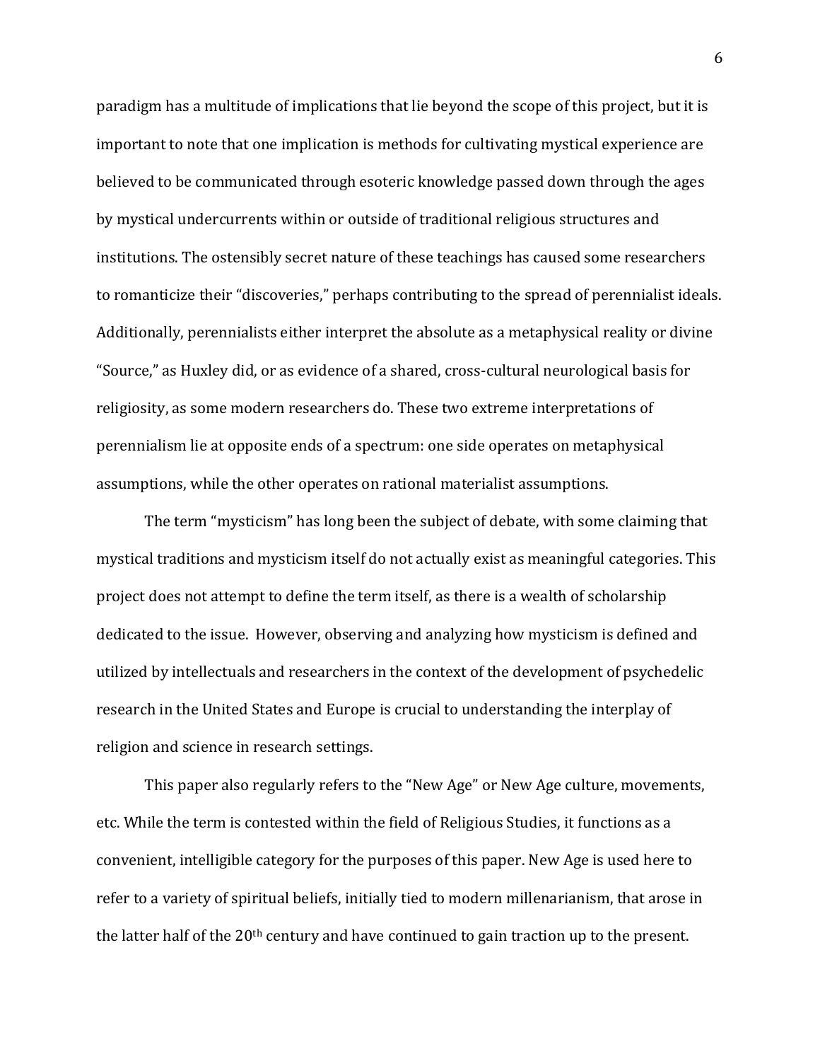paradigm has a multitude of implications that lie beyond the scope of this project, but it is important to note that one implication is methods for cultivating mystical experience are believed to be communicated through esoteric knowledge passed down through the ages by mystical undercurrents within or outside of traditional religious structures and institutions. The ostensibly secret nature of these teachings has caused some researchers to romanticize their "discoveries," perhaps contributing to the spread of perennialist ideals. Additionally, perennialists either interpret the absolute as a metaphysical reality or divine "Source," as Huxley did, or as evidence of a shared, cross-cultural neurological basis for religiosity, as some modern researchers do. These two extreme interpretations of perennialism lie at opposite ends of a spectrum: one side operates on metaphysical assumptions, while the other operates on rational materialist assumptions.

The term "mysticism" has long been the subject of debate, with some claiming that mystical traditions and mysticism itself do not actually exist as meaningful categories. This project does not attempt to define the term itself, as there is a wealth of scholarship dedicated to the issue. However, observing and analyzing how mysticism is defined and utilized by intellectuals and researchers in the context of the development of psychedelic research in the United States and Europe is crucial to understanding the interplay of religion and science in research settings.

This paper also regularly refers to the "New Age" or New Age culture, movements, etc. While the term is contested within the field of Religious Studies, it functions as a convenient, intelligible category for the purposes of this paper. New Age is used here to refer to a variety of spiritual beliefs, initially tied to modern millenarianism, that arose in the latter half of the 20th century and have continued to gain traction up to the present.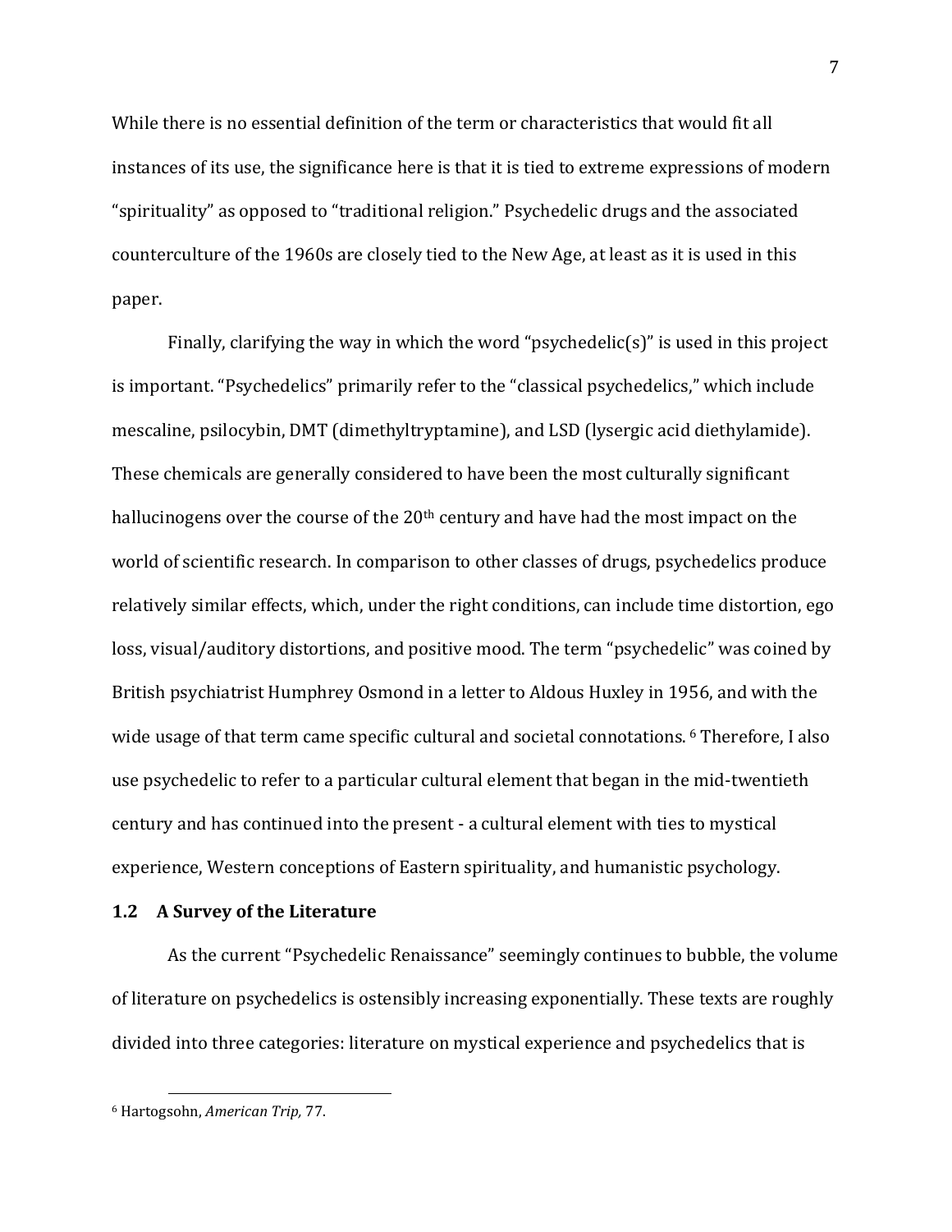While there is no essential definition of the term or characteristics that would fit all instances of its use, the significance here is that it is tied to extreme expressions of modern "spirituality" as opposed to "traditional religion." Psychedelic drugs and the associated counterculture of the 1960s are closely tied to the New Age, at least as it is used in this paper.

Finally, clarifying the way in which the word "psychedelic(s)" is used in this project is important. "Psychedelics" primarily refer to the "classical psychedelics," which include mescaline, psilocybin, DMT (dimethyltryptamine), and LSD (lysergic acid diethylamide). These chemicals are generally considered to have been the most culturally significant hallucinogens over the course of the 20th century and have had the most impact on the world of scientific research. In comparison to other classes of drugs, psychedelics produce relatively similar effects, which, under the right conditions, can include time distortion, ego loss, visual/auditory distortions, and positive mood. The term "psychedelic" was coined by British psychiatrist Humphrey Osmond in a letter to Aldous Huxley in 1956, and with the wide usage of that term came specific cultural and societal connotations. [6] Therefore, I also use psychedelic to refer to a particular cultural element that began in the mid-twentieth century and has continued into the present - a cultural element with ties to mystical experience, Western conceptions of Eastern spirituality, and humanistic psychology.

## 1.2 A Survey of the Literature

As the current "Psychedelic Renaissance" seemingly continues to bubble, the volume of literature on psychedelics is ostensibly increasing exponentially. These texts are roughly divided into three categories: literature on mystical experience and psychedelics that is

---

[6] Hartogsohn, *American Trip,* 77.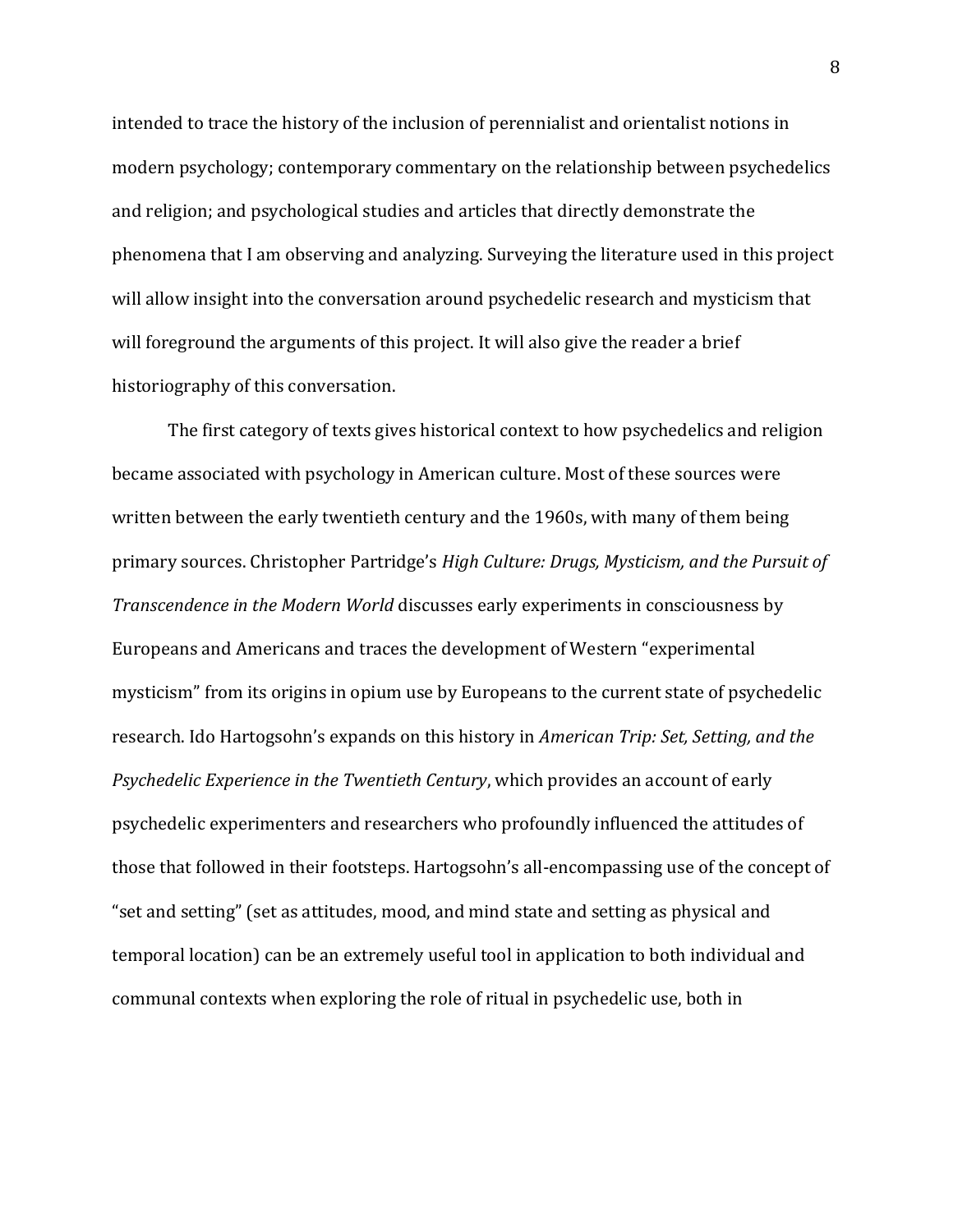intended to trace the history of the inclusion of perennialist and orientalist notions in modern psychology; contemporary commentary on the relationship between psychedelics and religion; and psychological studies and articles that directly demonstrate the phenomena that I am observing and analyzing. Surveying the literature used in this project will allow insight into the conversation around psychedelic research and mysticism that will foreground the arguments of this project. It will also give the reader a brief historiography of this conversation.

The first category of texts gives historical context to how psychedelics and religion became associated with psychology in American culture. Most of these sources were written between the early twentieth century and the 1960s, with many of them being primary sources. Christopher Partridge's *High Culture: Drugs, Mysticism, and the Pursuit of Transcendence in the Modern World* discusses early experiments in consciousness by Europeans and Americans and traces the development of Western "experimental mysticism" from its origins in opium use by Europeans to the current state of psychedelic research. Ido Hartogsohn's expands on this history in *American Trip: Set, Setting, and the Psychedelic Experience in the Twentieth Century*, which provides an account of early psychedelic experimenters and researchers who profoundly influenced the attitudes of those that followed in their footsteps. Hartogsohn's all-encompassing use of the concept of "set and setting" (set as attitudes, mood, and mind state and setting as physical and temporal location) can be an extremely useful tool in application to both individual and communal contexts when exploring the role of ritual in psychedelic use, both in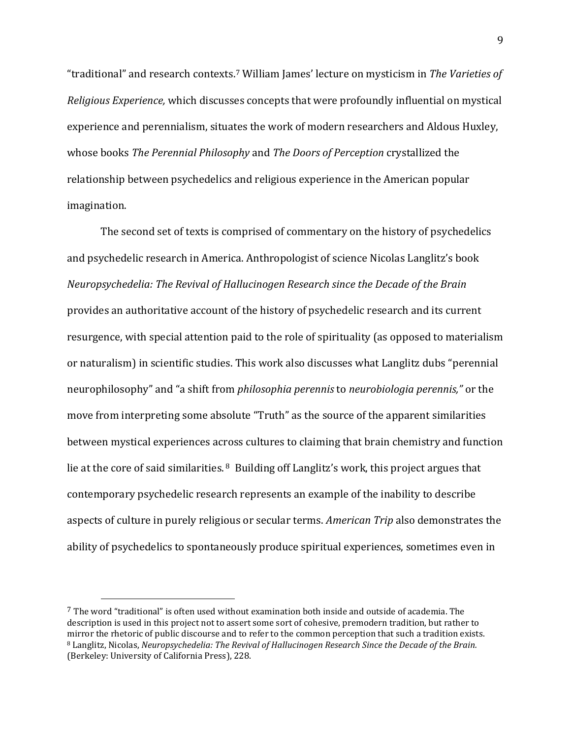"traditional" and research contexts.[7] William James' lecture on mysticism in *The Varieties of Religious Experience,* which discusses concepts that were profoundly influential on mystical experience and perennialism, situates the work of modern researchers and Aldous Huxley, whose books *The Perennial Philosophy* and *The Doors of Perception* crystallized the relationship between psychedelics and religious experience in the American popular imagination.

The second set of texts is comprised of commentary on the history of psychedelics and psychedelic research in America. Anthropologist of science Nicolas Langlitz's book *Neuropsychedelia: The Revival of Hallucinogen Research since the Decade of the Brain* provides an authoritative account of the history of psychedelic research and its current resurgence, with special attention paid to the role of spirituality (as opposed to materialism or naturalism) in scientific studies. This work also discusses what Langlitz dubs "perennial neurophilosophy" and "a shift from *philosophia perennis* to *neurobiologia perennis,"* or the move from interpreting some absolute "Truth" as the source of the apparent similarities between mystical experiences across cultures to claiming that brain chemistry and function lie at the core of said similarities.[8] Building off Langlitz's work, this project argues that contemporary psychedelic research represents an example of the inability to describe aspects of culture in purely religious or secular terms. *American Trip* also demonstrates the ability of psychedelics to spontaneously produce spiritual experiences, sometimes even in

---

[7] The word "traditional" is often used without examination both inside and outside of academia. The description is used in this project not to assert some sort of cohesive, premodern tradition, but rather to mirror the rhetoric of public discourse and to refer to the common perception that such a tradition exists.

[8] Langlitz, Nicolas, *Neuropsychedelia: The Revival of Hallucinogen Research Since the Decade of the Brain.* (Berkeley: University of California Press), 228.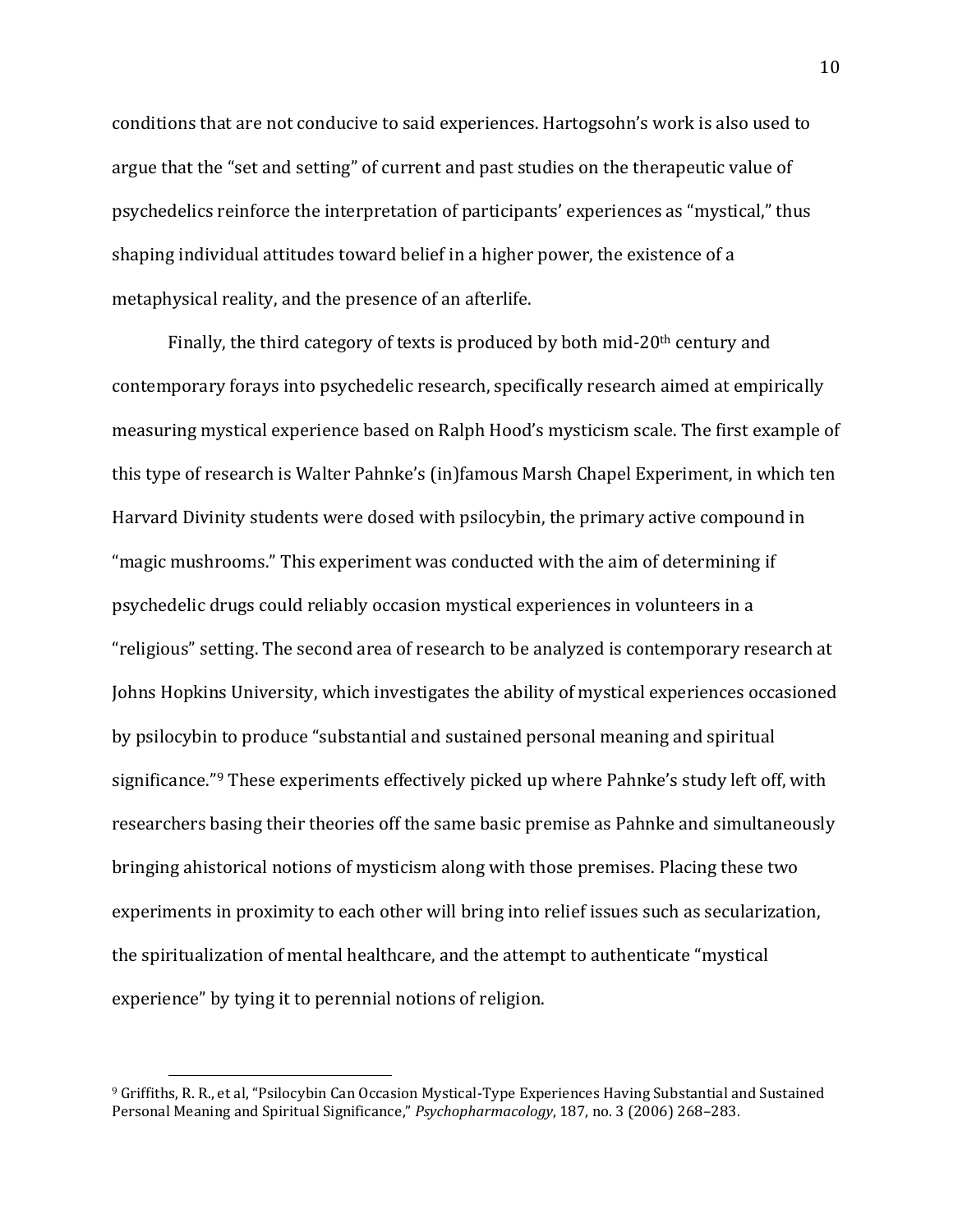conditions that are not conducive to said experiences. Hartogsohn's work is also used to argue that the "set and setting" of current and past studies on the therapeutic value of psychedelics reinforce the interpretation of participants' experiences as "mystical," thus shaping individual attitudes toward belief in a higher power, the existence of a metaphysical reality, and the presence of an afterlife.

Finally, the third category of texts is produced by both mid-20th century and contemporary forays into psychedelic research, specifically research aimed at empirically measuring mystical experience based on Ralph Hood's mysticism scale. The first example of this type of research is Walter Pahnke's (in)famous Marsh Chapel Experiment, in which ten Harvard Divinity students were dosed with psilocybin, the primary active compound in "magic mushrooms." This experiment was conducted with the aim of determining if psychedelic drugs could reliably occasion mystical experiences in volunteers in a "religious" setting. The second area of research to be analyzed is contemporary research at Johns Hopkins University, which investigates the ability of mystical experiences occasioned by psilocybin to produce "substantial and sustained personal meaning and spiritual significance."[9] These experiments effectively picked up where Pahnke's study left off, with researchers basing their theories off the same basic premise as Pahnke and simultaneously bringing ahistorical notions of mysticism along with those premises. Placing these two experiments in proximity to each other will bring into relief issues such as secularization, the spiritualization of mental healthcare, and the attempt to authenticate "mystical experience" by tying it to perennial notions of religion.

[9] Griffiths, R. R., et al, "Psilocybin Can Occasion Mystical-Type Experiences Having Substantial and Sustained Personal Meaning and Spiritual Significance," *Psychopharmacology*, 187, no. 3 (2006) 268–283.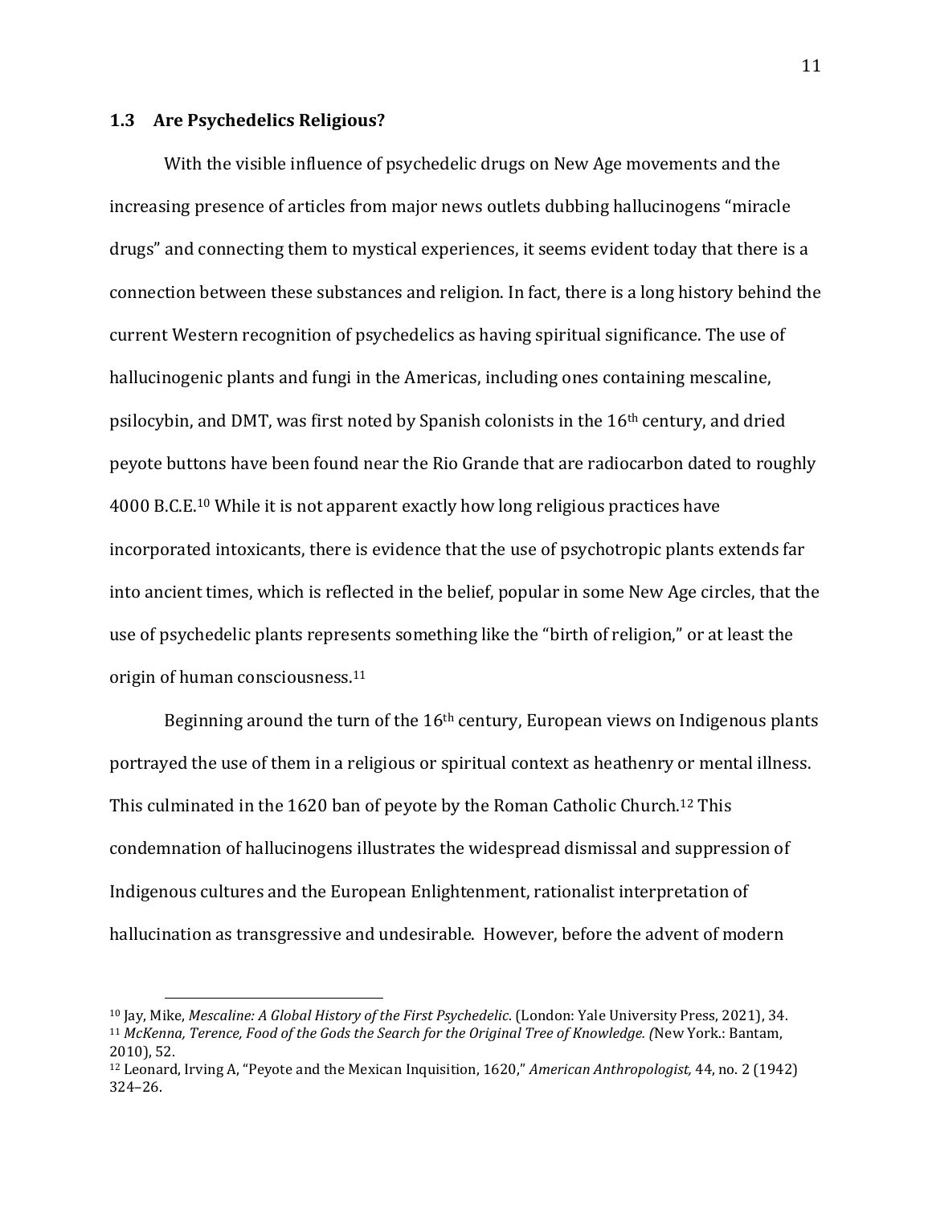### 1.3 Are Psychedelics Religious?

With the visible influence of psychedelic drugs on New Age movements and the increasing presence of articles from major news outlets dubbing hallucinogens "miracle drugs" and connecting them to mystical experiences, it seems evident today that there is a connection between these substances and religion. In fact, there is a long history behind the current Western recognition of psychedelics as having spiritual significance. The use of hallucinogenic plants and fungi in the Americas, including ones containing mescaline, psilocybin, and DMT, was first noted by Spanish colonists in the 16th century, and dried peyote buttons have been found near the Rio Grande that are radiocarbon dated to roughly 4000 B.C.E.[10] While it is not apparent exactly how long religious practices have incorporated intoxicants, there is evidence that the use of psychotropic plants extends far into ancient times, which is reflected in the belief, popular in some New Age circles, that the use of psychedelic plants represents something like the "birth of religion," or at least the origin of human consciousness.[11]

Beginning around the turn of the 16th century, European views on Indigenous plants portrayed the use of them in a religious or spiritual context as heathenry or mental illness. This culminated in the 1620 ban of peyote by the Roman Catholic Church.[12] This condemnation of hallucinogens illustrates the widespread dismissal and suppression of Indigenous cultures and the European Enlightenment, rationalist interpretation of hallucination as transgressive and undesirable. However, before the advent of modern

---

[10] Jay, Mike, *Mescaline: A Global History of the First Psychedelic*. (London: Yale University Press, 2021), 34.

[11] *McKenna, Terence, Food of the Gods the Search for the Original Tree of Knowledge. (*New York.: Bantam, 2010), 52.

[12] Leonard, Irving A, "Peyote and the Mexican Inquisition, 1620," *American Anthropologist,* 44, no. 2 (1942) 324–26.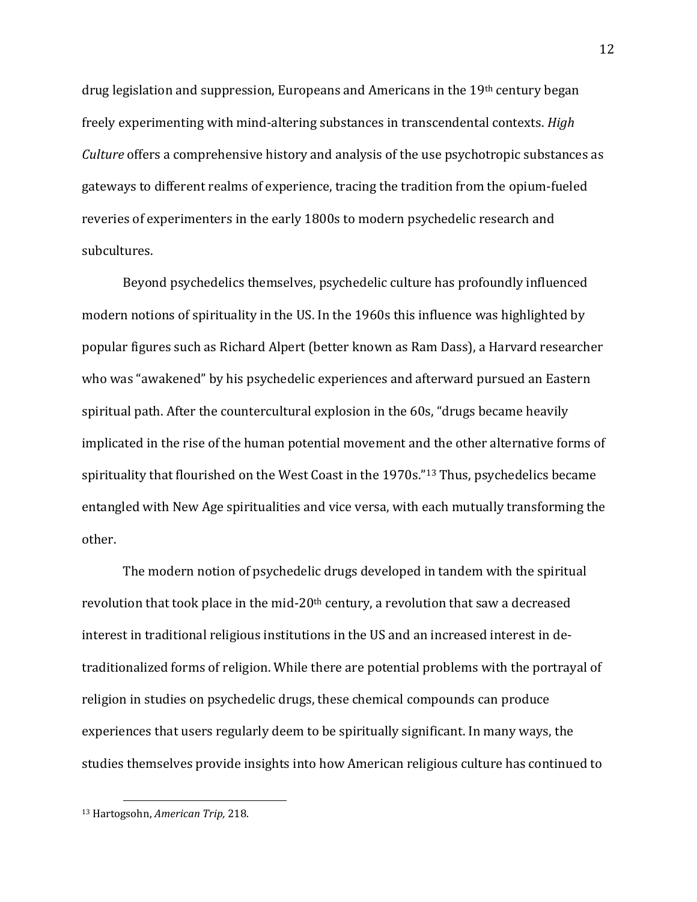drug legislation and suppression, Europeans and Americans in the 19th century began freely experimenting with mind-altering substances in transcendental contexts. *High Culture* offers a comprehensive history and analysis of the use psychotropic substances as gateways to different realms of experience, tracing the tradition from the opium-fueled reveries of experimenters in the early 1800s to modern psychedelic research and subcultures.

Beyond psychedelics themselves, psychedelic culture has profoundly influenced modern notions of spirituality in the US. In the 1960s this influence was highlighted by popular figures such as Richard Alpert (better known as Ram Dass), a Harvard researcher who was "awakened" by his psychedelic experiences and afterward pursued an Eastern spiritual path. After the countercultural explosion in the 60s, "drugs became heavily implicated in the rise of the human potential movement and the other alternative forms of spirituality that flourished on the West Coast in the 1970s."[13] Thus, psychedelics became entangled with New Age spiritualities and vice versa, with each mutually transforming the other.

The modern notion of psychedelic drugs developed in tandem with the spiritual revolution that took place in the mid-20th century, a revolution that saw a decreased interest in traditional religious institutions in the US and an increased interest in de-traditionalized forms of religion. While there are potential problems with the portrayal of religion in studies on psychedelic drugs, these chemical compounds can produce experiences that users regularly deem to be spiritually significant. In many ways, the studies themselves provide insights into how American religious culture has continued to

---

[13] Hartogsohn, *American Trip,* 218.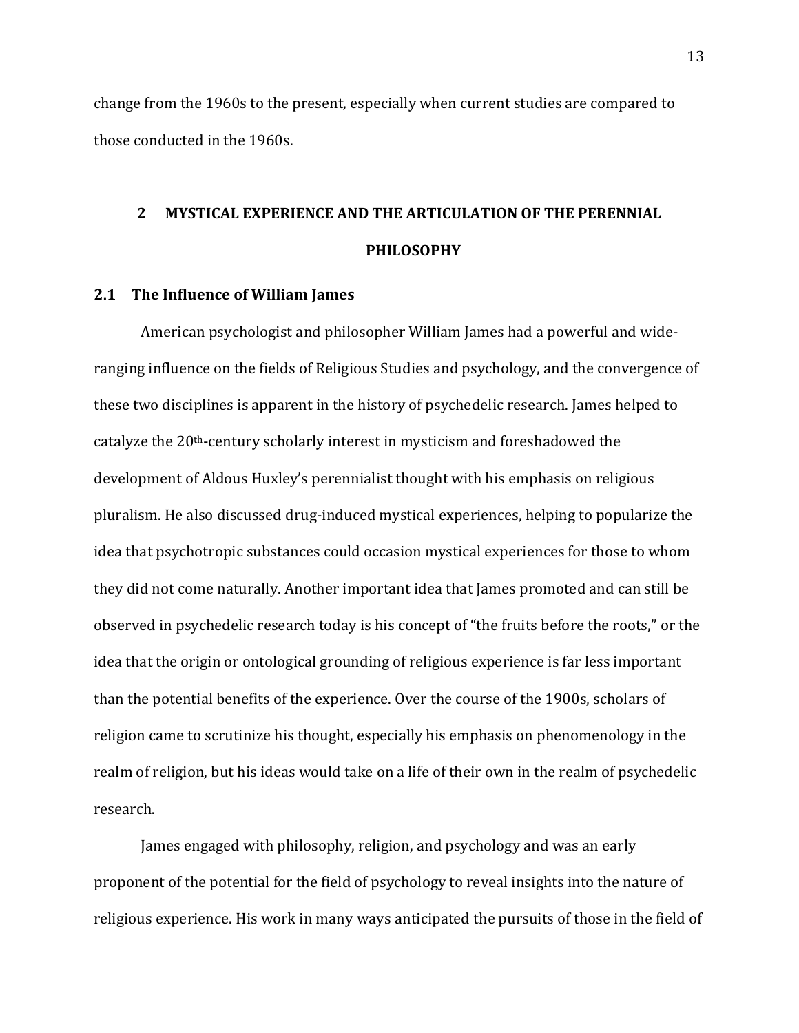change from the 1960s to the present, especially when current studies are compared to those conducted in the 1960s.

# 2 MYSTICAL EXPERIENCE AND THE ARTICULATION OF THE PERENNIAL PHILOSOPHY

## 2.1 The Influence of William James

American psychologist and philosopher William James had a powerful and wide-ranging influence on the fields of Religious Studies and psychology, and the convergence of these two disciplines is apparent in the history of psychedelic research. James helped to catalyze the 20th-century scholarly interest in mysticism and foreshadowed the development of Aldous Huxley's perennialist thought with his emphasis on religious pluralism. He also discussed drug-induced mystical experiences, helping to popularize the idea that psychotropic substances could occasion mystical experiences for those to whom they did not come naturally. Another important idea that James promoted and can still be observed in psychedelic research today is his concept of "the fruits before the roots," or the idea that the origin or ontological grounding of religious experience is far less important than the potential benefits of the experience. Over the course of the 1900s, scholars of religion came to scrutinize his thought, especially his emphasis on phenomenology in the realm of religion, but his ideas would take on a life of their own in the realm of psychedelic research.

James engaged with philosophy, religion, and psychology and was an early proponent of the potential for the field of psychology to reveal insights into the nature of religious experience. His work in many ways anticipated the pursuits of those in the field of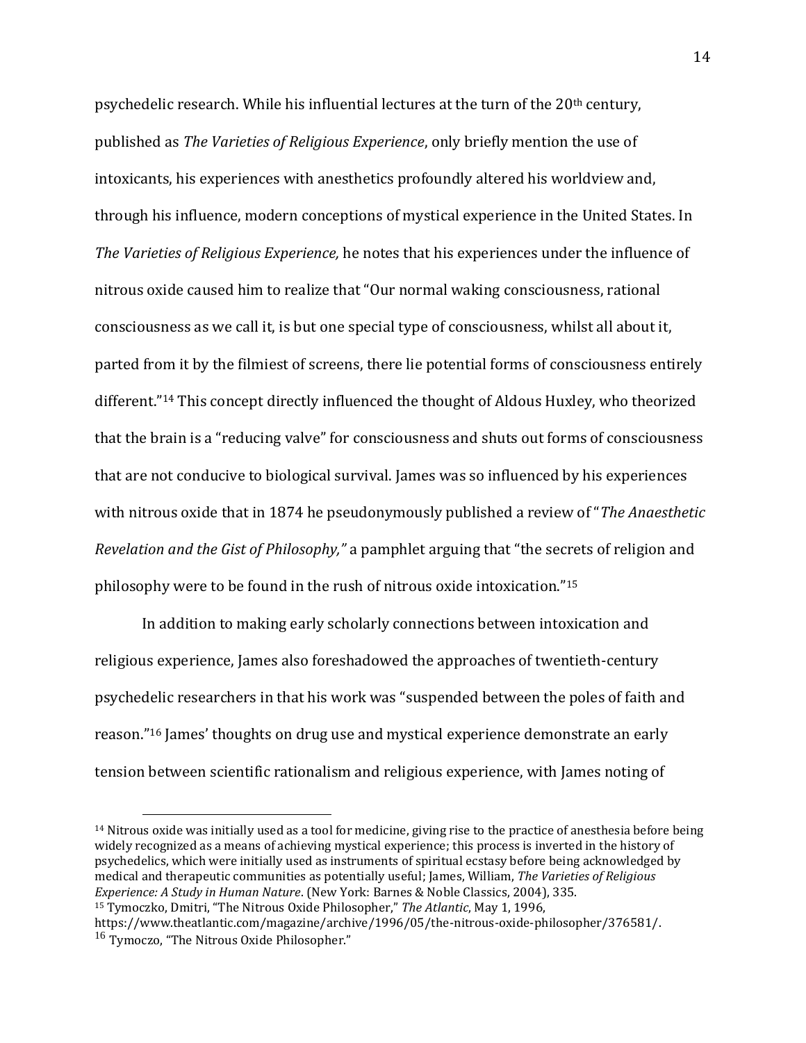psychedelic research. While his influential lectures at the turn of the 20th century, published as *The Varieties of Religious Experience*, only briefly mention the use of intoxicants, his experiences with anesthetics profoundly altered his worldview and, through his influence, modern conceptions of mystical experience in the United States. In *The Varieties of Religious Experience,* he notes that his experiences under the influence of nitrous oxide caused him to realize that "Our normal waking consciousness, rational consciousness as we call it, is but one special type of consciousness, whilst all about it, parted from it by the filmiest of screens, there lie potential forms of consciousness entirely different."[14] This concept directly influenced the thought of Aldous Huxley, who theorized that the brain is a "reducing valve" for consciousness and shuts out forms of consciousness that are not conducive to biological survival. James was so influenced by his experiences with nitrous oxide that in 1874 he pseudonymously published a review of "*The Anaesthetic Revelation and the Gist of Philosophy,"* a pamphlet arguing that "the secrets of religion and philosophy were to be found in the rush of nitrous oxide intoxication."[15]

In addition to making early scholarly connections between intoxication and religious experience, James also foreshadowed the approaches of twentieth-century psychedelic researchers in that his work was "suspended between the poles of faith and reason."[16] James' thoughts on drug use and mystical experience demonstrate an early tension between scientific rationalism and religious experience, with James noting of

---

[14] Nitrous oxide was initially used as a tool for medicine, giving rise to the practice of anesthesia before being widely recognized as a means of achieving mystical experience; this process is inverted in the history of psychedelics, which were initially used as instruments of spiritual ecstasy before being acknowledged by medical and therapeutic communities as potentially useful; James, William, *The Varieties of Religious Experience: A Study in Human Nature*. (New York: Barnes & Noble Classics, 2004), 335.

[15] Tymoczko, Dmitri, "The Nitrous Oxide Philosopher," *The Atlantic*, May 1, 1996, https://www.theatlantic.com/magazine/archive/1996/05/the-nitrous-oxide-philosopher/376581/.

[16] Tymoczo, "The Nitrous Oxide Philosopher."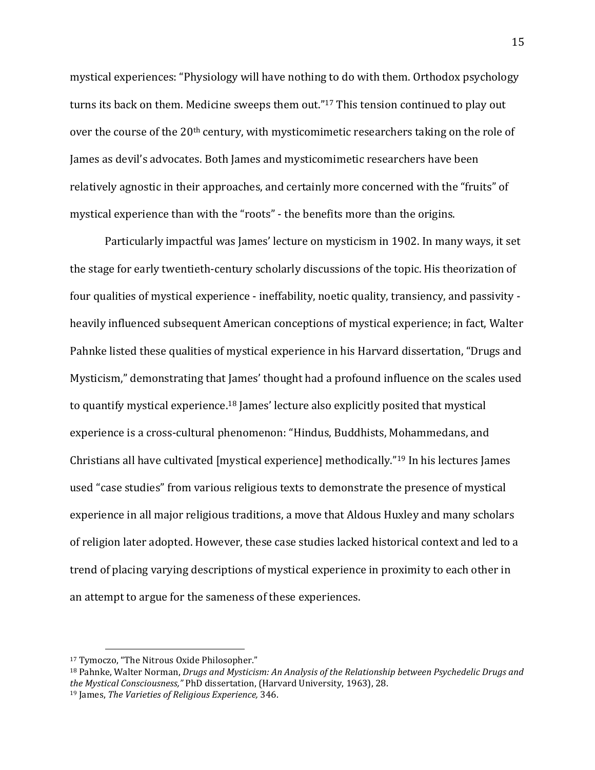mystical experiences: "Physiology will have nothing to do with them. Orthodox psychology turns its back on them. Medicine sweeps them out."[17] This tension continued to play out over the course of the 20$^{th}$ century, with mysticomimetic researchers taking on the role of James as devil's advocates. Both James and mysticomimetic researchers have been relatively agnostic in their approaches, and certainly more concerned with the "fruits" of mystical experience than with the "roots" - the benefits more than the origins.

Particularly impactful was James' lecture on mysticism in 1902. In many ways, it set the stage for early twentieth-century scholarly discussions of the topic. His theorization of four qualities of mystical experience - ineffability, noetic quality, transiency, and passivity - heavily influenced subsequent American conceptions of mystical experience; in fact, Walter Pahnke listed these qualities of mystical experience in his Harvard dissertation, "Drugs and Mysticism," demonstrating that James' thought had a profound influence on the scales used to quantify mystical experience.[18] James' lecture also explicitly posited that mystical experience is a cross-cultural phenomenon: "Hindus, Buddhists, Mohammedans, and Christians all have cultivated [mystical experience] methodically."[19] In his lectures James used "case studies" from various religious texts to demonstrate the presence of mystical experience in all major religious traditions, a move that Aldous Huxley and many scholars of religion later adopted. However, these case studies lacked historical context and led to a trend of placing varying descriptions of mystical experience in proximity to each other in an attempt to argue for the sameness of these experiences.

---

[17] Tymoczo, "The Nitrous Oxide Philosopher."

[18] Pahnke, Walter Norman, *Drugs and Mysticism: An Analysis of the Relationship between Psychedelic Drugs and the Mystical Consciousness,"* PhD dissertation, (Harvard University, 1963), 28.

[19] James, *The Varieties of Religious Experience,* 346.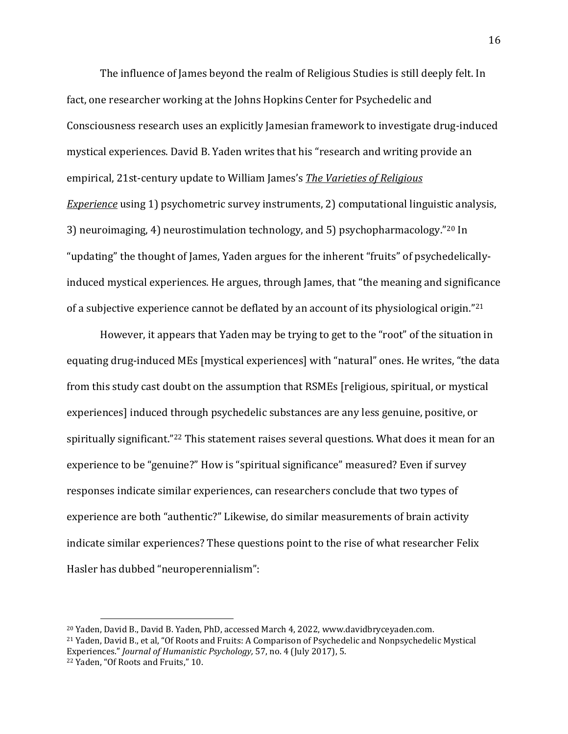The influence of James beyond the realm of Religious Studies is still deeply felt. In fact, one researcher working at the Johns Hopkins Center for Psychedelic and Consciousness research uses an explicitly Jamesian framework to investigate drug-induced mystical experiences. David B. Yaden writes that his "research and writing provide an empirical, 21st-century update to William James's ***The Varieties of Religious Experience*** using 1) psychometric survey instruments, 2) computational linguistic analysis, 3) neuroimaging, 4) neurostimulation technology, and 5) psychopharmacology."[20] In "updating" the thought of James, Yaden argues for the inherent "fruits" of psychedelically-induced mystical experiences. He argues, through James, that "the meaning and significance of a subjective experience cannot be deflated by an account of its physiological origin."[21]

However, it appears that Yaden may be trying to get to the "root" of the situation in equating drug-induced MEs [mystical experiences] with "natural" ones. He writes, "the data from this study cast doubt on the assumption that RSMEs [religious, spiritual, or mystical experiences] induced through psychedelic substances are any less genuine, positive, or spiritually significant."[22] This statement raises several questions. What does it mean for an experience to be "genuine?" How is "spiritual significance" measured? Even if survey responses indicate similar experiences, can researchers conclude that two types of experience are both "authentic?" Likewise, do similar measurements of brain activity indicate similar experiences? These questions point to the rise of what researcher Felix Hasler has dubbed "neuroperennialism":

---

[20] Yaden, David B., David B. Yaden, PhD, accessed March 4, 2022, www.davidbryceyaden.com.

[21] Yaden, David B., et al, "Of Roots and Fruits: A Comparison of Psychedelic and Nonpsychedelic Mystical Experiences." *Journal of Humanistic Psychology,* 57, no. 4 (July 2017), 5.

[22] Yaden, "Of Roots and Fruits," 10.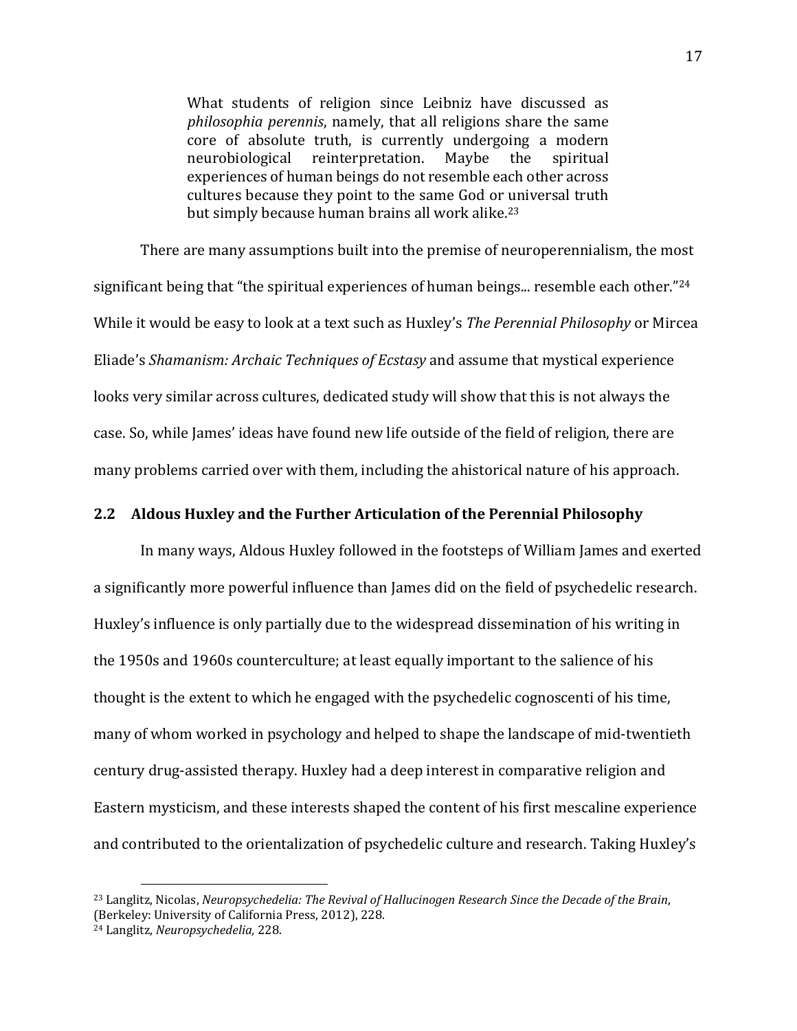> What students of religion since Leibniz have discussed as *philosophia perennis*, namely, that all religions share the same core of absolute truth, is currently undergoing a modern neurobiological reinterpretation. Maybe the spiritual experiences of human beings do not resemble each other across cultures because they point to the same God or universal truth but simply because human brains all work alike.[23]

There are many assumptions built into the premise of neuroperennialism, the most significant being that "the spiritual experiences of human beings... resemble each other."[24] While it would be easy to look at a text such as Huxley's *The Perennial Philosophy* or Mircea Eliade's *Shamanism: Archaic Techniques of Ecstasy* and assume that mystical experience looks very similar across cultures, dedicated study will show that this is not always the case. So, while James' ideas have found new life outside of the field of religion, there are many problems carried over with them, including the ahistorical nature of his approach.

## 2.2 Aldous Huxley and the Further Articulation of the Perennial Philosophy

In many ways, Aldous Huxley followed in the footsteps of William James and exerted a significantly more powerful influence than James did on the field of psychedelic research. Huxley's influence is only partially due to the widespread dissemination of his writing in the 1950s and 1960s counterculture; at least equally important to the salience of his thought is the extent to which he engaged with the psychedelic cognoscenti of his time, many of whom worked in psychology and helped to shape the landscape of mid-twentieth century drug-assisted therapy. Huxley had a deep interest in comparative religion and Eastern mysticism, and these interests shaped the content of his first mescaline experience and contributed to the orientalization of psychedelic culture and research. Taking Huxley's

---

[23] Langlitz, Nicolas, *Neuropsychedelia: The Revival of Hallucinogen Research Since the Decade of the Brain*, (Berkeley: University of California Press, 2012), 228.

[24] Langlitz, *Neuropsychedelia,* 228.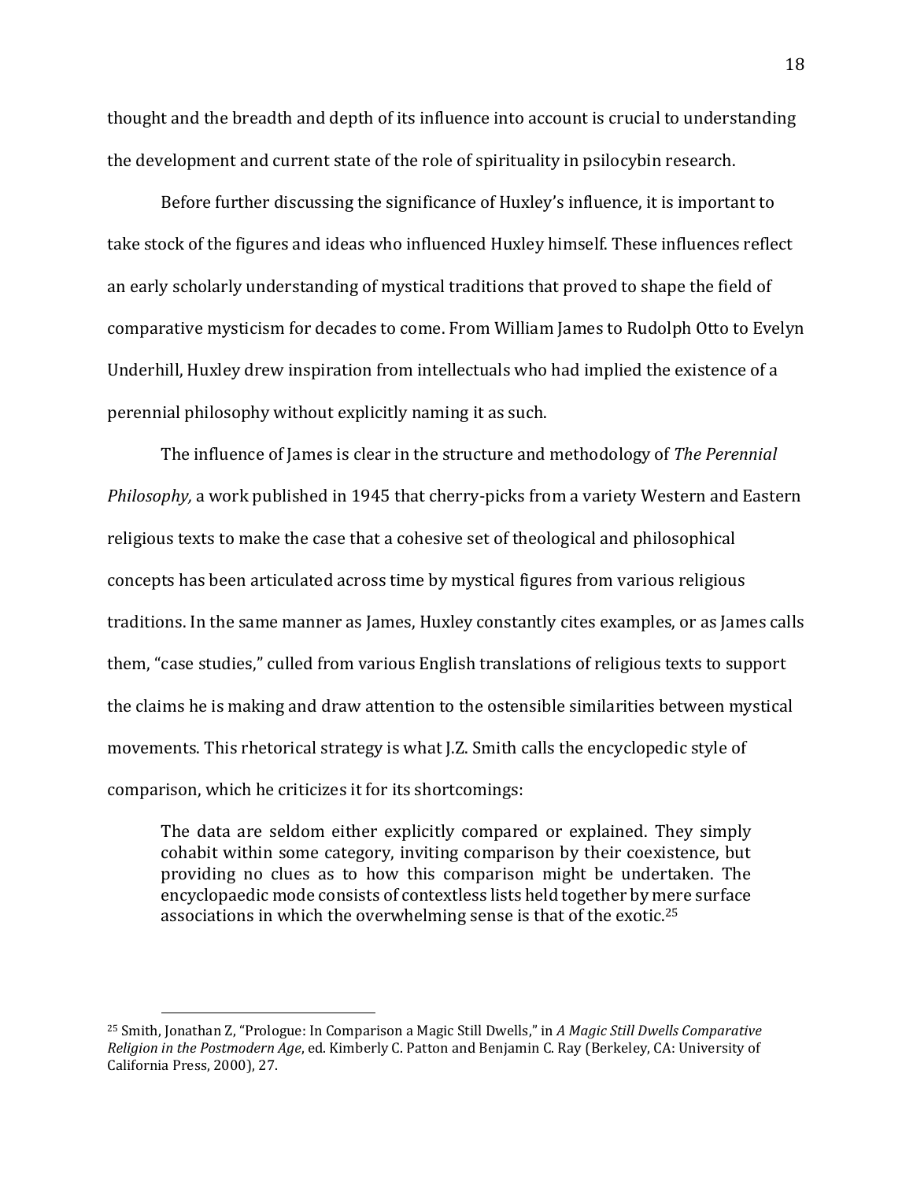thought and the breadth and depth of its influence into account is crucial to understanding the development and current state of the role of spirituality in psilocybin research.

Before further discussing the significance of Huxley's influence, it is important to take stock of the figures and ideas who influenced Huxley himself. These influences reflect an early scholarly understanding of mystical traditions that proved to shape the field of comparative mysticism for decades to come. From William James to Rudolph Otto to Evelyn Underhill, Huxley drew inspiration from intellectuals who had implied the existence of a perennial philosophy without explicitly naming it as such.

The influence of James is clear in the structure and methodology of *The Perennial Philosophy,* a work published in 1945 that cherry-picks from a variety Western and Eastern religious texts to make the case that a cohesive set of theological and philosophical concepts has been articulated across time by mystical figures from various religious traditions. In the same manner as James, Huxley constantly cites examples, or as James calls them, "case studies," culled from various English translations of religious texts to support the claims he is making and draw attention to the ostensible similarities between mystical movements. This rhetorical strategy is what J.Z. Smith calls the encyclopedic style of comparison, which he criticizes it for its shortcomings:

> The data are seldom either explicitly compared or explained. They simply cohabit within some category, inviting comparison by their coexistence, but providing no clues as to how this comparison might be undertaken. The encyclopaedic mode consists of contextless lists held together by mere surface associations in which the overwhelming sense is that of the exotic.[25]

---

[25] Smith, Jonathan Z, "Prologue: In Comparison a Magic Still Dwells," in *A Magic Still Dwells Comparative Religion in the Postmodern Age*, ed. Kimberly C. Patton and Benjamin C. Ray (Berkeley, CA: University of California Press, 2000), 27.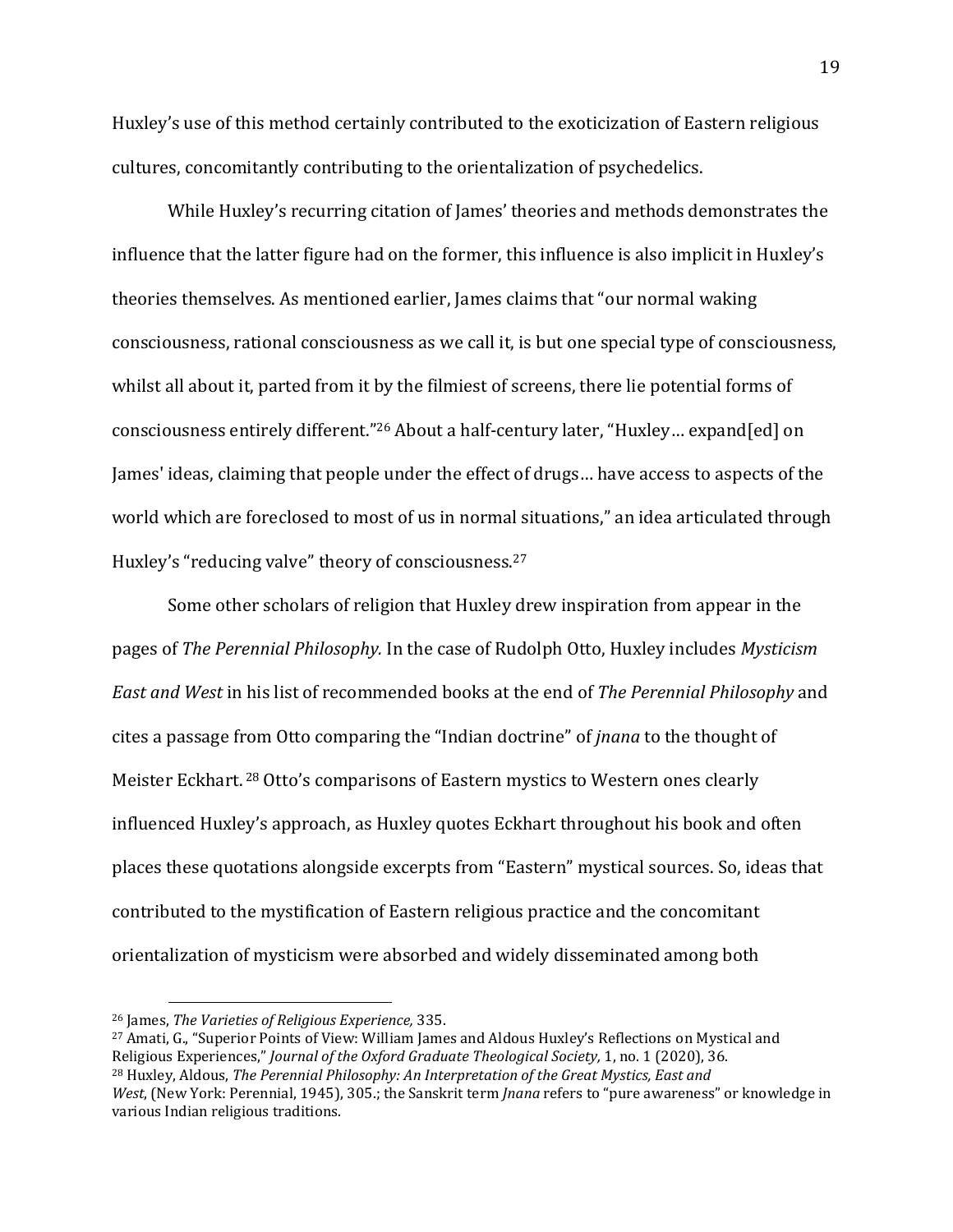Huxley's use of this method certainly contributed to the exoticization of Eastern religious cultures, concomitantly contributing to the orientalization of psychedelics.

While Huxley's recurring citation of James' theories and methods demonstrates the influence that the latter figure had on the former, this influence is also implicit in Huxley's theories themselves. As mentioned earlier, James claims that "our normal waking consciousness, rational consciousness as we call it, is but one special type of consciousness, whilst all about it, parted from it by the filmiest of screens, there lie potential forms of consciousness entirely different."[26] About a half-century later, "Huxley… expand[ed] on James' ideas, claiming that people under the effect of drugs… have access to aspects of the world which are foreclosed to most of us in normal situations," an idea articulated through Huxley's "reducing valve" theory of consciousness.[27]

Some other scholars of religion that Huxley drew inspiration from appear in the pages of *The Perennial Philosophy.* In the case of Rudolph Otto, Huxley includes *Mysticism East and West* in his list of recommended books at the end of *The Perennial Philosophy* and cites a passage from Otto comparing the "Indian doctrine" of *jnana* to the thought of Meister Eckhart.[28] Otto's comparisons of Eastern mystics to Western ones clearly influenced Huxley's approach, as Huxley quotes Eckhart throughout his book and often places these quotations alongside excerpts from "Eastern" mystical sources. So, ideas that contributed to the mystification of Eastern religious practice and the concomitant orientalization of mysticism were absorbed and widely disseminated among both

---

[26] James, *The Varieties of Religious Experience,* 335.

[27] Amati, G., "Superior Points of View: William James and Aldous Huxley's Reflections on Mystical and Religious Experiences," *Journal of the Oxford Graduate Theological Society,* 1, no. 1 (2020), 36.

[28] Huxley, Aldous, *The Perennial Philosophy: An Interpretation of the Great Mystics, East and West*, (New York: Perennial, 1945), 305.; the Sanskrit term *Jnana* refers to "pure awareness" or knowledge in various Indian religious traditions.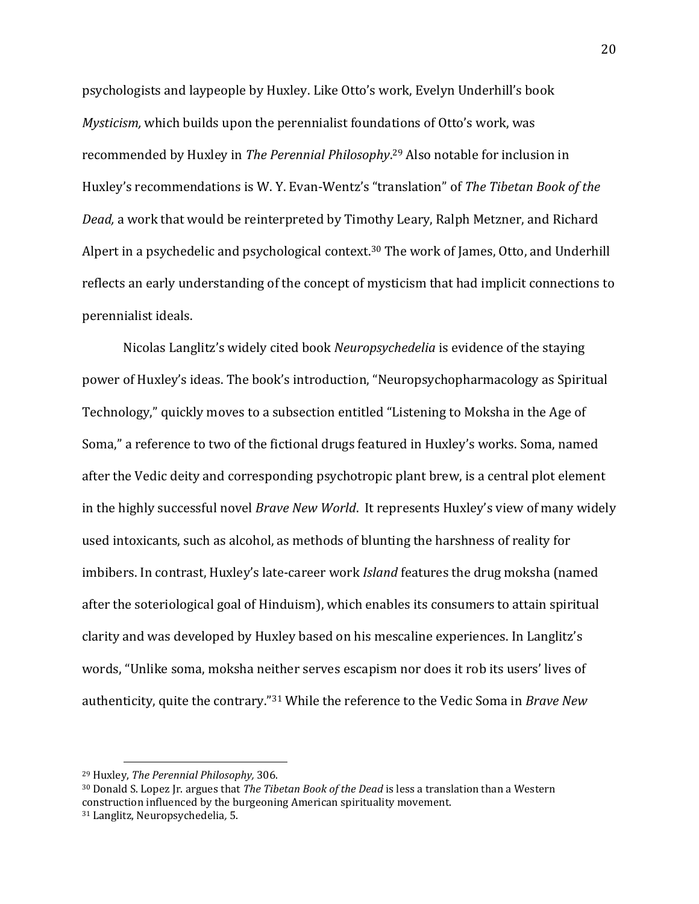psychologists and laypeople by Huxley. Like Otto's work, Evelyn Underhill's book *Mysticism,* which builds upon the perennialist foundations of Otto's work, was recommended by Huxley in *The Perennial Philosophy*.[29] Also notable for inclusion in Huxley's recommendations is W. Y. Evan-Wentz's "translation" of *The Tibetan Book of the Dead,* a work that would be reinterpreted by Timothy Leary, Ralph Metzner, and Richard Alpert in a psychedelic and psychological context.[30] The work of James, Otto, and Underhill reflects an early understanding of the concept of mysticism that had implicit connections to perennialist ideals.

Nicolas Langlitz's widely cited book *Neuropsychedelia* is evidence of the staying power of Huxley's ideas. The book's introduction, "Neuropsychopharmacology as Spiritual Technology," quickly moves to a subsection entitled "Listening to Moksha in the Age of Soma," a reference to two of the fictional drugs featured in Huxley's works. Soma, named after the Vedic deity and corresponding psychotropic plant brew, is a central plot element in the highly successful novel *Brave New World*. It represents Huxley's view of many widely used intoxicants, such as alcohol, as methods of blunting the harshness of reality for imbibers. In contrast, Huxley's late-career work *Island* features the drug moksha (named after the soteriological goal of Hinduism), which enables its consumers to attain spiritual clarity and was developed by Huxley based on his mescaline experiences. In Langlitz's words, "Unlike soma, moksha neither serves escapism nor does it rob its users' lives of authenticity, quite the contrary."[31] While the reference to the Vedic Soma in *Brave New*

---

[29] Huxley, *The Perennial Philosophy,* 306.

[30] Donald S. Lopez Jr. argues that *The Tibetan Book of the Dead* is less a translation than a Western construction influenced by the burgeoning American spirituality movement.

[31] Langlitz, Neuropsychedelia, 5.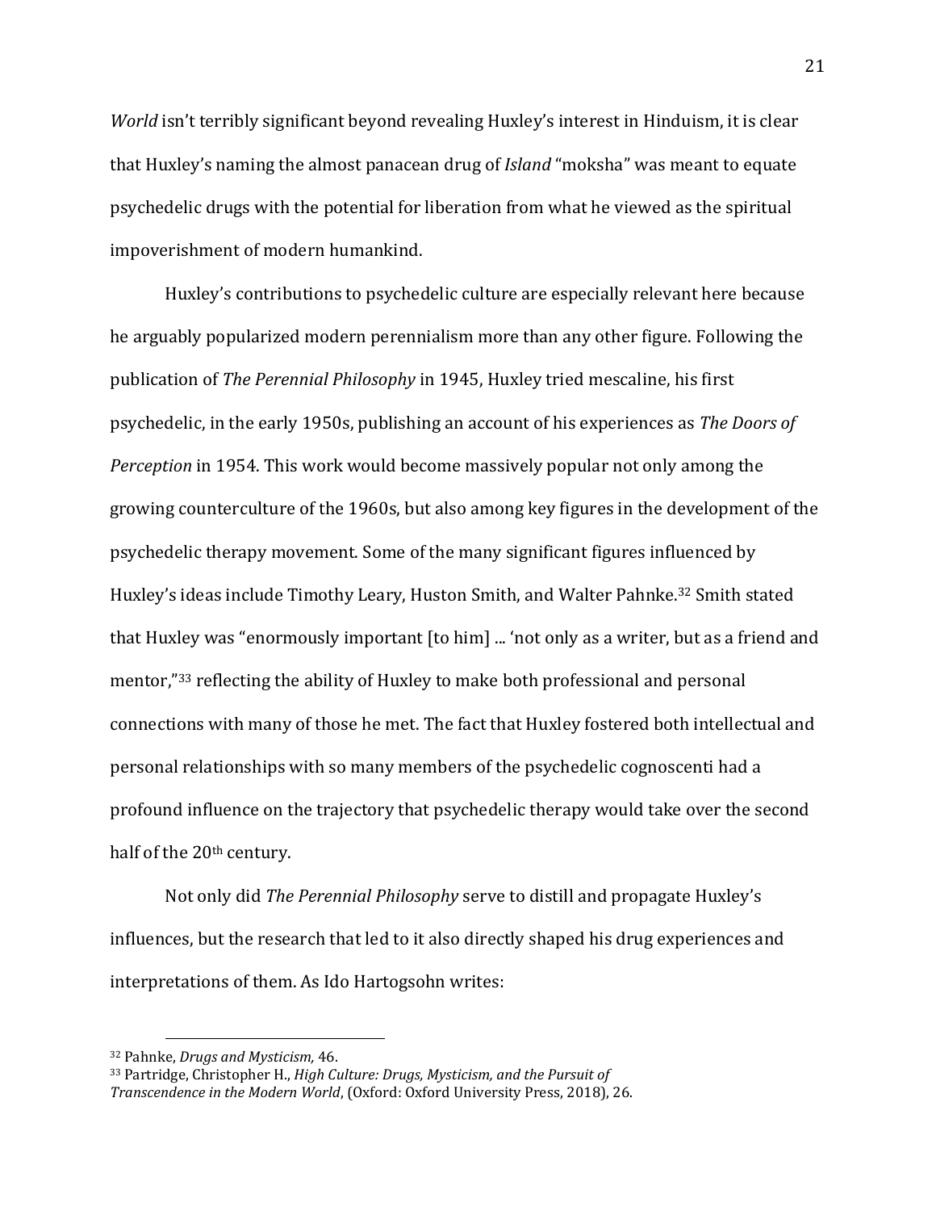*World* isn't terribly significant beyond revealing Huxley's interest in Hinduism, it is clear that Huxley's naming the almost panacean drug of *Island* "moksha" was meant to equate psychedelic drugs with the potential for liberation from what he viewed as the spiritual impoverishment of modern humankind.

Huxley's contributions to psychedelic culture are especially relevant here because he arguably popularized modern perennialism more than any other figure. Following the publication of *The Perennial Philosophy* in 1945, Huxley tried mescaline, his first psychedelic, in the early 1950s, publishing an account of his experiences as *The Doors of Perception* in 1954. This work would become massively popular not only among the growing counterculture of the 1960s, but also among key figures in the development of the psychedelic therapy movement. Some of the many significant figures influenced by Huxley's ideas include Timothy Leary, Huston Smith, and Walter Pahnke.[32] Smith stated that Huxley was "enormously important [to him] ... 'not only as a writer, but as a friend and mentor,"[33] reflecting the ability of Huxley to make both professional and personal connections with many of those he met. The fact that Huxley fostered both intellectual and personal relationships with so many members of the psychedelic cognoscenti had a profound influence on the trajectory that psychedelic therapy would take over the second half of the 20th century.

Not only did *The Perennial Philosophy* serve to distill and propagate Huxley's influences, but the research that led to it also directly shaped his drug experiences and interpretations of them. As Ido Hartogsohn writes:

---

[32] Pahnke, *Drugs and Mysticism,* 46.

[33] Partridge, Christopher H., *High Culture: Drugs, Mysticism, and the Pursuit of Transcendence in the Modern World*, (Oxford: Oxford University Press, 2018), 26.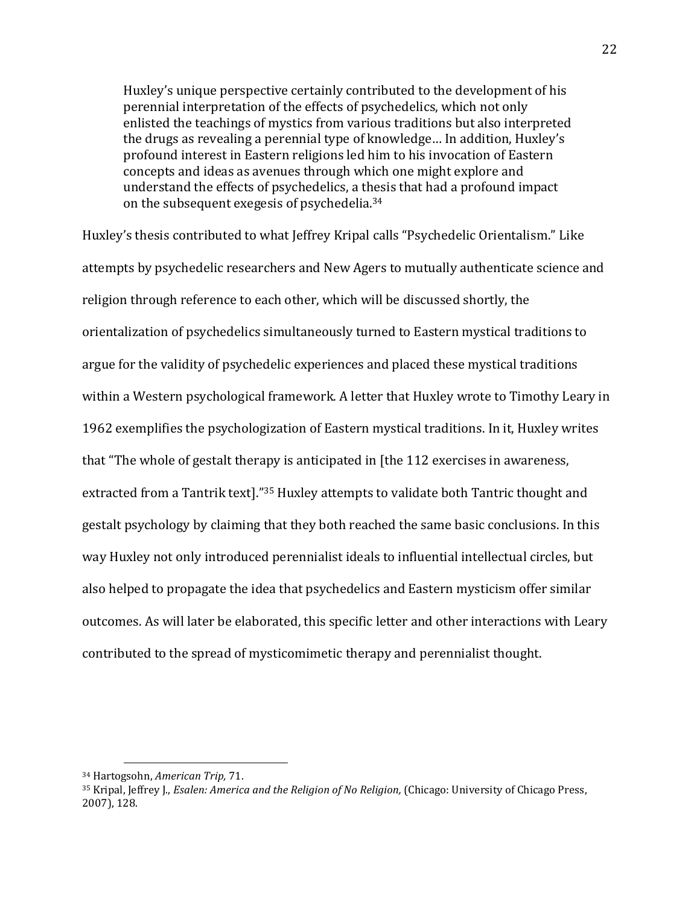> Huxley's unique perspective certainly contributed to the development of his perennial interpretation of the effects of psychedelics, which not only enlisted the teachings of mystics from various traditions but also interpreted the drugs as revealing a perennial type of knowledge… In addition, Huxley's profound interest in Eastern religions led him to his invocation of Eastern concepts and ideas as avenues through which one might explore and understand the effects of psychedelics, a thesis that had a profound impact on the subsequent exegesis of psychedelia.[34]

Huxley's thesis contributed to what Jeffrey Kripal calls "Psychedelic Orientalism." Like attempts by psychedelic researchers and New Agers to mutually authenticate science and religion through reference to each other, which will be discussed shortly, the orientalization of psychedelics simultaneously turned to Eastern mystical traditions to argue for the validity of psychedelic experiences and placed these mystical traditions within a Western psychological framework. A letter that Huxley wrote to Timothy Leary in 1962 exemplifies the psychologization of Eastern mystical traditions. In it, Huxley writes that "The whole of gestalt therapy is anticipated in [the 112 exercises in awareness, extracted from a Tantrik text]."[35] Huxley attempts to validate both Tantric thought and gestalt psychology by claiming that they both reached the same basic conclusions. In this way Huxley not only introduced perennialist ideals to influential intellectual circles, but also helped to propagate the idea that psychedelics and Eastern mysticism offer similar outcomes. As will later be elaborated, this specific letter and other interactions with Leary contributed to the spread of mysticomimetic therapy and perennialist thought.

---

[34] Hartogsohn, *American Trip,* 71.

[35] Kripal, Jeffrey J., *Esalen: America and the Religion of No Religion,* (Chicago: University of Chicago Press, 2007), 128.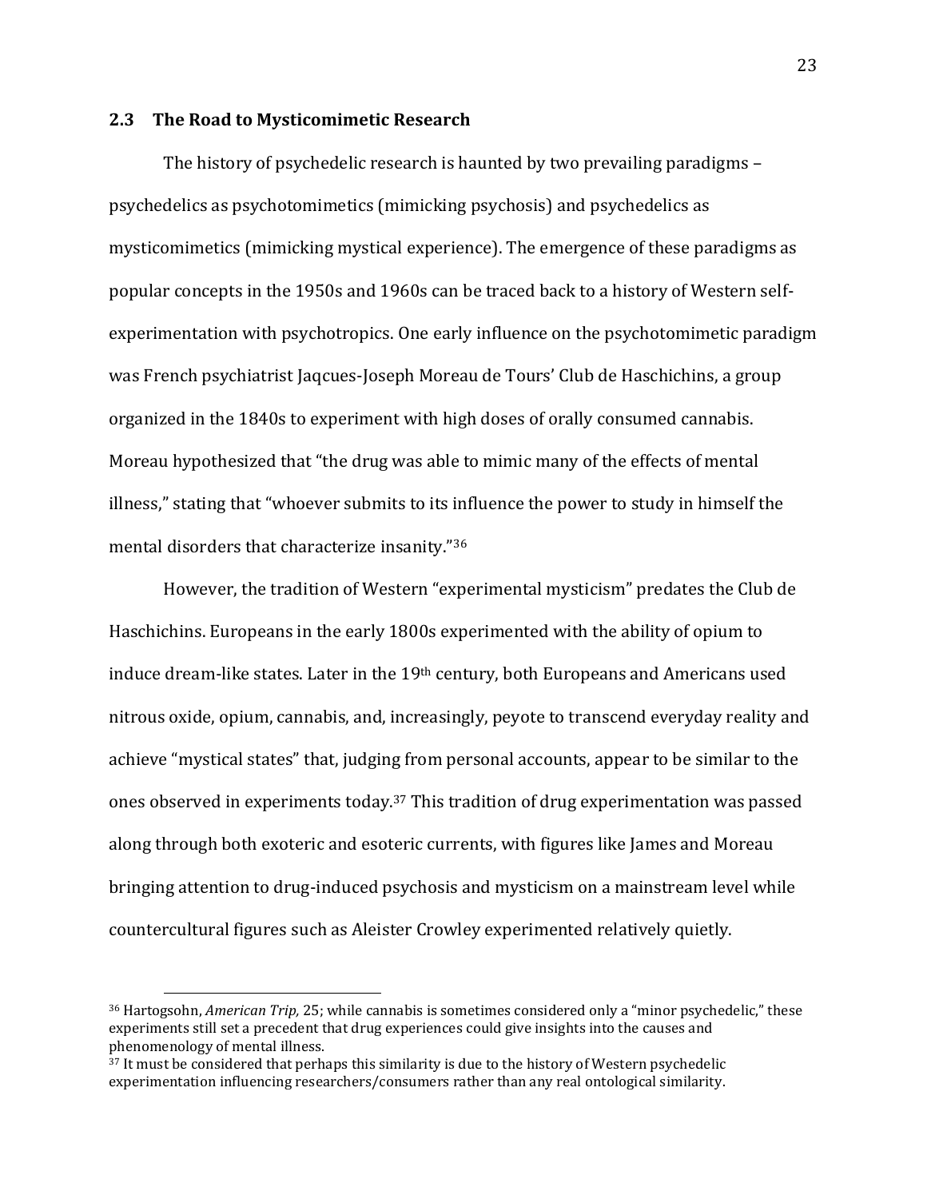## 2.3 The Road to Mysticomimetic Research

The history of psychedelic research is haunted by two prevailing paradigms – psychedelics as psychotomimetics (mimicking psychosis) and psychedelics as mysticomimetics (mimicking mystical experience). The emergence of these paradigms as popular concepts in the 1950s and 1960s can be traced back to a history of Western self-experimentation with psychotropics. One early influence on the psychotomimetic paradigm was French psychiatrist Jaqcues-Joseph Moreau de Tours' Club de Haschichins, a group organized in the 1840s to experiment with high doses of orally consumed cannabis. Moreau hypothesized that "the drug was able to mimic many of the effects of mental illness," stating that "whoever submits to its influence the power to study in himself the mental disorders that characterize insanity."[36]

However, the tradition of Western "experimental mysticism" predates the Club de Haschichins. Europeans in the early 1800s experimented with the ability of opium to induce dream-like states. Later in the 19th century, both Europeans and Americans used nitrous oxide, opium, cannabis, and, increasingly, peyote to transcend everyday reality and achieve "mystical states" that, judging from personal accounts, appear to be similar to the ones observed in experiments today.[37] This tradition of drug experimentation was passed along through both exoteric and esoteric currents, with figures like James and Moreau bringing attention to drug-induced psychosis and mysticism on a mainstream level while countercultural figures such as Aleister Crowley experimented relatively quietly.

---

[36] Hartogsohn, *American Trip,* 25; while cannabis is sometimes considered only a "minor psychedelic," these experiments still set a precedent that drug experiences could give insights into the causes and phenomenology of mental illness.

[37] It must be considered that perhaps this similarity is due to the history of Western psychedelic experimentation influencing researchers/consumers rather than any real ontological similarity.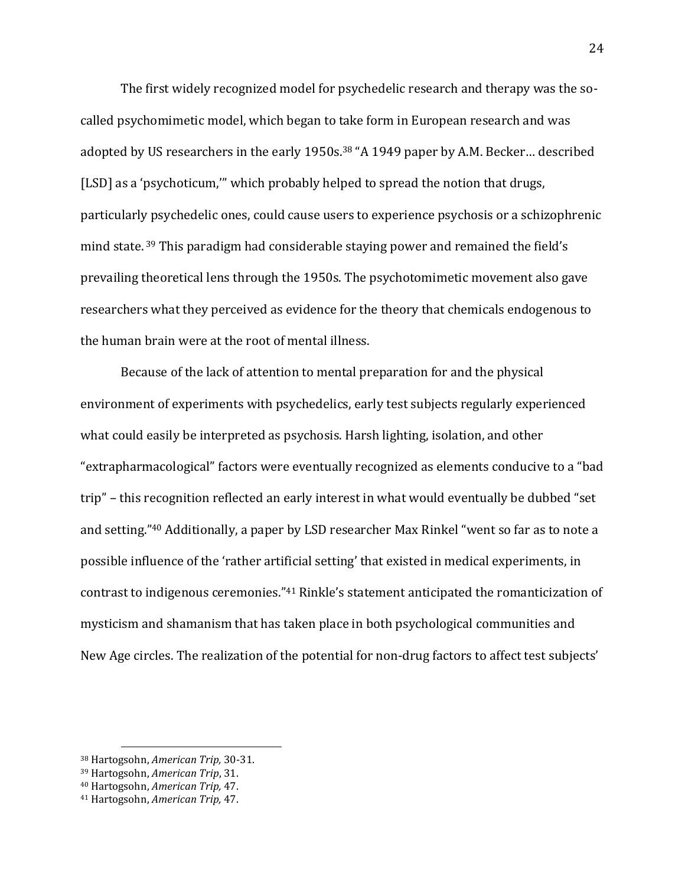The first widely recognized model for psychedelic research and therapy was the so-called psychomimetic model, which began to take form in European research and was adopted by US researchers in the early 1950s.[38] "A 1949 paper by A.M. Becker… described [LSD] as a 'psychoticum,'" which probably helped to spread the notion that drugs, particularly psychedelic ones, could cause users to experience psychosis or a schizophrenic mind state.[39] This paradigm had considerable staying power and remained the field's prevailing theoretical lens through the 1950s. The psychotomimetic movement also gave researchers what they perceived as evidence for the theory that chemicals endogenous to the human brain were at the root of mental illness.

Because of the lack of attention to mental preparation for and the physical environment of experiments with psychedelics, early test subjects regularly experienced what could easily be interpreted as psychosis. Harsh lighting, isolation, and other "extrapharmacological" factors were eventually recognized as elements conducive to a "bad trip" – this recognition reflected an early interest in what would eventually be dubbed "set and setting."[40] Additionally, a paper by LSD researcher Max Rinkel "went so far as to note a possible influence of the 'rather artificial setting' that existed in medical experiments, in contrast to indigenous ceremonies."[41] Rinkle's statement anticipated the romanticization of mysticism and shamanism that has taken place in both psychological communities and New Age circles. The realization of the potential for non-drug factors to affect test subjects'

---

[38] Hartogsohn, *American Trip,* 30-31.
[39] Hartogsohn, *American Trip*, 31.
[40] Hartogsohn, *American Trip,* 47.
[41] Hartogsohn, *American Trip,* 47.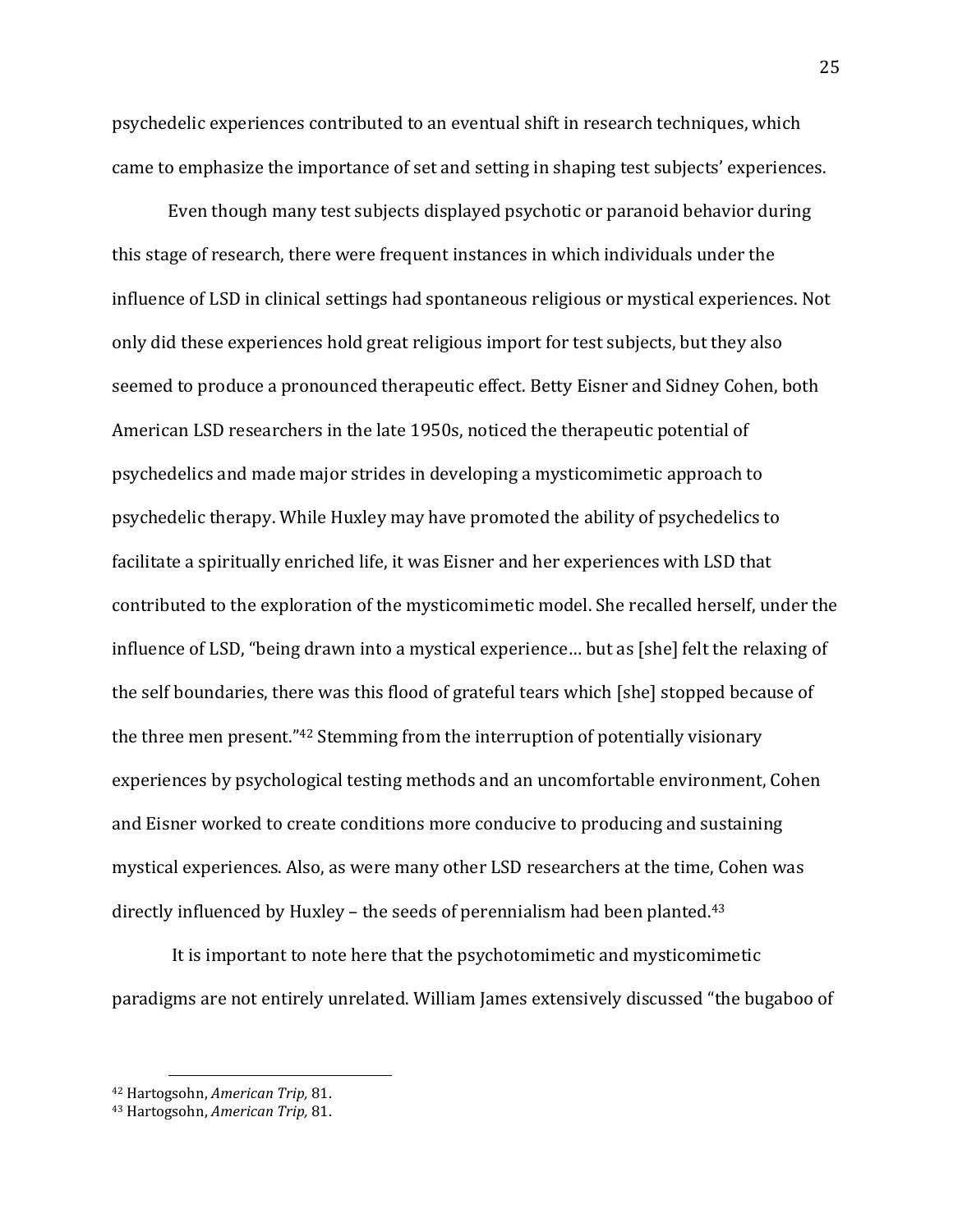psychedelic experiences contributed to an eventual shift in research techniques, which came to emphasize the importance of set and setting in shaping test subjects' experiences.

Even though many test subjects displayed psychotic or paranoid behavior during this stage of research, there were frequent instances in which individuals under the influence of LSD in clinical settings had spontaneous religious or mystical experiences. Not only did these experiences hold great religious import for test subjects, but they also seemed to produce a pronounced therapeutic effect. Betty Eisner and Sidney Cohen, both American LSD researchers in the late 1950s, noticed the therapeutic potential of psychedelics and made major strides in developing a mysticomimetic approach to psychedelic therapy. While Huxley may have promoted the ability of psychedelics to facilitate a spiritually enriched life, it was Eisner and her experiences with LSD that contributed to the exploration of the mysticomimetic model. She recalled herself, under the influence of LSD, "being drawn into a mystical experience… but as [she] felt the relaxing of the self boundaries, there was this flood of grateful tears which [she] stopped because of the three men present."[42] Stemming from the interruption of potentially visionary experiences by psychological testing methods and an uncomfortable environment, Cohen and Eisner worked to create conditions more conducive to producing and sustaining mystical experiences. Also, as were many other LSD researchers at the time, Cohen was directly influenced by Huxley – the seeds of perennialism had been planted.[43]

It is important to note here that the psychotomimetic and mysticomimetic paradigms are not entirely unrelated. William James extensively discussed "the bugaboo of

---

[42] Hartogsohn, *American Trip,* 81.

[43] Hartogsohn, *American Trip,* 81.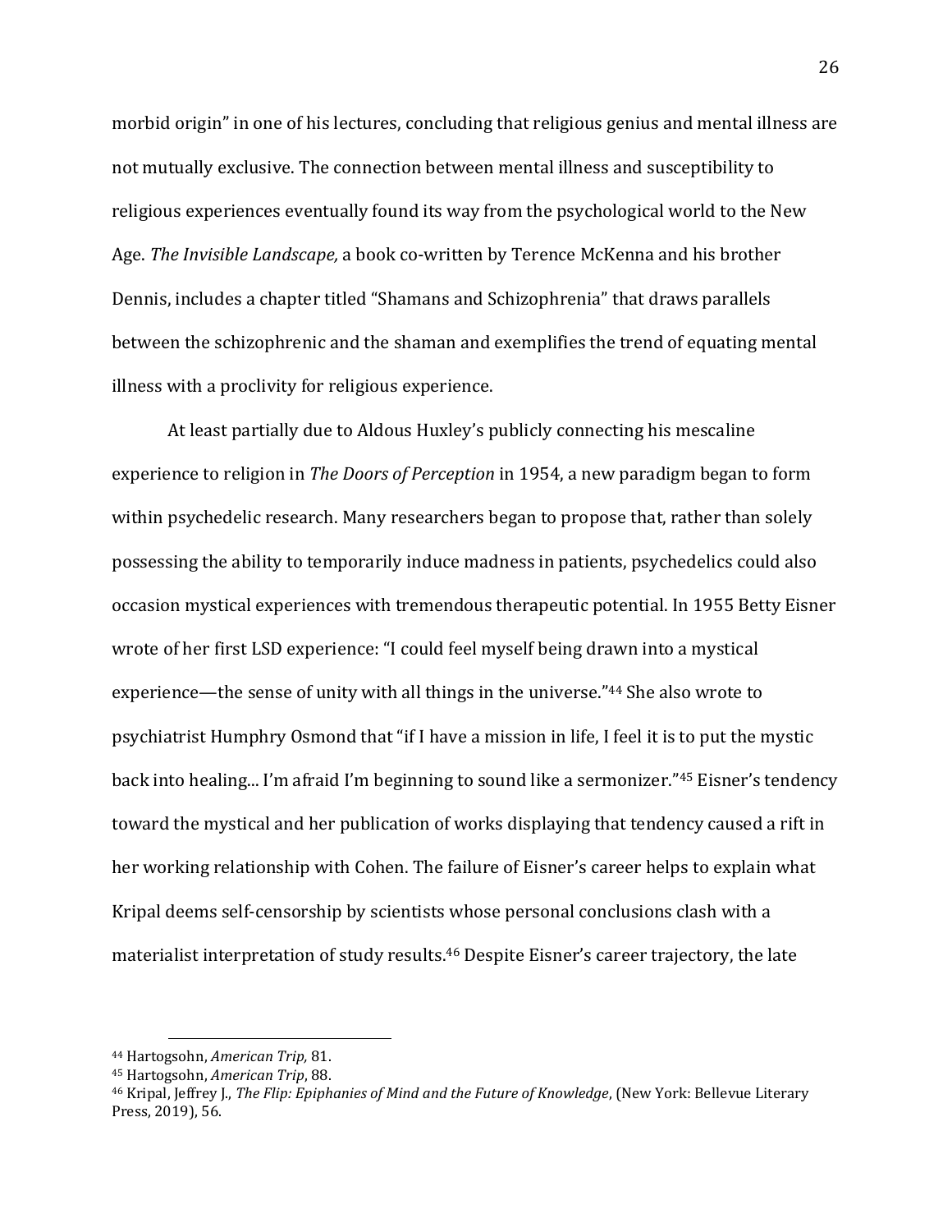morbid origin" in one of his lectures, concluding that religious genius and mental illness are not mutually exclusive. The connection between mental illness and susceptibility to religious experiences eventually found its way from the psychological world to the New Age. *The Invisible Landscape,* a book co-written by Terence McKenna and his brother Dennis, includes a chapter titled "Shamans and Schizophrenia" that draws parallels between the schizophrenic and the shaman and exemplifies the trend of equating mental illness with a proclivity for religious experience.

At least partially due to Aldous Huxley's publicly connecting his mescaline experience to religion in *The Doors of Perception* in 1954, a new paradigm began to form within psychedelic research. Many researchers began to propose that, rather than solely possessing the ability to temporarily induce madness in patients, psychedelics could also occasion mystical experiences with tremendous therapeutic potential. In 1955 Betty Eisner wrote of her first LSD experience: "I could feel myself being drawn into a mystical experience—the sense of unity with all things in the universe."[44] She also wrote to psychiatrist Humphry Osmond that "if I have a mission in life, I feel it is to put the mystic back into healing... I'm afraid I'm beginning to sound like a sermonizer."[45] Eisner's tendency toward the mystical and her publication of works displaying that tendency caused a rift in her working relationship with Cohen. The failure of Eisner's career helps to explain what Kripal deems self-censorship by scientists whose personal conclusions clash with a materialist interpretation of study results.[46] Despite Eisner's career trajectory, the late

---

[44] Hartogsohn, *American Trip,* 81.

[45] Hartogsohn, *American Trip*, 88.

[46] Kripal, Jeffrey J., *The Flip: Epiphanies of Mind and the Future of Knowledge*, (New York: Bellevue Literary Press, 2019), 56.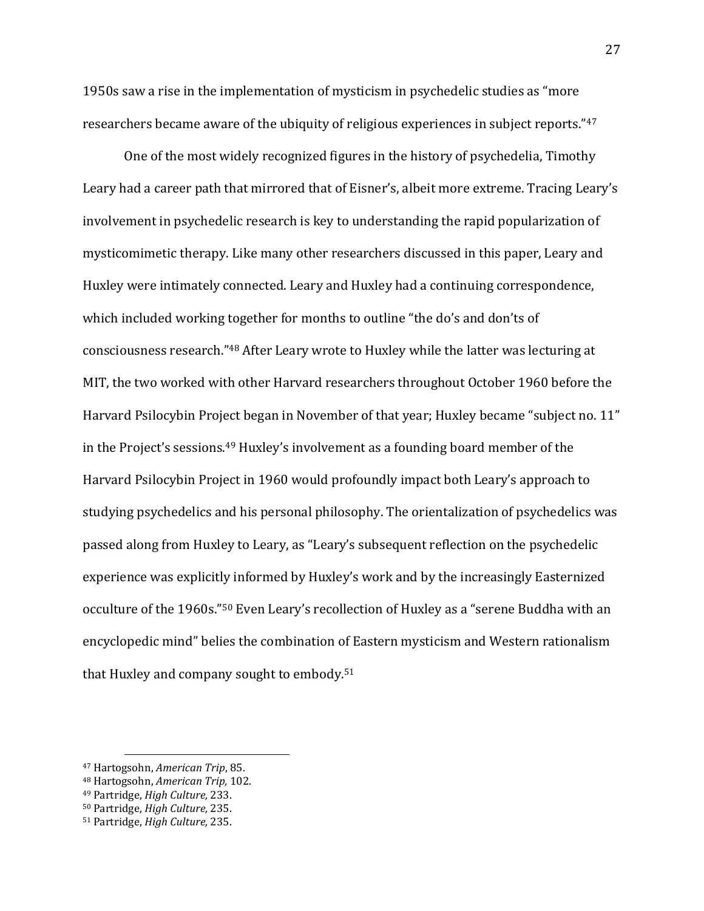1950s saw a rise in the implementation of mysticism in psychedelic studies as "more researchers became aware of the ubiquity of religious experiences in subject reports."[47]

One of the most widely recognized figures in the history of psychedelia, Timothy Leary had a career path that mirrored that of Eisner's, albeit more extreme. Tracing Leary's involvement in psychedelic research is key to understanding the rapid popularization of mysticomimetic therapy. Like many other researchers discussed in this paper, Leary and Huxley were intimately connected. Leary and Huxley had a continuing correspondence, which included working together for months to outline "the do's and don'ts of consciousness research."[48] After Leary wrote to Huxley while the latter was lecturing at MIT, the two worked with other Harvard researchers throughout October 1960 before the Harvard Psilocybin Project began in November of that year; Huxley became "subject no. 11" in the Project's sessions.[49] Huxley's involvement as a founding board member of the Harvard Psilocybin Project in 1960 would profoundly impact both Leary's approach to studying psychedelics and his personal philosophy. The orientalization of psychedelics was passed along from Huxley to Leary, as "Leary's subsequent reflection on the psychedelic experience was explicitly informed by Huxley's work and by the increasingly Easternized occulture of the 1960s."[50] Even Leary's recollection of Huxley as a "serene Buddha with an encyclopedic mind" belies the combination of Eastern mysticism and Western rationalism that Huxley and company sought to embody.[51]

---

[47] Hartogsohn, *American Trip*, 85.
[48] Hartogsohn, *American Trip,* 102.
[49] Partridge, *High Culture,* 233.
[50] Partridge, *High Culture,* 235.
[51] Partridge, *High Culture,* 235.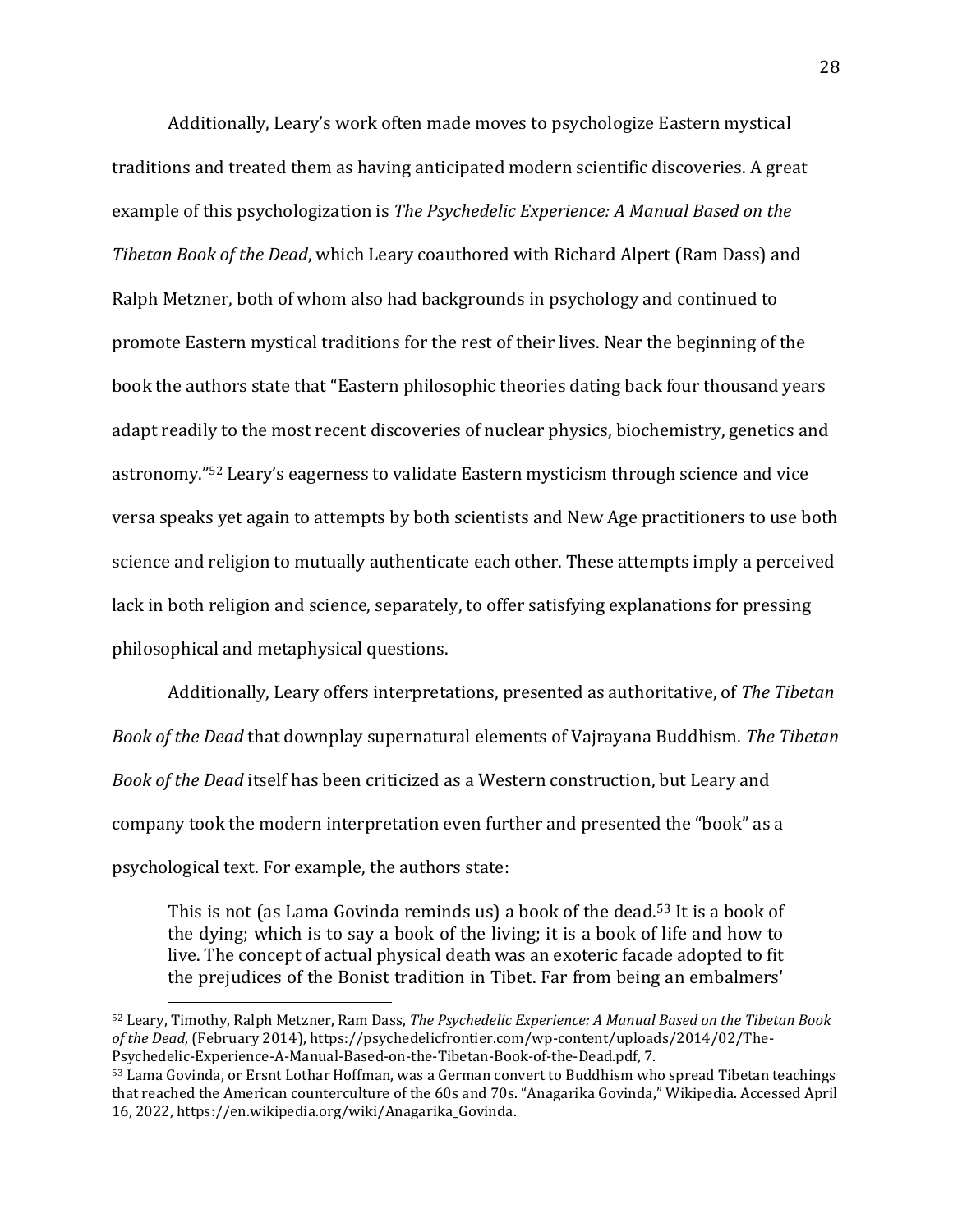Additionally, Leary's work often made moves to psychologize Eastern mystical traditions and treated them as having anticipated modern scientific discoveries. A great example of this psychologization is *The Psychedelic Experience: A Manual Based on the Tibetan Book of the Dead*, which Leary coauthored with Richard Alpert (Ram Dass) and Ralph Metzner, both of whom also had backgrounds in psychology and continued to promote Eastern mystical traditions for the rest of their lives. Near the beginning of the book the authors state that "Eastern philosophic theories dating back four thousand years adapt readily to the most recent discoveries of nuclear physics, biochemistry, genetics and astronomy."[52] Leary's eagerness to validate Eastern mysticism through science and vice versa speaks yet again to attempts by both scientists and New Age practitioners to use both science and religion to mutually authenticate each other. These attempts imply a perceived lack in both religion and science, separately, to offer satisfying explanations for pressing philosophical and metaphysical questions.

Additionally, Leary offers interpretations, presented as authoritative, of *The Tibetan Book of the Dead* that downplay supernatural elements of Vajrayana Buddhism. *The Tibetan Book of the Dead* itself has been criticized as a Western construction, but Leary and company took the modern interpretation even further and presented the "book" as a psychological text. For example, the authors state:

> This is not (as Lama Govinda reminds us) a book of the dead.[53] It is a book of the dying; which is to say a book of the living; it is a book of life and how to live. The concept of actual physical death was an exoteric facade adopted to fit the prejudices of the Bonist tradition in Tibet. Far from being an embalmers'

---

[52] Leary, Timothy, Ralph Metzner, Ram Dass, *The Psychedelic Experience: A Manual Based on the Tibetan Book of the Dead*, (February 2014), https://psychedelicfrontier.com/wp-content/uploads/2014/02/The-Psychedelic-Experience-A-Manual-Based-on-the-Tibetan-Book-of-the-Dead.pdf, 7.

[53] Lama Govinda, or Ersnt Lothar Hoffman, was a German convert to Buddhism who spread Tibetan teachings that reached the American counterculture of the 60s and 70s. "Anagarika Govinda," Wikipedia. Accessed April 16, 2022, https://en.wikipedia.org/wiki/Anagarika_Govinda.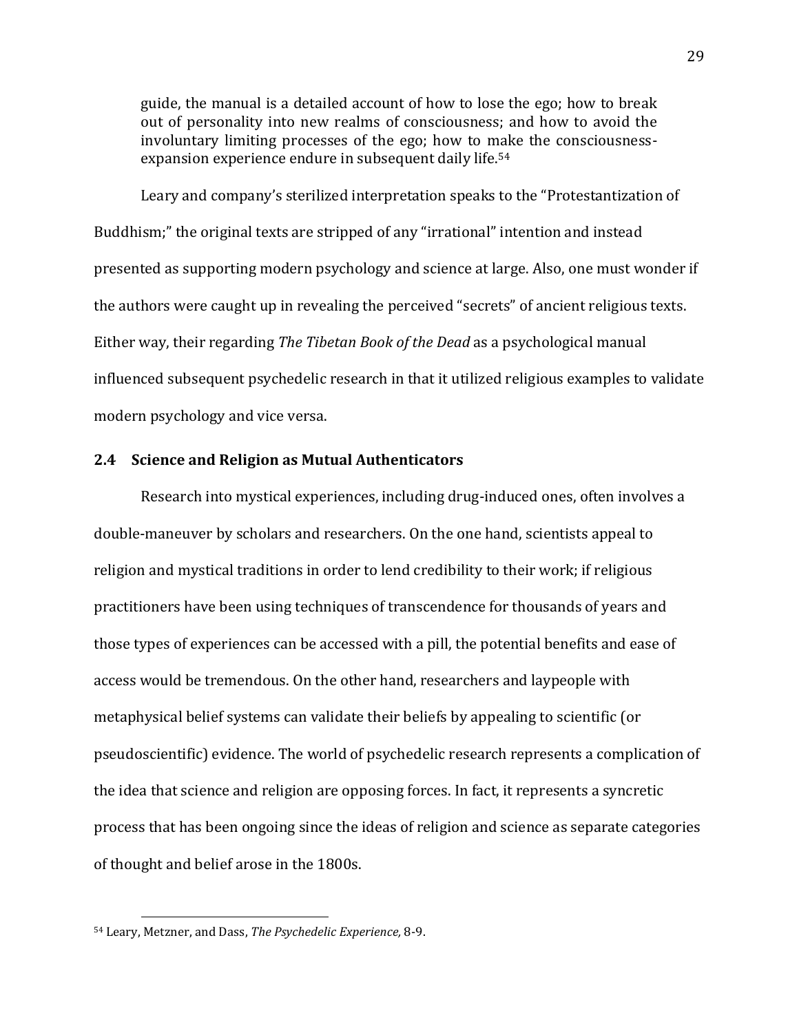guide, the manual is a detailed account of how to lose the ego; how to break out of personality into new realms of consciousness; and how to avoid the involuntary limiting processes of the ego; how to make the consciousness-expansion experience endure in subsequent daily life.[54]

Leary and company's sterilized interpretation speaks to the "Protestantization of Buddhism;" the original texts are stripped of any "irrational" intention and instead presented as supporting modern psychology and science at large. Also, one must wonder if the authors were caught up in revealing the perceived "secrets" of ancient religious texts. Either way, their regarding *The Tibetan Book of the Dead* as a psychological manual influenced subsequent psychedelic research in that it utilized religious examples to validate modern psychology and vice versa.

### 2.4 Science and Religion as Mutual Authenticators

Research into mystical experiences, including drug-induced ones, often involves a double-maneuver by scholars and researchers. On the one hand, scientists appeal to religion and mystical traditions in order to lend credibility to their work; if religious practitioners have been using techniques of transcendence for thousands of years and those types of experiences can be accessed with a pill, the potential benefits and ease of access would be tremendous. On the other hand, researchers and laypeople with metaphysical belief systems can validate their beliefs by appealing to scientific (or pseudoscientific) evidence. The world of psychedelic research represents a complication of the idea that science and religion are opposing forces. In fact, it represents a syncretic process that has been ongoing since the ideas of religion and science as separate categories of thought and belief arose in the 1800s.

---

[54] Leary, Metzner, and Dass, *The Psychedelic Experience,* 8-9.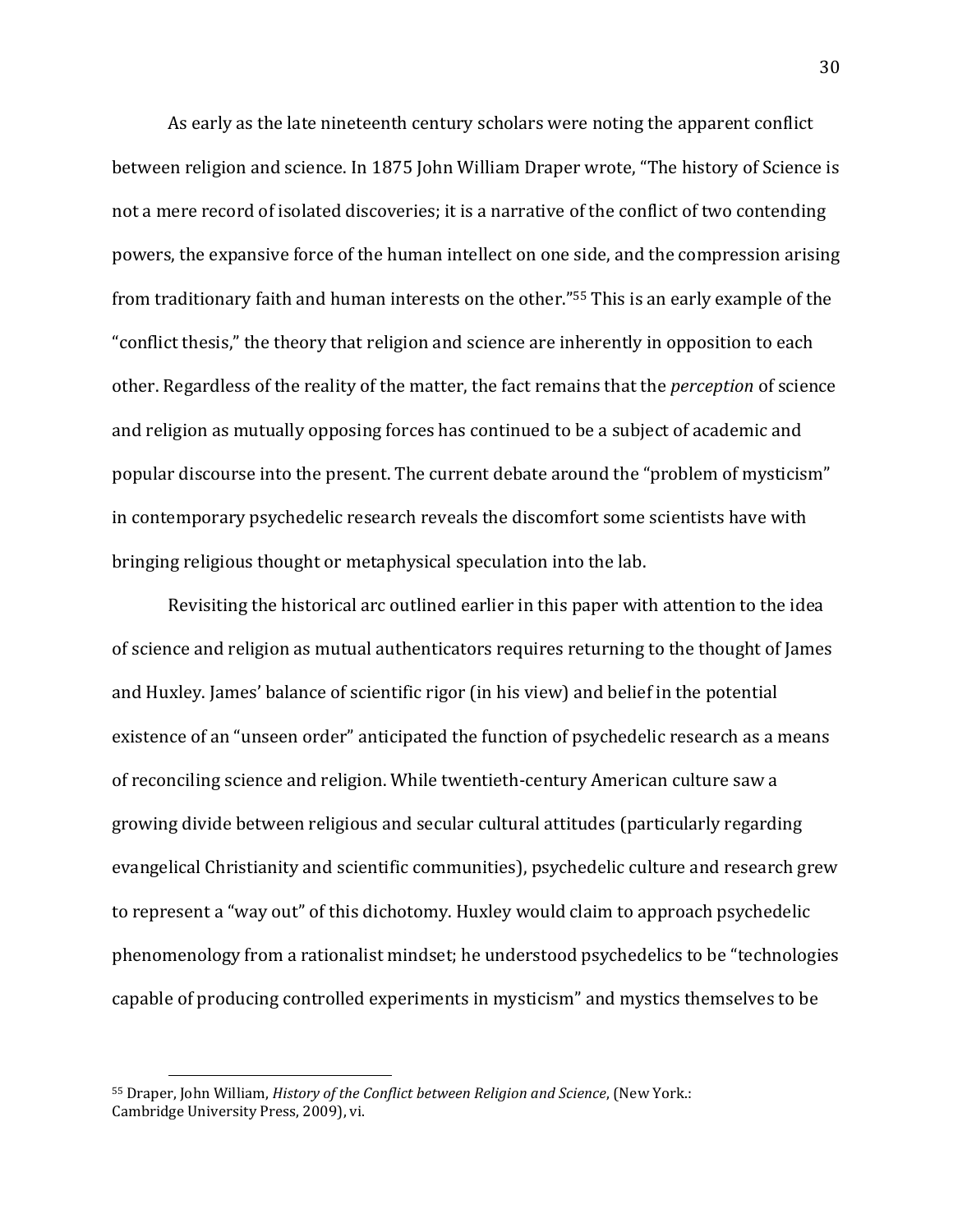As early as the late nineteenth century scholars were noting the apparent conflict between religion and science. In 1875 John William Draper wrote, "The history of Science is not a mere record of isolated discoveries; it is a narrative of the conflict of two contending powers, the expansive force of the human intellect on one side, and the compression arising from traditional faith and human interests on the other."[55] This is an early example of the "conflict thesis," the theory that religion and science are inherently in opposition to each other. Regardless of the reality of the matter, the fact remains that the *perception* of science and religion as mutually opposing forces has continued to be a subject of academic and popular discourse into the present. The current debate around the "problem of mysticism" in contemporary psychedelic research reveals the discomfort some scientists have with bringing religious thought or metaphysical speculation into the lab.

Revisiting the historical arc outlined earlier in this paper with attention to the idea of science and religion as mutual authenticators requires returning to the thought of James and Huxley. James' balance of scientific rigor (in his view) and belief in the potential existence of an "unseen order" anticipated the function of psychedelic research as a means of reconciling science and religion. While twentieth-century American culture saw a growing divide between religious and secular cultural attitudes (particularly regarding evangelical Christianity and scientific communities), psychedelic culture and research grew to represent a "way out" of this dichotomy. Huxley would claim to approach psychedelic phenomenology from a rationalist mindset; he understood psychedelics to be "technologies capable of producing controlled experiments in mysticism" and mystics themselves to be

---

[55] Draper, John William, *History of the Conflict between Religion and Science*, (New York.: Cambridge University Press, 2009), vi.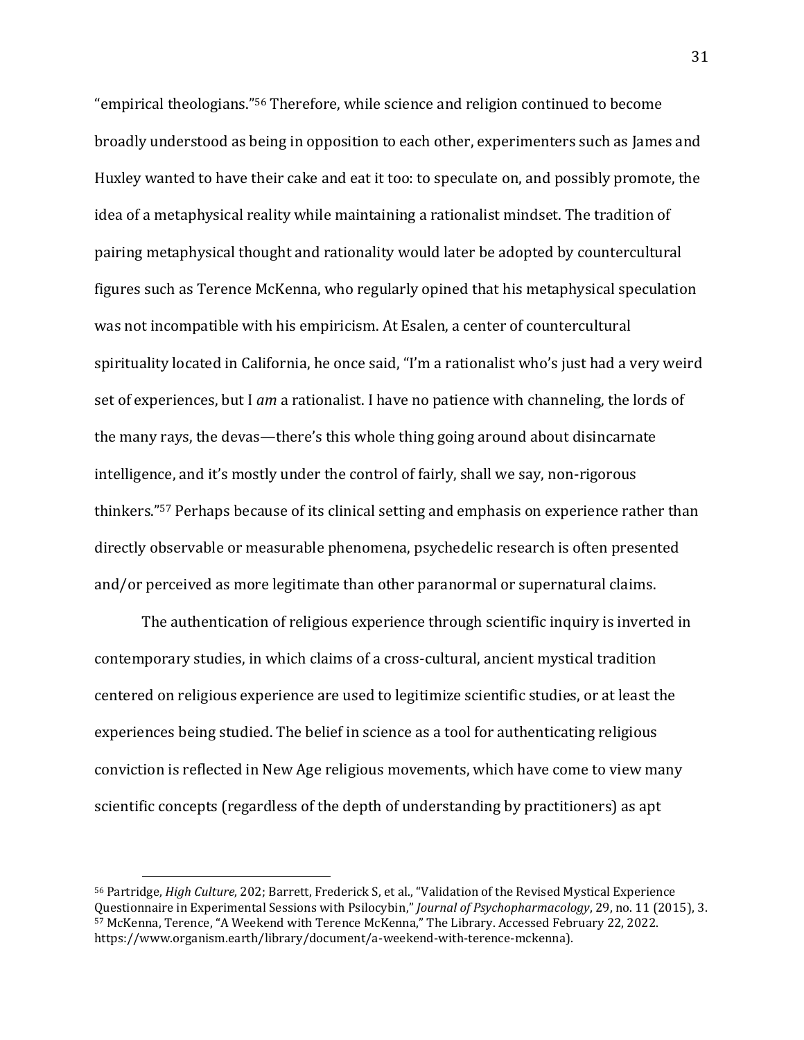"empirical theologians."[56] Therefore, while science and religion continued to become broadly understood as being in opposition to each other, experimenters such as James and Huxley wanted to have their cake and eat it too: to speculate on, and possibly promote, the idea of a metaphysical reality while maintaining a rationalist mindset. The tradition of pairing metaphysical thought and rationality would later be adopted by countercultural figures such as Terence McKenna, who regularly opined that his metaphysical speculation was not incompatible with his empiricism. At Esalen, a center of countercultural spirituality located in California, he once said, "I'm a rationalist who's just had a very weird set of experiences, but I *am* a rationalist. I have no patience with channeling, the lords of the many rays, the devas—there's this whole thing going around about disincarnate intelligence, and it's mostly under the control of fairly, shall we say, non-rigorous thinkers."[57] Perhaps because of its clinical setting and emphasis on experience rather than directly observable or measurable phenomena, psychedelic research is often presented and/or perceived as more legitimate than other paranormal or supernatural claims.

The authentication of religious experience through scientific inquiry is inverted in contemporary studies, in which claims of a cross-cultural, ancient mystical tradition centered on religious experience are used to legitimize scientific studies, or at least the experiences being studied. The belief in science as a tool for authenticating religious conviction is reflected in New Age religious movements, which have come to view many scientific concepts (regardless of the depth of understanding by practitioners) as apt

---

[56] Partridge, *High Culture*, 202; Barrett, Frederick S, et al., "Validation of the Revised Mystical Experience Questionnaire in Experimental Sessions with Psilocybin," *Journal of Psychopharmacology*, 29, no. 11 (2015), 3.

[57] McKenna, Terence, "A Weekend with Terence McKenna," The Library. Accessed February 22, 2022. https://www.organism.earth/library/document/a-weekend-with-terence-mckenna).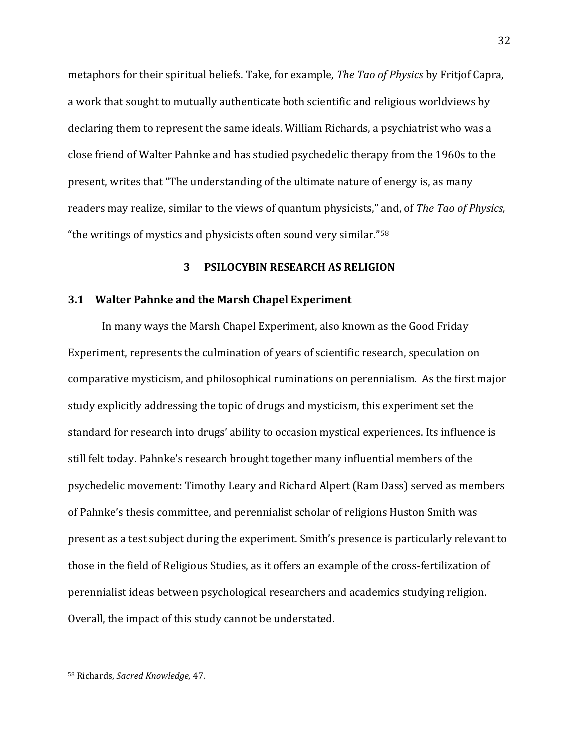metaphors for their spiritual beliefs. Take, for example, *The Tao of Physics* by Fritjof Capra, a work that sought to mutually authenticate both scientific and religious worldviews by declaring them to represent the same ideals. William Richards, a psychiatrist who was a close friend of Walter Pahnke and has studied psychedelic therapy from the 1960s to the present, writes that "The understanding of the ultimate nature of energy is, as many readers may realize, similar to the views of quantum physicists," and, of *The Tao of Physics,* "the writings of mystics and physicists often sound very similar."[58]

# 3 PSILOCYBIN RESEARCH AS RELIGION

## 3.1 Walter Pahnke and the Marsh Chapel Experiment

In many ways the Marsh Chapel Experiment, also known as the Good Friday Experiment, represents the culmination of years of scientific research, speculation on comparative mysticism, and philosophical ruminations on perennialism. As the first major study explicitly addressing the topic of drugs and mysticism, this experiment set the standard for research into drugs' ability to occasion mystical experiences. Its influence is still felt today. Pahnke's research brought together many influential members of the psychedelic movement: Timothy Leary and Richard Alpert (Ram Dass) served as members of Pahnke's thesis committee, and perennialist scholar of religions Huston Smith was present as a test subject during the experiment. Smith's presence is particularly relevant to those in the field of Religious Studies, as it offers an example of the cross-fertilization of perennialist ideas between psychological researchers and academics studying religion. Overall, the impact of this study cannot be understated.

---

[58] Richards, *Sacred Knowledge,* 47.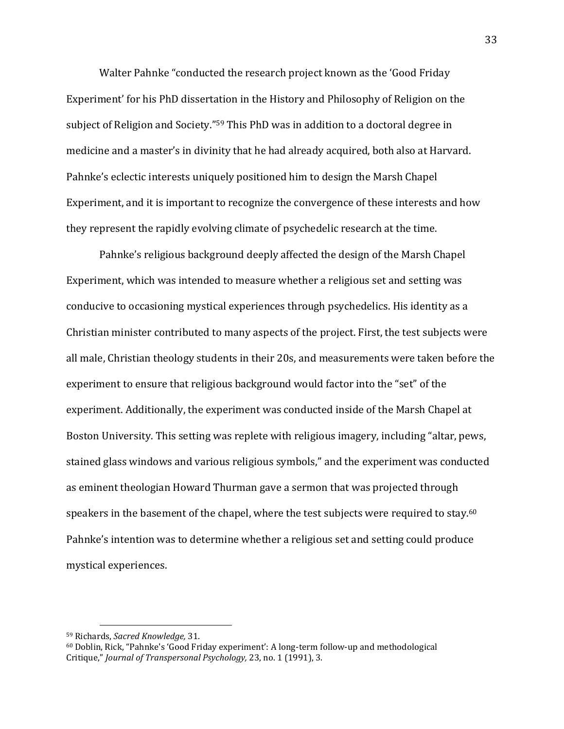Walter Pahnke "conducted the research project known as the 'Good Friday Experiment' for his PhD dissertation in the History and Philosophy of Religion on the subject of Religion and Society."[59] This PhD was in addition to a doctoral degree in medicine and a master's in divinity that he had already acquired, both also at Harvard. Pahnke's eclectic interests uniquely positioned him to design the Marsh Chapel Experiment, and it is important to recognize the convergence of these interests and how they represent the rapidly evolving climate of psychedelic research at the time.

Pahnke's religious background deeply affected the design of the Marsh Chapel Experiment, which was intended to measure whether a religious set and setting was conducive to occasioning mystical experiences through psychedelics. His identity as a Christian minister contributed to many aspects of the project. First, the test subjects were all male, Christian theology students in their 20s, and measurements were taken before the experiment to ensure that religious background would factor into the "set" of the experiment. Additionally, the experiment was conducted inside of the Marsh Chapel at Boston University. This setting was replete with religious imagery, including "altar, pews, stained glass windows and various religious symbols," and the experiment was conducted as eminent theologian Howard Thurman gave a sermon that was projected through speakers in the basement of the chapel, where the test subjects were required to stay.[60] Pahnke's intention was to determine whether a religious set and setting could produce mystical experiences.

---

[59] Richards, *Sacred Knowledge,* 31.

[60] Doblin, Rick, "Pahnke's 'Good Friday experiment': A long-term follow-up and methodological Critique," *Journal of Transpersonal Psychology,* 23, no. 1 (1991), 3.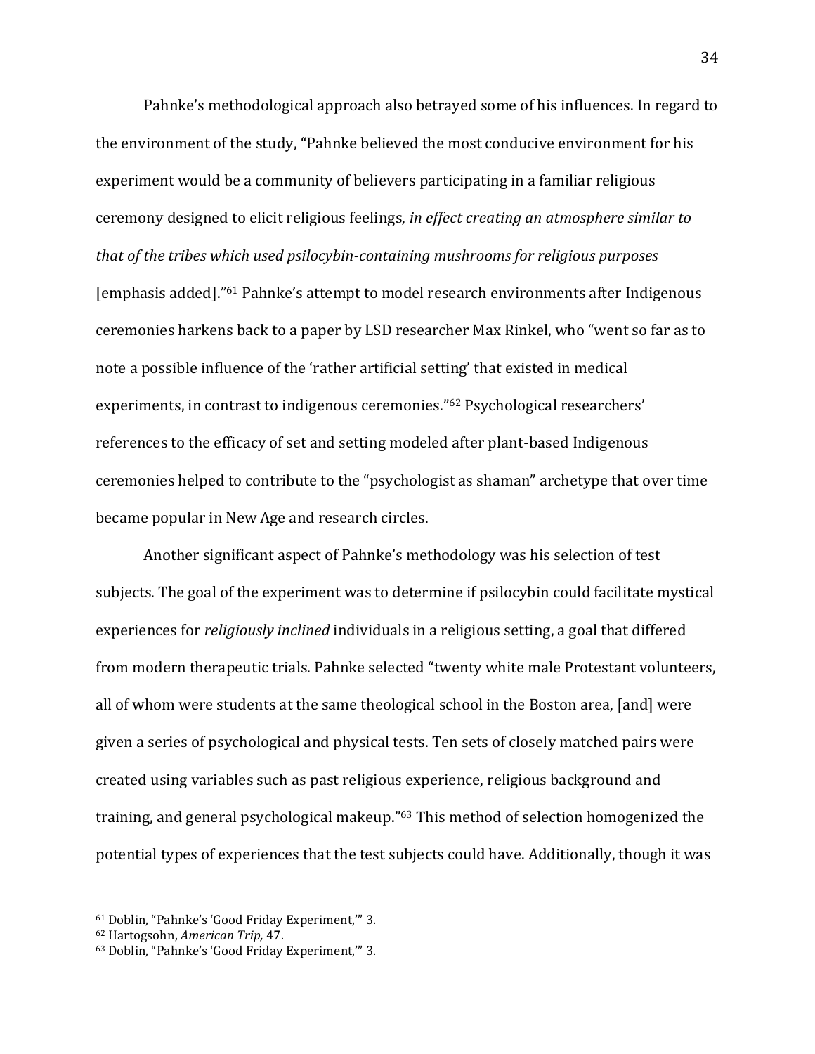Pahnke's methodological approach also betrayed some of his influences. In regard to the environment of the study, "Pahnke believed the most conducive environment for his experiment would be a community of believers participating in a familiar religious ceremony designed to elicit religious feelings, *in effect creating an atmosphere similar to that of the tribes which used psilocybin-containing mushrooms for religious purposes* [emphasis added]."[61] Pahnke's attempt to model research environments after Indigenous ceremonies harkens back to a paper by LSD researcher Max Rinkel, who "went so far as to note a possible influence of the 'rather artificial setting' that existed in medical experiments, in contrast to indigenous ceremonies."[62] Psychological researchers' references to the efficacy of set and setting modeled after plant-based Indigenous ceremonies helped to contribute to the "psychologist as shaman" archetype that over time became popular in New Age and research circles.

Another significant aspect of Pahnke's methodology was his selection of test subjects. The goal of the experiment was to determine if psilocybin could facilitate mystical experiences for *religiously inclined* individuals in a religious setting, a goal that differed from modern therapeutic trials. Pahnke selected "twenty white male Protestant volunteers, all of whom were students at the same theological school in the Boston area, [and] were given a series of psychological and physical tests. Ten sets of closely matched pairs were created using variables such as past religious experience, religious background and training, and general psychological makeup."[63] This method of selection homogenized the potential types of experiences that the test subjects could have. Additionally, though it was

[61] Doblin, "Pahnke's 'Good Friday Experiment,'" 3.
[62] Hartogsohn, *American Trip,* 47.
[63] Doblin, "Pahnke's 'Good Friday Experiment,'" 3.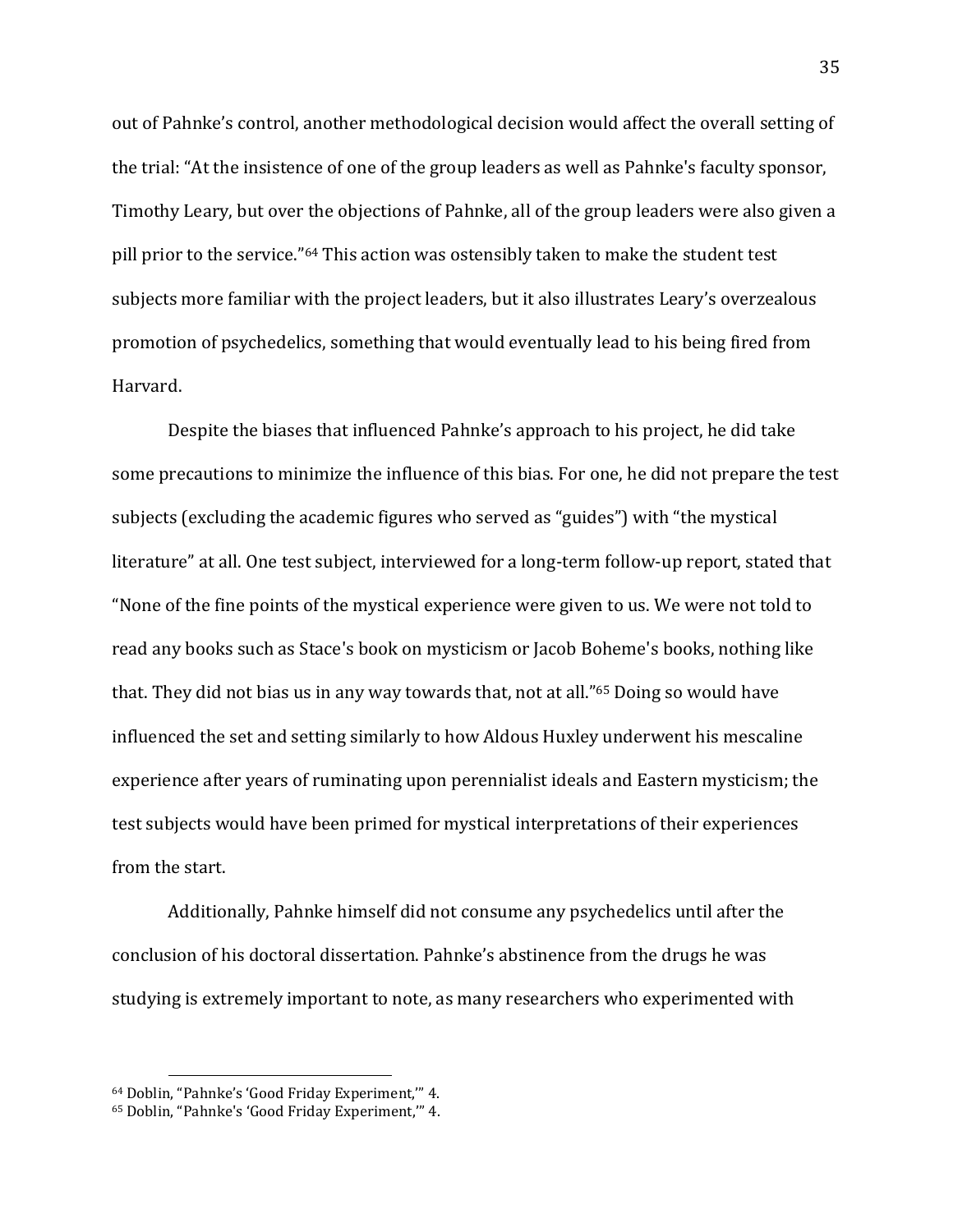out of Pahnke's control, another methodological decision would affect the overall setting of the trial: "At the insistence of one of the group leaders as well as Pahnke's faculty sponsor, Timothy Leary, but over the objections of Pahnke, all of the group leaders were also given a pill prior to the service."[64] This action was ostensibly taken to make the student test subjects more familiar with the project leaders, but it also illustrates Leary's overzealous promotion of psychedelics, something that would eventually lead to his being fired from Harvard.

Despite the biases that influenced Pahnke's approach to his project, he did take some precautions to minimize the influence of this bias. For one, he did not prepare the test subjects (excluding the academic figures who served as "guides") with "the mystical literature" at all. One test subject, interviewed for a long-term follow-up report, stated that "None of the fine points of the mystical experience were given to us. We were not told to read any books such as Stace's book on mysticism or Jacob Boheme's books, nothing like that. They did not bias us in any way towards that, not at all."[65] Doing so would have influenced the set and setting similarly to how Aldous Huxley underwent his mescaline experience after years of ruminating upon perennialist ideals and Eastern mysticism; the test subjects would have been primed for mystical interpretations of their experiences from the start.

Additionally, Pahnke himself did not consume any psychedelics until after the conclusion of his doctoral dissertation. Pahnke's abstinence from the drugs he was studying is extremely important to note, as many researchers who experimented with

[64] Doblin, "Pahnke's 'Good Friday Experiment,'" 4.

[65] Doblin, "Pahnke's 'Good Friday Experiment,'" 4.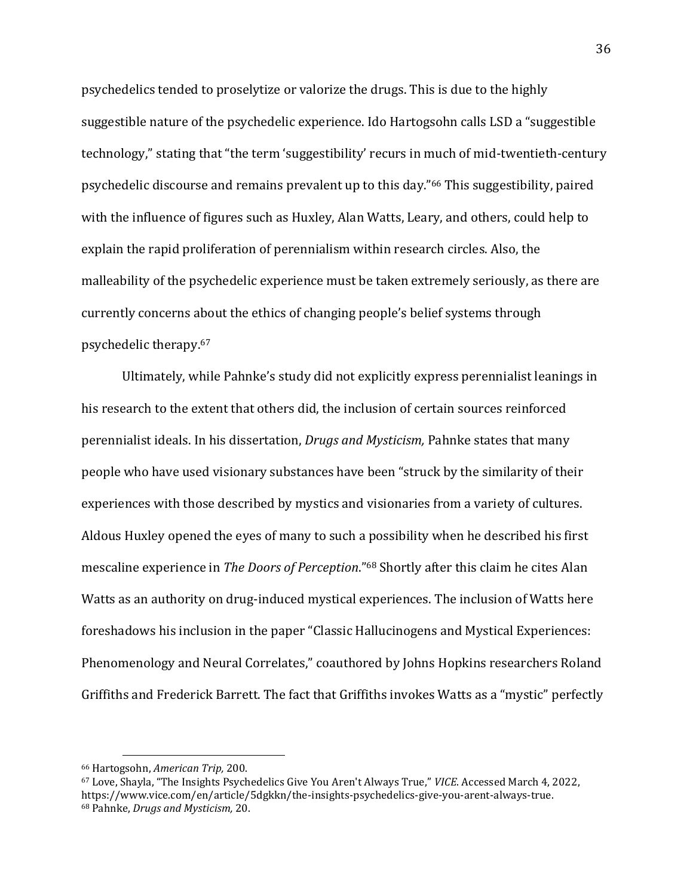psychedelics tended to proselytize or valorize the drugs. This is due to the highly suggestible nature of the psychedelic experience. Ido Hartogsohn calls LSD a "suggestible technology," stating that "the term 'suggestibility' recurs in much of mid-twentieth-century psychedelic discourse and remains prevalent up to this day."[66] This suggestibility, paired with the influence of figures such as Huxley, Alan Watts, Leary, and others, could help to explain the rapid proliferation of perennialism within research circles. Also, the malleability of the psychedelic experience must be taken extremely seriously, as there are currently concerns about the ethics of changing people's belief systems through psychedelic therapy.[67]

Ultimately, while Pahnke's study did not explicitly express perennialist leanings in his research to the extent that others did, the inclusion of certain sources reinforced perennialist ideals. In his dissertation, *Drugs and Mysticism,* Pahnke states that many people who have used visionary substances have been "struck by the similarity of their experiences with those described by mystics and visionaries from a variety of cultures. Aldous Huxley opened the eyes of many to such a possibility when he described his first mescaline experience in *The Doors of Perception*."[68] Shortly after this claim he cites Alan Watts as an authority on drug-induced mystical experiences. The inclusion of Watts here foreshadows his inclusion in the paper "Classic Hallucinogens and Mystical Experiences: Phenomenology and Neural Correlates," coauthored by Johns Hopkins researchers Roland Griffiths and Frederick Barrett. The fact that Griffiths invokes Watts as a "mystic" perfectly

---

[66] Hartogsohn, *American Trip,* 200.

[67] Love, Shayla, "The Insights Psychedelics Give You Aren't Always True," *VICE*. Accessed March 4, 2022, https://www.vice.com/en/article/5dgkkn/the-insights-psychedelics-give-you-arent-always-true.

[68] Pahnke, *Drugs and Mysticism,* 20.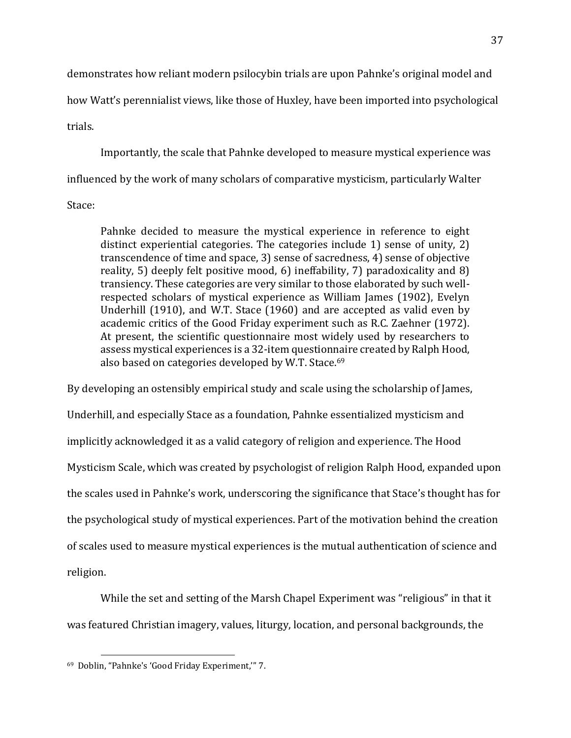demonstrates how reliant modern psilocybin trials are upon Pahnke's original model and how Watt's perennialist views, like those of Huxley, have been imported into psychological trials.

Importantly, the scale that Pahnke developed to measure mystical experience was influenced by the work of many scholars of comparative mysticism, particularly Walter Stace:

> Pahnke decided to measure the mystical experience in reference to eight distinct experiential categories. The categories include 1) sense of unity, 2) transcendence of time and space, 3) sense of sacredness, 4) sense of objective reality, 5) deeply felt positive mood, 6) ineffability, 7) paradoxicality and 8) transiency. These categories are very similar to those elaborated by such well-respected scholars of mystical experience as William James (1902), Evelyn Underhill (1910), and W.T. Stace (1960) and are accepted as valid even by academic critics of the Good Friday experiment such as R.C. Zaehner (1972). At present, the scientific questionnaire most widely used by researchers to assess mystical experiences is a 32-item questionnaire created by Ralph Hood, also based on categories developed by W.T. Stace.[69]

By developing an ostensibly empirical study and scale using the scholarship of James, Underhill, and especially Stace as a foundation, Pahnke essentialized mysticism and implicitly acknowledged it as a valid category of religion and experience. The Hood Mysticism Scale, which was created by psychologist of religion Ralph Hood, expanded upon the scales used in Pahnke's work, underscoring the significance that Stace's thought has for the psychological study of mystical experiences. Part of the motivation behind the creation of scales used to measure mystical experiences is the mutual authentication of science and religion.

While the set and setting of the Marsh Chapel Experiment was "religious" in that it was featured Christian imagery, values, liturgy, location, and personal backgrounds, the

---

[69] Doblin, "Pahnke's 'Good Friday Experiment,'" 7.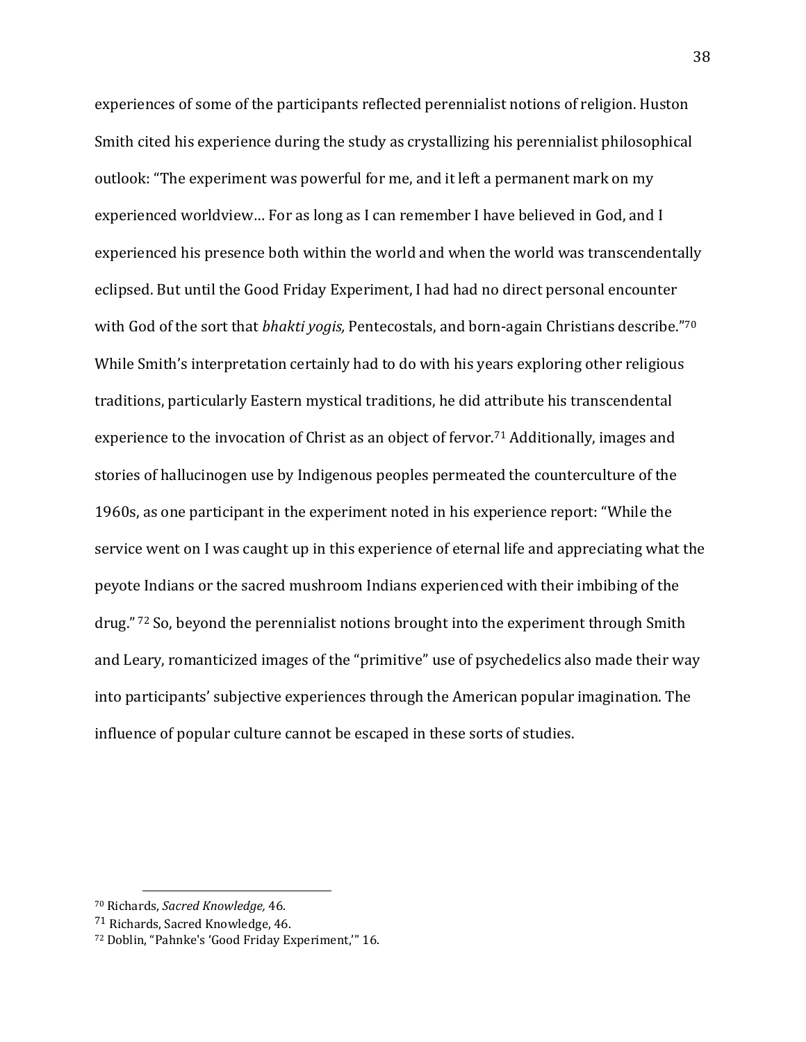experiences of some of the participants reflected perennialist notions of religion. Huston Smith cited his experience during the study as crystallizing his perennialist philosophical outlook: "The experiment was powerful for me, and it left a permanent mark on my experienced worldview… For as long as I can remember I have believed in God, and I experienced his presence both within the world and when the world was transcendentally eclipsed. But until the Good Friday Experiment, I had had no direct personal encounter with God of the sort that *bhakti yogis,* Pentecostals, and born-again Christians describe."[70] While Smith's interpretation certainly had to do with his years exploring other religious traditions, particularly Eastern mystical traditions, he did attribute his transcendental experience to the invocation of Christ as an object of fervor.[71] Additionally, images and stories of hallucinogen use by Indigenous peoples permeated the counterculture of the 1960s, as one participant in the experiment noted in his experience report: "While the service went on I was caught up in this experience of eternal life and appreciating what the peyote Indians or the sacred mushroom Indians experienced with their imbibing of the drug." [72] So, beyond the perennialist notions brought into the experiment through Smith and Leary, romanticized images of the "primitive" use of psychedelics also made their way into participants' subjective experiences through the American popular imagination. The influence of popular culture cannot be escaped in these sorts of studies.

---

[70] Richards, *Sacred Knowledge,* 46.

[71] Richards, Sacred Knowledge, 46.

[72] Doblin, "Pahnke's 'Good Friday Experiment,'" 16.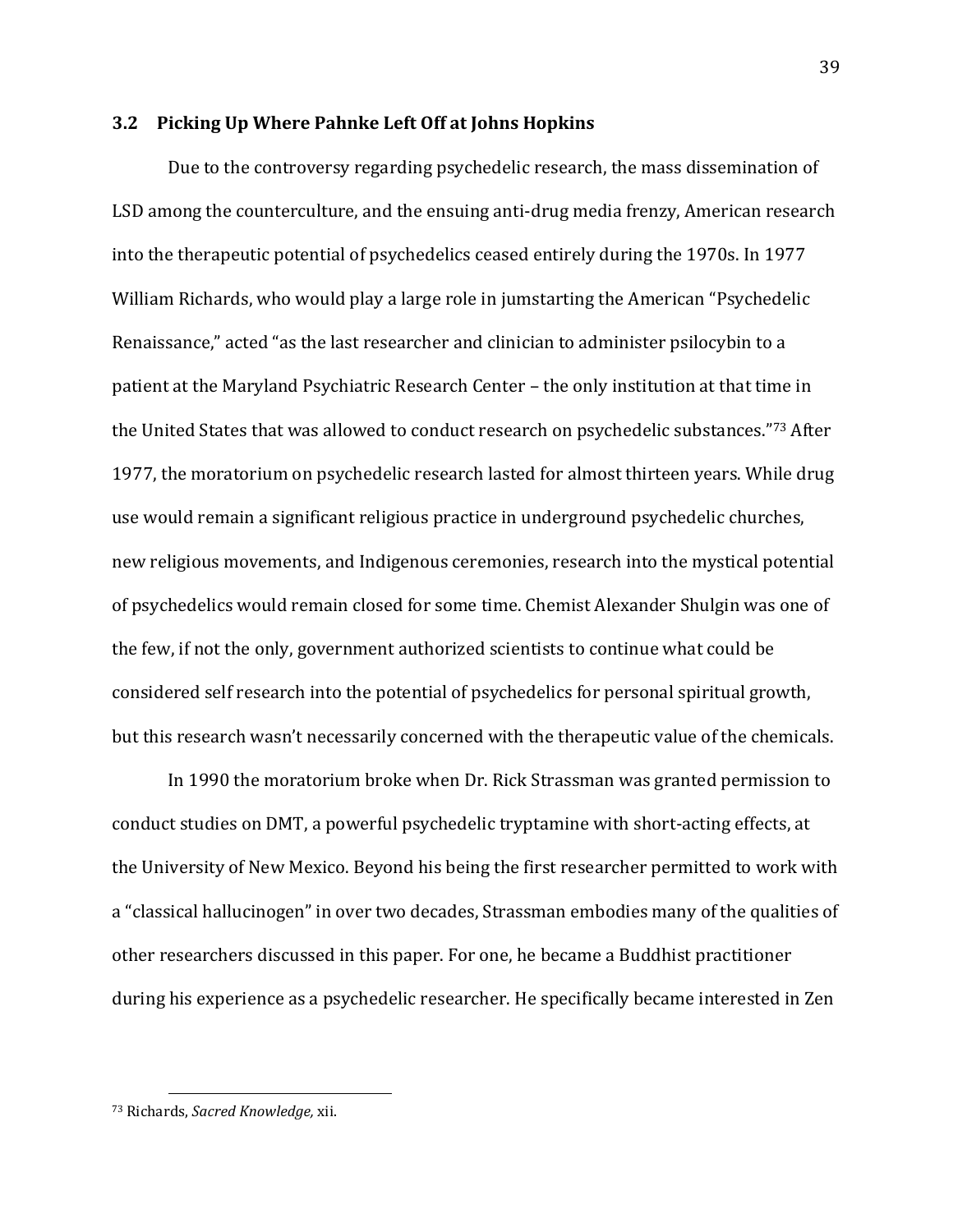### 3.2 Picking Up Where Pahnke Left Off at Johns Hopkins

Due to the controversy regarding psychedelic research, the mass dissemination of LSD among the counterculture, and the ensuing anti-drug media frenzy, American research into the therapeutic potential of psychedelics ceased entirely during the 1970s. In 1977 William Richards, who would play a large role in jumstarting the American "Psychedelic Renaissance," acted "as the last researcher and clinician to administer psilocybin to a patient at the Maryland Psychiatric Research Center – the only institution at that time in the United States that was allowed to conduct research on psychedelic substances."[73] After 1977, the moratorium on psychedelic research lasted for almost thirteen years. While drug use would remain a significant religious practice in underground psychedelic churches, new religious movements, and Indigenous ceremonies, research into the mystical potential of psychedelics would remain closed for some time. Chemist Alexander Shulgin was one of the few, if not the only, government authorized scientists to continue what could be considered self research into the potential of psychedelics for personal spiritual growth, but this research wasn't necessarily concerned with the therapeutic value of the chemicals.

In 1990 the moratorium broke when Dr. Rick Strassman was granted permission to conduct studies on DMT, a powerful psychedelic tryptamine with short-acting effects, at the University of New Mexico. Beyond his being the first researcher permitted to work with a "classical hallucinogen" in over two decades, Strassman embodies many of the qualities of other researchers discussed in this paper. For one, he became a Buddhist practitioner during his experience as a psychedelic researcher. He specifically became interested in Zen

---

[73] Richards, *Sacred Knowledge,* xii.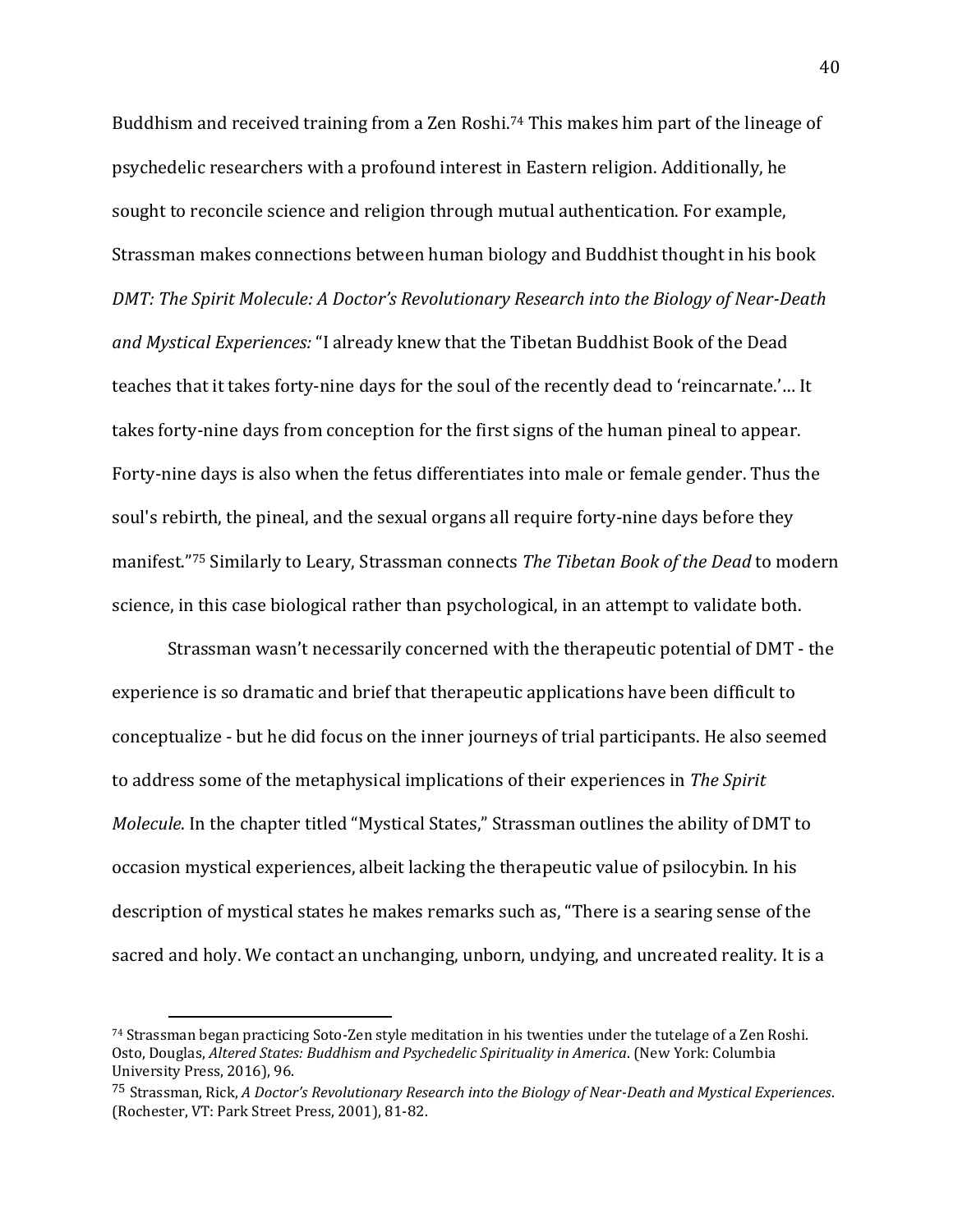Buddhism and received training from a Zen Roshi.[74] This makes him part of the lineage of psychedelic researchers with a profound interest in Eastern religion. Additionally, he sought to reconcile science and religion through mutual authentication. For example, Strassman makes connections between human biology and Buddhist thought in his book *DMT: The Spirit Molecule: A Doctor's Revolutionary Research into the Biology of Near-Death and Mystical Experiences:* "I already knew that the Tibetan Buddhist Book of the Dead teaches that it takes forty-nine days for the soul of the recently dead to 'reincarnate.'… It takes forty-nine days from conception for the first signs of the human pineal to appear. Forty-nine days is also when the fetus differentiates into male or female gender. Thus the soul's rebirth, the pineal, and the sexual organs all require forty-nine days before they manifest."[75] Similarly to Leary, Strassman connects *The Tibetan Book of the Dead* to modern science, in this case biological rather than psychological, in an attempt to validate both.

Strassman wasn't necessarily concerned with the therapeutic potential of DMT - the experience is so dramatic and brief that therapeutic applications have been difficult to conceptualize - but he did focus on the inner journeys of trial participants. He also seemed to address some of the metaphysical implications of their experiences in *The Spirit Molecule*. In the chapter titled "Mystical States," Strassman outlines the ability of DMT to occasion mystical experiences, albeit lacking the therapeutic value of psilocybin. In his description of mystical states he makes remarks such as, "There is a searing sense of the sacred and holy. We contact an unchanging, unborn, undying, and uncreated reality. It is a

---

[74] Strassman began practicing Soto-Zen style meditation in his twenties under the tutelage of a Zen Roshi. Osto, Douglas, *Altered States: Buddhism and Psychedelic Spirituality in America*. (New York: Columbia University Press, 2016), 96.

[75] Strassman, Rick, *A Doctor's Revolutionary Research into the Biology of Near-Death and Mystical Experiences*. (Rochester, VT: Park Street Press, 2001), 81-82.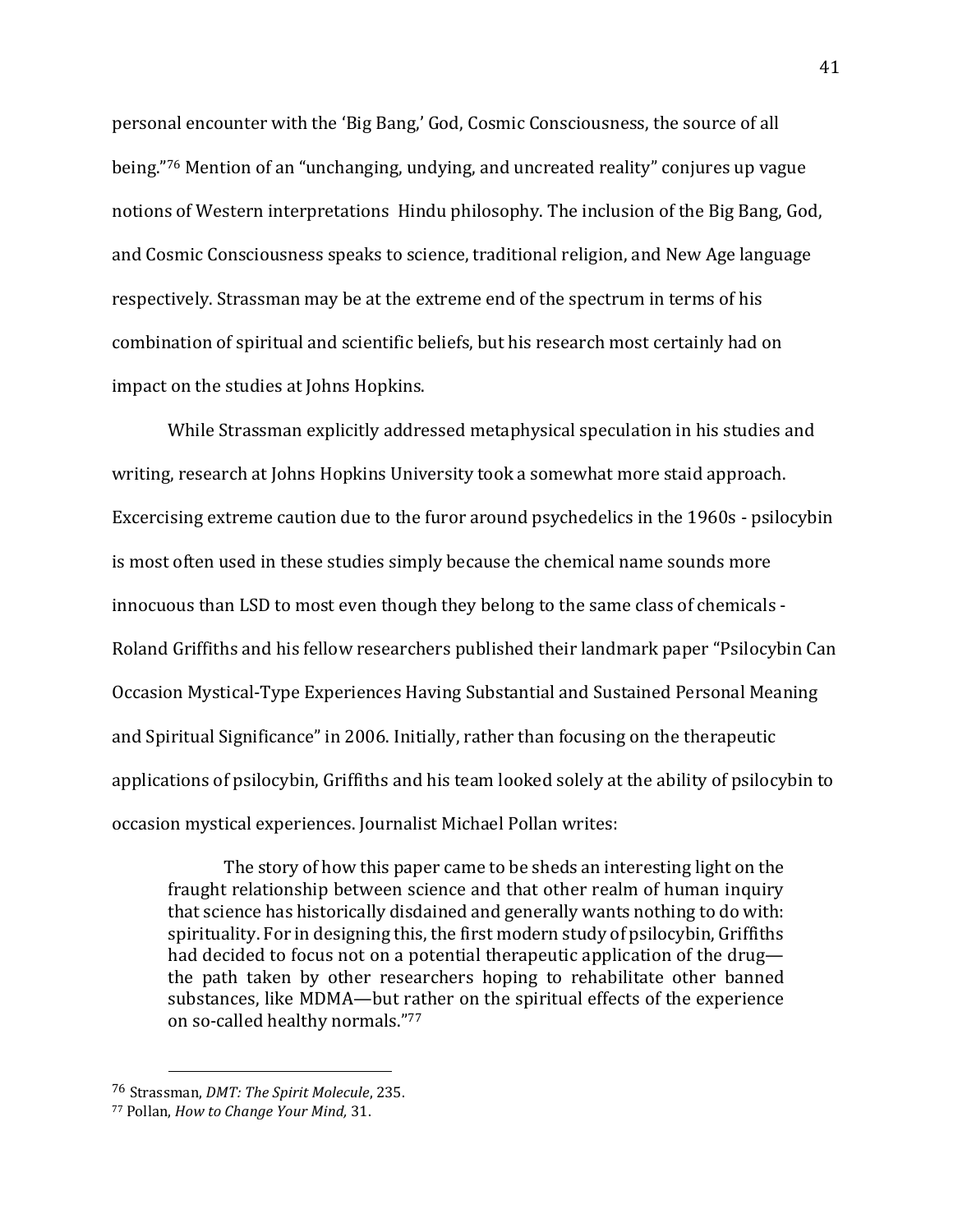personal encounter with the 'Big Bang,' God, Cosmic Consciousness, the source of all being."[76] Mention of an "unchanging, undying, and uncreated reality" conjures up vague notions of Western interpretations  Hindu philosophy. The inclusion of the Big Bang, God, and Cosmic Consciousness speaks to science, traditional religion, and New Age language respectively. Strassman may be at the extreme end of the spectrum in terms of his combination of spiritual and scientific beliefs, but his research most certainly had on impact on the studies at Johns Hopkins.

While Strassman explicitly addressed metaphysical speculation in his studies and writing, research at Johns Hopkins University took a somewhat more staid approach. Excercising extreme caution due to the furor around psychedelics in the 1960s - psilocybin is most often used in these studies simply because the chemical name sounds more innocuous than LSD to most even though they belong to the same class of chemicals - Roland Griffiths and his fellow researchers published their landmark paper "Psilocybin Can Occasion Mystical-Type Experiences Having Substantial and Sustained Personal Meaning and Spiritual Significance" in 2006. Initially, rather than focusing on the therapeutic applications of psilocybin, Griffiths and his team looked solely at the ability of psilocybin to occasion mystical experiences. Journalist Michael Pollan writes:

> The story of how this paper came to be sheds an interesting light on the fraught relationship between science and that other realm of human inquiry that science has historically disdained and generally wants nothing to do with: spirituality. For in designing this, the first modern study of psilocybin, Griffiths had decided to focus not on a potential therapeutic application of the drug—the path taken by other researchers hoping to rehabilitate other banned substances, like MDMA—but rather on the spiritual effects of the experience on so-called healthy normals."[77]

---

[76] Strassman, *DMT: The Spirit Molecule*, 235.

[77] Pollan, *How to Change Your Mind,* 31.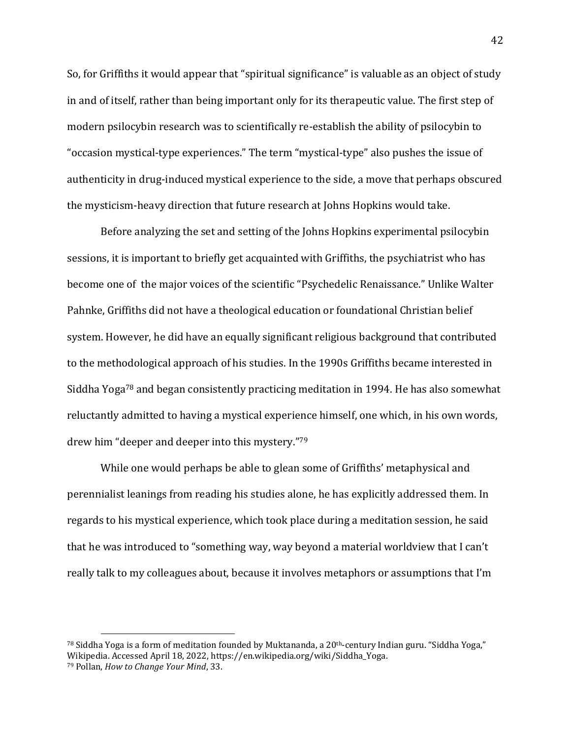So, for Griffiths it would appear that "spiritual significance" is valuable as an object of study in and of itself, rather than being important only for its therapeutic value. The first step of modern psilocybin research was to scientifically re-establish the ability of psilocybin to "occasion mystical-type experiences." The term "mystical-type" also pushes the issue of authenticity in drug-induced mystical experience to the side, a move that perhaps obscured the mysticism-heavy direction that future research at Johns Hopkins would take.

Before analyzing the set and setting of the Johns Hopkins experimental psilocybin sessions, it is important to briefly get acquainted with Griffiths, the psychiatrist who has become one of the major voices of the scientific "Psychedelic Renaissance." Unlike Walter Pahnke, Griffiths did not have a theological education or foundational Christian belief system. However, he did have an equally significant religious background that contributed to the methodological approach of his studies. In the 1990s Griffiths became interested in Siddha Yoga[78] and began consistently practicing meditation in 1994. He has also somewhat reluctantly admitted to having a mystical experience himself, one which, in his own words, drew him "deeper and deeper into this mystery."[79]

While one would perhaps be able to glean some of Griffiths' metaphysical and perennialist leanings from reading his studies alone, he has explicitly addressed them. In regards to his mystical experience, which took place during a meditation session, he said that he was introduced to "something way, way beyond a material worldview that I can't really talk to my colleagues about, because it involves metaphors or assumptions that I'm

---

[78] Siddha Yoga is a form of meditation founded by Muktananda, a 20th-century Indian guru. "Siddha Yoga," Wikipedia. Accessed April 18, 2022, https://en.wikipedia.org/wiki/Siddha_Yoga.

[79] Pollan, *How to Change Your Mind*, 33.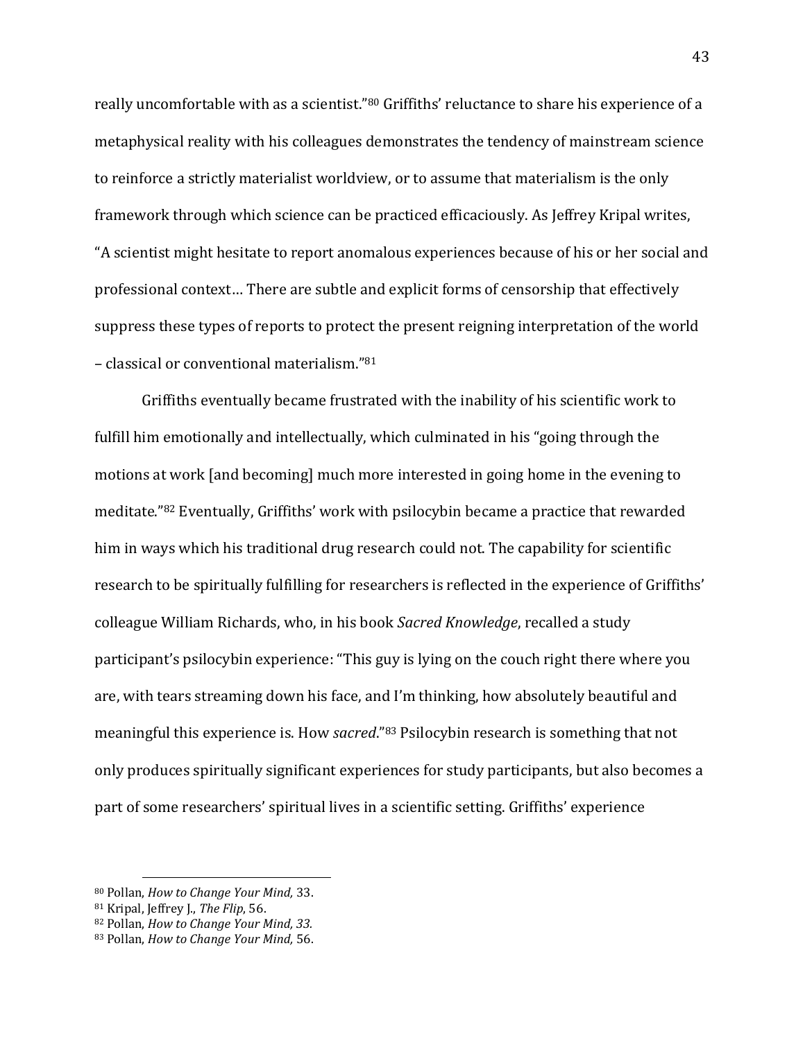really uncomfortable with as a scientist."[80] Griffiths' reluctance to share his experience of a metaphysical reality with his colleagues demonstrates the tendency of mainstream science to reinforce a strictly materialist worldview, or to assume that materialism is the only framework through which science can be practiced efficaciously. As Jeffrey Kripal writes, "A scientist might hesitate to report anomalous experiences because of his or her social and professional context… There are subtle and explicit forms of censorship that effectively suppress these types of reports to protect the present reigning interpretation of the world – classical or conventional materialism."[81]

Griffiths eventually became frustrated with the inability of his scientific work to fulfill him emotionally and intellectually, which culminated in his "going through the motions at work [and becoming] much more interested in going home in the evening to meditate."[82] Eventually, Griffiths' work with psilocybin became a practice that rewarded him in ways which his traditional drug research could not. The capability for scientific research to be spiritually fulfilling for researchers is reflected in the experience of Griffiths' colleague William Richards, who, in his book *Sacred Knowledge*, recalled a study participant's psilocybin experience: "This guy is lying on the couch right there where you are, with tears streaming down his face, and I'm thinking, how absolutely beautiful and meaningful this experience is. How *sacred*."[83] Psilocybin research is something that not only produces spiritually significant experiences for study participants, but also becomes a part of some researchers' spiritual lives in a scientific setting. Griffiths' experience

---

[80] Pollan, *How to Change Your Mind,* 33.

[81] Kripal, Jeffrey J., *The Flip*, 56.

[82] Pollan, *How to Change Your Mind, 33.*

[83] Pollan, *How to Change Your Mind,* 56.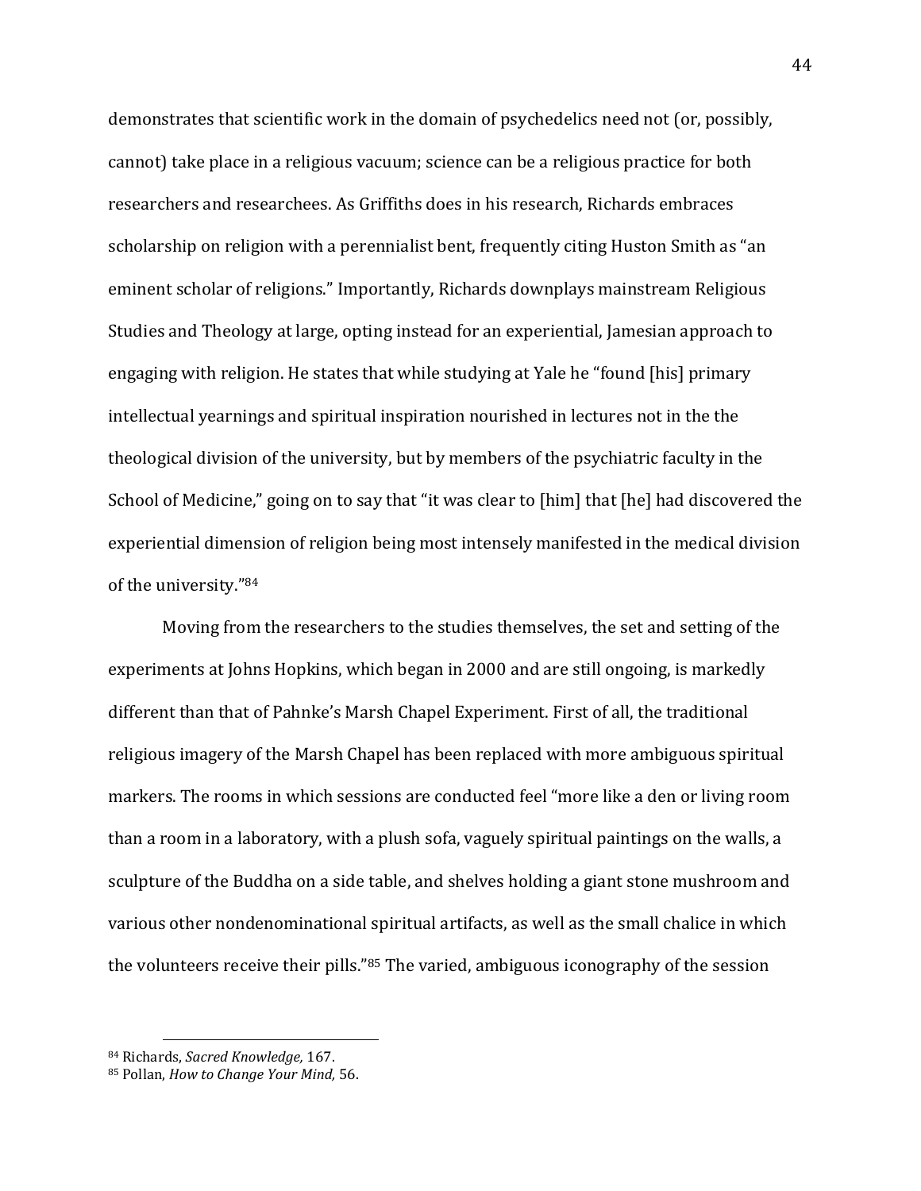demonstrates that scientific work in the domain of psychedelics need not (or, possibly, cannot) take place in a religious vacuum; science can be a religious practice for both researchers and researchees. As Griffiths does in his research, Richards embraces scholarship on religion with a perennialist bent, frequently citing Huston Smith as "an eminent scholar of religions." Importantly, Richards downplays mainstream Religious Studies and Theology at large, opting instead for an experiential, Jamesian approach to engaging with religion. He states that while studying at Yale he "found [his] primary intellectual yearnings and spiritual inspiration nourished in lectures not in the the theological division of the university, but by members of the psychiatric faculty in the School of Medicine," going on to say that "it was clear to [him] that [he] had discovered the experiential dimension of religion being most intensely manifested in the medical division of the university."[84]

Moving from the researchers to the studies themselves, the set and setting of the experiments at Johns Hopkins, which began in 2000 and are still ongoing, is markedly different than that of Pahnke's Marsh Chapel Experiment. First of all, the traditional religious imagery of the Marsh Chapel has been replaced with more ambiguous spiritual markers. The rooms in which sessions are conducted feel "more like a den or living room than a room in a laboratory, with a plush sofa, vaguely spiritual paintings on the walls, a sculpture of the Buddha on a side table, and shelves holding a giant stone mushroom and various other nondenominational spiritual artifacts, as well as the small chalice in which the volunteers receive their pills."[85] The varied, ambiguous iconography of the session

---

[84] Richards, *Sacred Knowledge,* 167.

[85] Pollan, *How to Change Your Mind,* 56.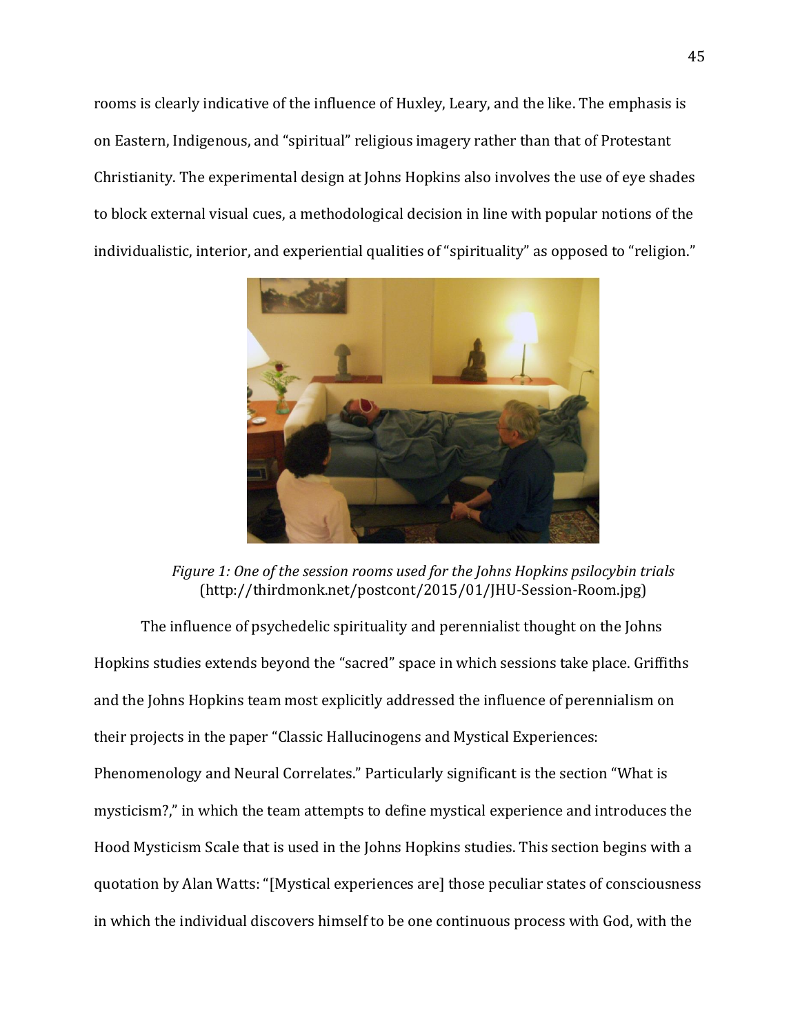rooms is clearly indicative of the influence of Huxley, Leary, and the like. The emphasis is on Eastern, Indigenous, and "spiritual" religious imagery rather than that of Protestant Christianity. The experimental design at Johns Hopkins also involves the use of eye shades to block external visual cues, a methodological decision in line with popular notions of the individualistic, interior, and experiential qualities of "spirituality" as opposed to "religion."

*Figure 1: One of the session rooms used for the Johns Hopkins psilocybin trials* (http://thirdmonk.net/postcont/2015/01/JHU-Session-Room.jpg)

The influence of psychedelic spirituality and perennialist thought on the Johns Hopkins studies extends beyond the "sacred" space in which sessions take place. Griffiths and the Johns Hopkins team most explicitly addressed the influence of perennialism on their projects in the paper "Classic Hallucinogens and Mystical Experiences: Phenomenology and Neural Correlates." Particularly significant is the section "What is mysticism?," in which the team attempts to define mystical experience and introduces the Hood Mysticism Scale that is used in the Johns Hopkins studies. This section begins with a quotation by Alan Watts: "[Mystical experiences are] those peculiar states of consciousness in which the individual discovers himself to be one continuous process with God, with the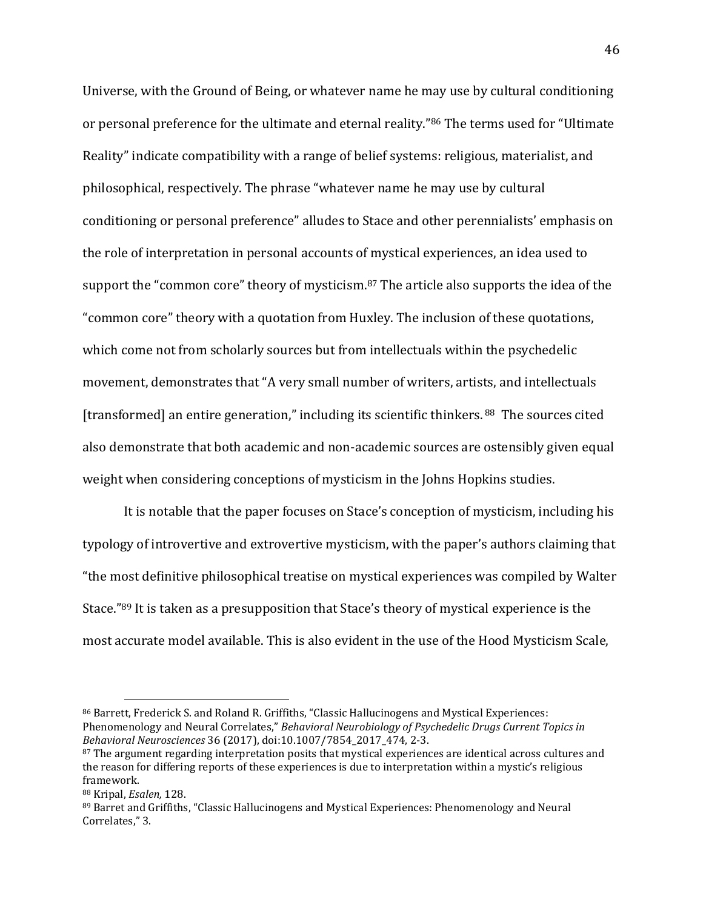Universe, with the Ground of Being, or whatever name he may use by cultural conditioning or personal preference for the ultimate and eternal reality."[86] The terms used for "Ultimate Reality" indicate compatibility with a range of belief systems: religious, materialist, and philosophical, respectively. The phrase "whatever name he may use by cultural conditioning or personal preference" alludes to Stace and other perennialists' emphasis on the role of interpretation in personal accounts of mystical experiences, an idea used to support the "common core" theory of mysticism.[87] The article also supports the idea of the "common core" theory with a quotation from Huxley. The inclusion of these quotations, which come not from scholarly sources but from intellectuals within the psychedelic movement, demonstrates that "A very small number of writers, artists, and intellectuals [transformed] an entire generation," including its scientific thinkers. [88] The sources cited also demonstrate that both academic and non-academic sources are ostensibly given equal weight when considering conceptions of mysticism in the Johns Hopkins studies.

It is notable that the paper focuses on Stace's conception of mysticism, including his typology of introvertive and extrovertive mysticism, with the paper's authors claiming that "the most definitive philosophical treatise on mystical experiences was compiled by Walter Stace."[89] It is taken as a presupposition that Stace's theory of mystical experience is the most accurate model available. This is also evident in the use of the Hood Mysticism Scale,

---

[86] Barrett, Frederick S. and Roland R. Griffiths, "Classic Hallucinogens and Mystical Experiences: Phenomenology and Neural Correlates," *Behavioral Neurobiology of Psychedelic Drugs Current Topics in Behavioral Neurosciences* 36 (2017), doi:10.1007/7854_2017_474, 2-3.

[87] The argument regarding interpretation posits that mystical experiences are identical across cultures and the reason for differing reports of these experiences is due to interpretation within a mystic's religious framework.

[88] Kripal, *Esalen,* 128.

[89] Barret and Griffiths, "Classic Hallucinogens and Mystical Experiences: Phenomenology and Neural Correlates," 3.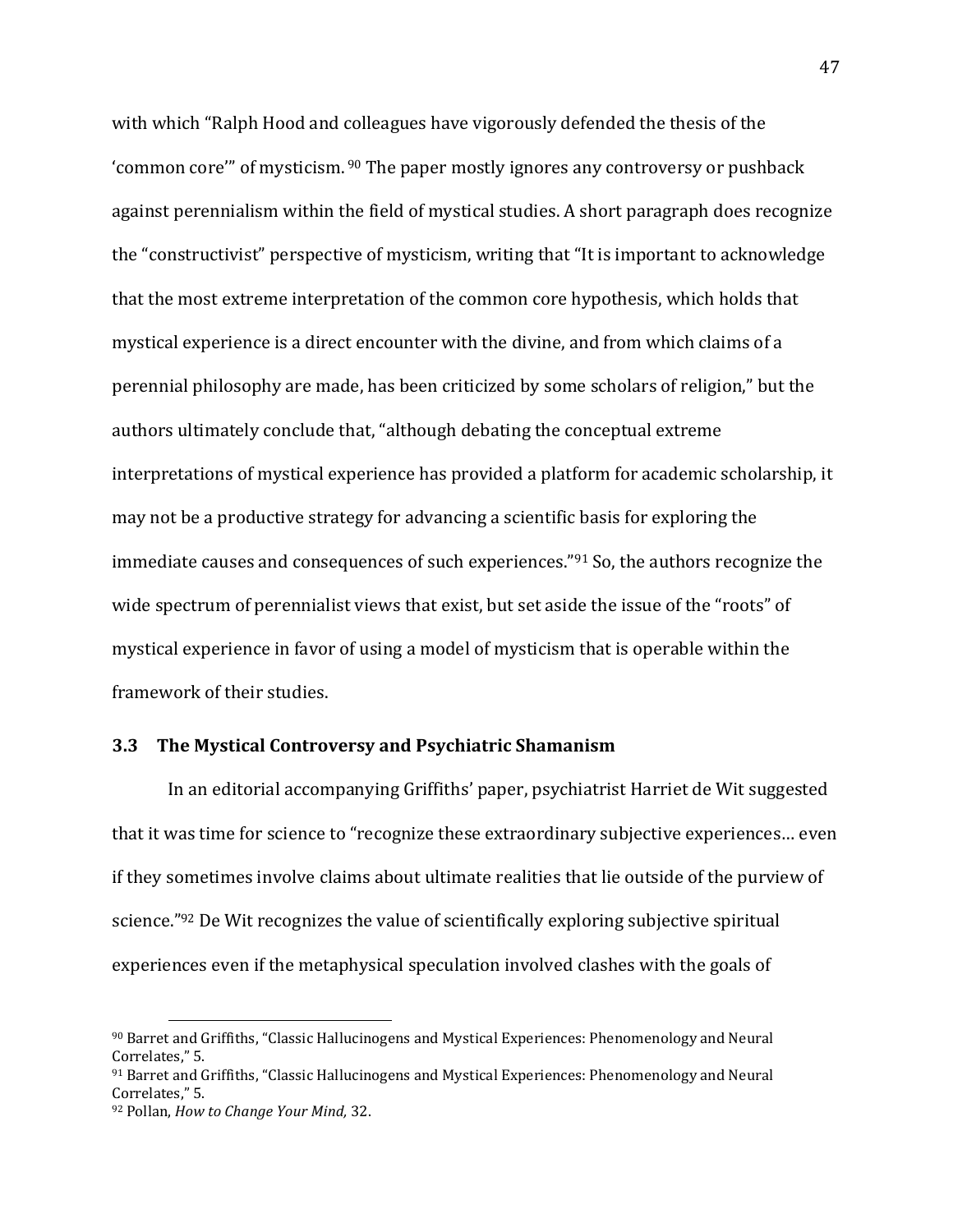with which "Ralph Hood and colleagues have vigorously defended the thesis of the 'common core'" of mysticism.[90] The paper mostly ignores any controversy or pushback against perennialism within the field of mystical studies. A short paragraph does recognize the "constructivist" perspective of mysticism, writing that "It is important to acknowledge that the most extreme interpretation of the common core hypothesis, which holds that mystical experience is a direct encounter with the divine, and from which claims of a perennial philosophy are made, has been criticized by some scholars of religion," but the authors ultimately conclude that, "although debating the conceptual extreme interpretations of mystical experience has provided a platform for academic scholarship, it may not be a productive strategy for advancing a scientific basis for exploring the immediate causes and consequences of such experiences."[91] So, the authors recognize the wide spectrum of perennialist views that exist, but set aside the issue of the "roots" of mystical experience in favor of using a model of mysticism that is operable within the framework of their studies.

### 3.3 The Mystical Controversy and Psychiatric Shamanism

In an editorial accompanying Griffiths' paper, psychiatrist Harriet de Wit suggested that it was time for science to "recognize these extraordinary subjective experiences… even if they sometimes involve claims about ultimate realities that lie outside of the purview of science."[92] De Wit recognizes the value of scientifically exploring subjective spiritual experiences even if the metaphysical speculation involved clashes with the goals of

---

[90] Barret and Griffiths, "Classic Hallucinogens and Mystical Experiences: Phenomenology and Neural Correlates," 5.

[91] Barret and Griffiths, "Classic Hallucinogens and Mystical Experiences: Phenomenology and Neural Correlates," 5.

[92] Pollan, *How to Change Your Mind,* 32.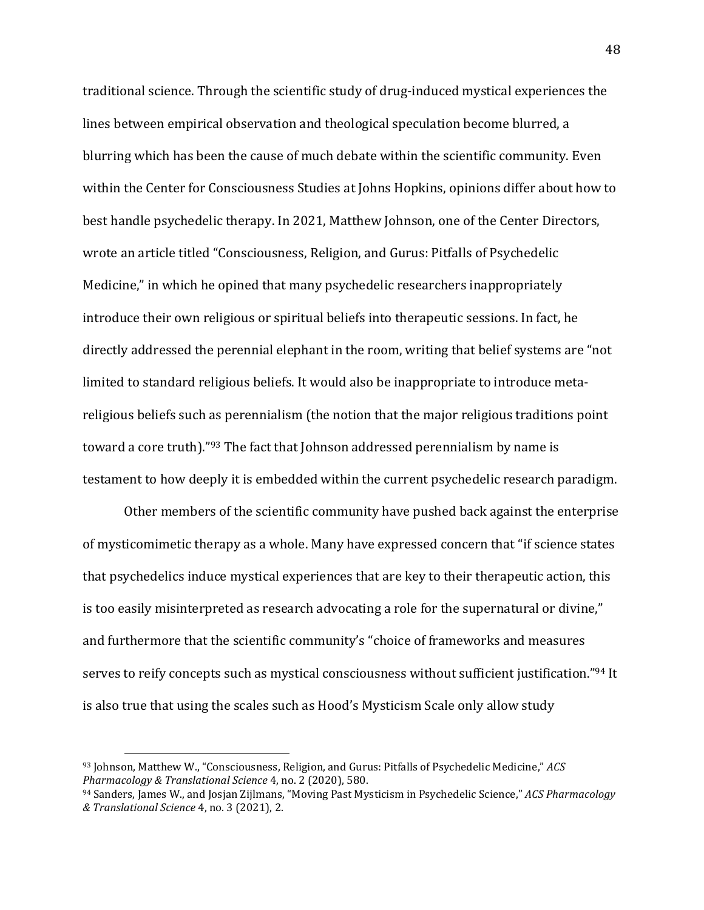traditional science. Through the scientific study of drug-induced mystical experiences the lines between empirical observation and theological speculation become blurred, a blurring which has been the cause of much debate within the scientific community. Even within the Center for Consciousness Studies at Johns Hopkins, opinions differ about how to best handle psychedelic therapy. In 2021, Matthew Johnson, one of the Center Directors, wrote an article titled "Consciousness, Religion, and Gurus: Pitfalls of Psychedelic Medicine," in which he opined that many psychedelic researchers inappropriately introduce their own religious or spiritual beliefs into therapeutic sessions. In fact, he directly addressed the perennial elephant in the room, writing that belief systems are "not limited to standard religious beliefs. It would also be inappropriate to introduce meta-religious beliefs such as perennialism (the notion that the major religious traditions point toward a core truth)."[93] The fact that Johnson addressed perennialism by name is testament to how deeply it is embedded within the current psychedelic research paradigm.

Other members of the scientific community have pushed back against the enterprise of mysticomimetic therapy as a whole. Many have expressed concern that "if science states that psychedelics induce mystical experiences that are key to their therapeutic action, this is too easily misinterpreted as research advocating a role for the supernatural or divine," and furthermore that the scientific community's "choice of frameworks and measures serves to reify concepts such as mystical consciousness without sufficient justification."[94] It is also true that using the scales such as Hood's Mysticism Scale only allow study

---

[93] Johnson, Matthew W., "Consciousness, Religion, and Gurus: Pitfalls of Psychedelic Medicine," *ACS Pharmacology & Translational Science* 4, no. 2 (2020), 580.

[94] Sanders, James W., and Josjan Zijlmans, "Moving Past Mysticism in Psychedelic Science," *ACS Pharmacology & Translational Science* 4, no. 3 (2021), 2.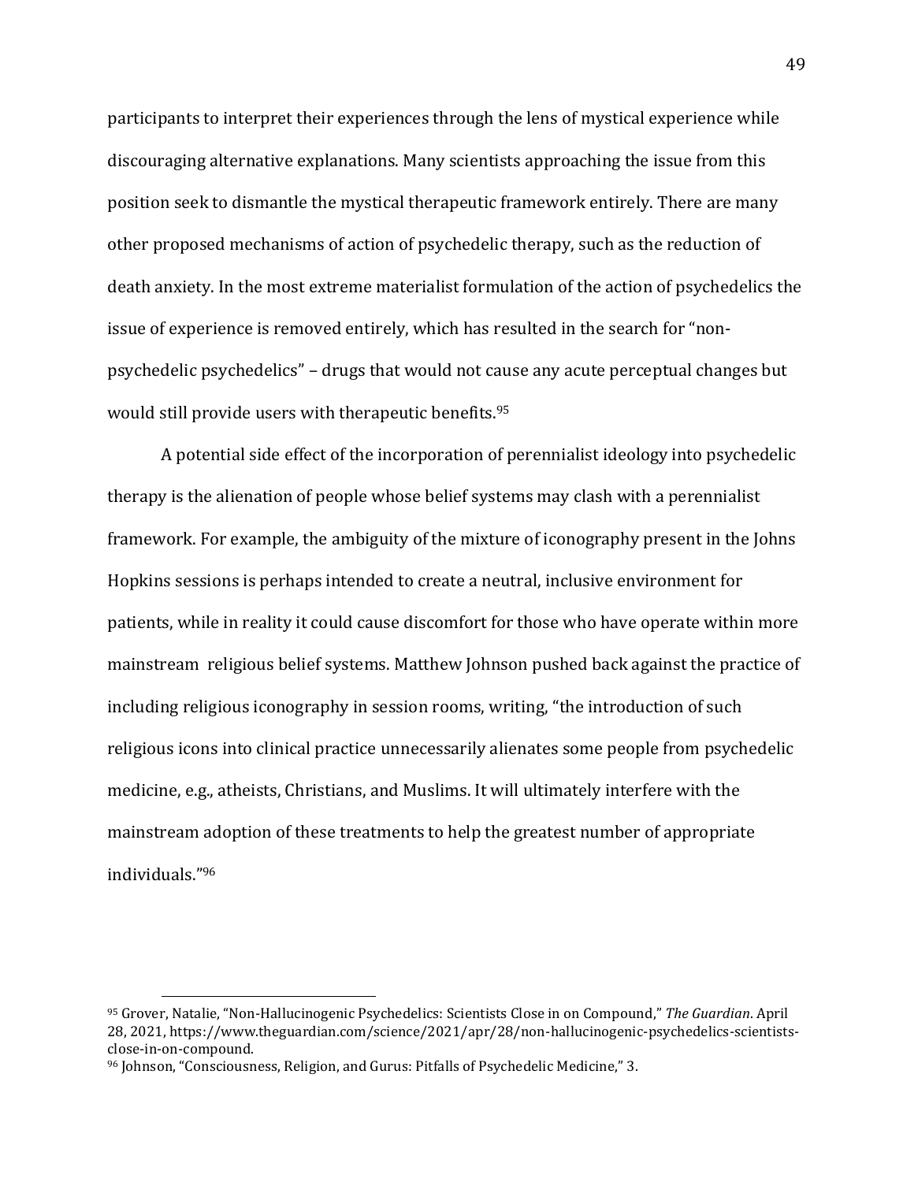participants to interpret their experiences through the lens of mystical experience while discouraging alternative explanations. Many scientists approaching the issue from this position seek to dismantle the mystical therapeutic framework entirely. There are many other proposed mechanisms of action of psychedelic therapy, such as the reduction of death anxiety. In the most extreme materialist formulation of the action of psychedelics the issue of experience is removed entirely, which has resulted in the search for "non-psychedelic psychedelics" – drugs that would not cause any acute perceptual changes but would still provide users with therapeutic benefits.[95]

A potential side effect of the incorporation of perennialist ideology into psychedelic therapy is the alienation of people whose belief systems may clash with a perennialist framework. For example, the ambiguity of the mixture of iconography present in the Johns Hopkins sessions is perhaps intended to create a neutral, inclusive environment for patients, while in reality it could cause discomfort for those who have operate within more mainstream religious belief systems. Matthew Johnson pushed back against the practice of including religious iconography in session rooms, writing, "the introduction of such religious icons into clinical practice unnecessarily alienates some people from psychedelic medicine, e.g., atheists, Christians, and Muslims. It will ultimately interfere with the mainstream adoption of these treatments to help the greatest number of appropriate individuals."[96]

---

[95] Grover, Natalie, "Non-Hallucinogenic Psychedelics: Scientists Close in on Compound," *The Guardian*. April 28, 2021, https://www.theguardian.com/science/2021/apr/28/non-hallucinogenic-psychedelics-scientists-close-in-on-compound.

[96] Johnson, "Consciousness, Religion, and Gurus: Pitfalls of Psychedelic Medicine," 3.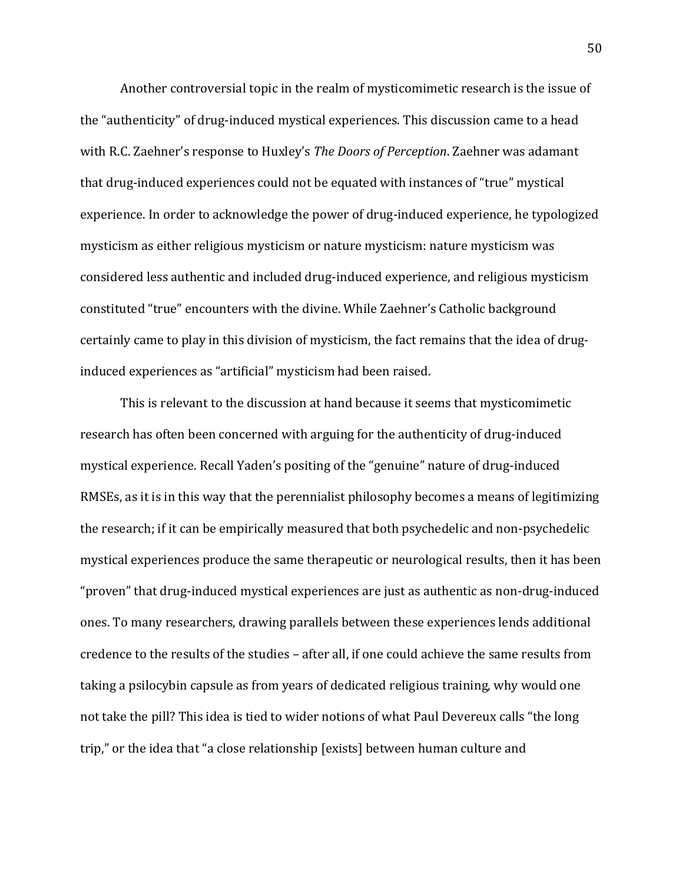Another controversial topic in the realm of mysticomimetic research is the issue of the "authenticity" of drug-induced mystical experiences. This discussion came to a head with R.C. Zaehner's response to Huxley's *The Doors of Perception*. Zaehner was adamant that drug-induced experiences could not be equated with instances of "true" mystical experience. In order to acknowledge the power of drug-induced experience, he typologized mysticism as either religious mysticism or nature mysticism: nature mysticism was considered less authentic and included drug-induced experience, and religious mysticism constituted "true" encounters with the divine. While Zaehner's Catholic background certainly came to play in this division of mysticism, the fact remains that the idea of drug-induced experiences as "artificial" mysticism had been raised.

This is relevant to the discussion at hand because it seems that mysticomimetic research has often been concerned with arguing for the authenticity of drug-induced mystical experience. Recall Yaden's positing of the "genuine" nature of drug-induced RMSEs, as it is in this way that the perennialist philosophy becomes a means of legitimizing the research; if it can be empirically measured that both psychedelic and non-psychedelic mystical experiences produce the same therapeutic or neurological results, then it has been "proven" that drug-induced mystical experiences are just as authentic as non-drug-induced ones. To many researchers, drawing parallels between these experiences lends additional credence to the results of the studies – after all, if one could achieve the same results from taking a psilocybin capsule as from years of dedicated religious training, why would one not take the pill? This idea is tied to wider notions of what Paul Devereux calls "the long trip," or the idea that "a close relationship [exists] between human culture and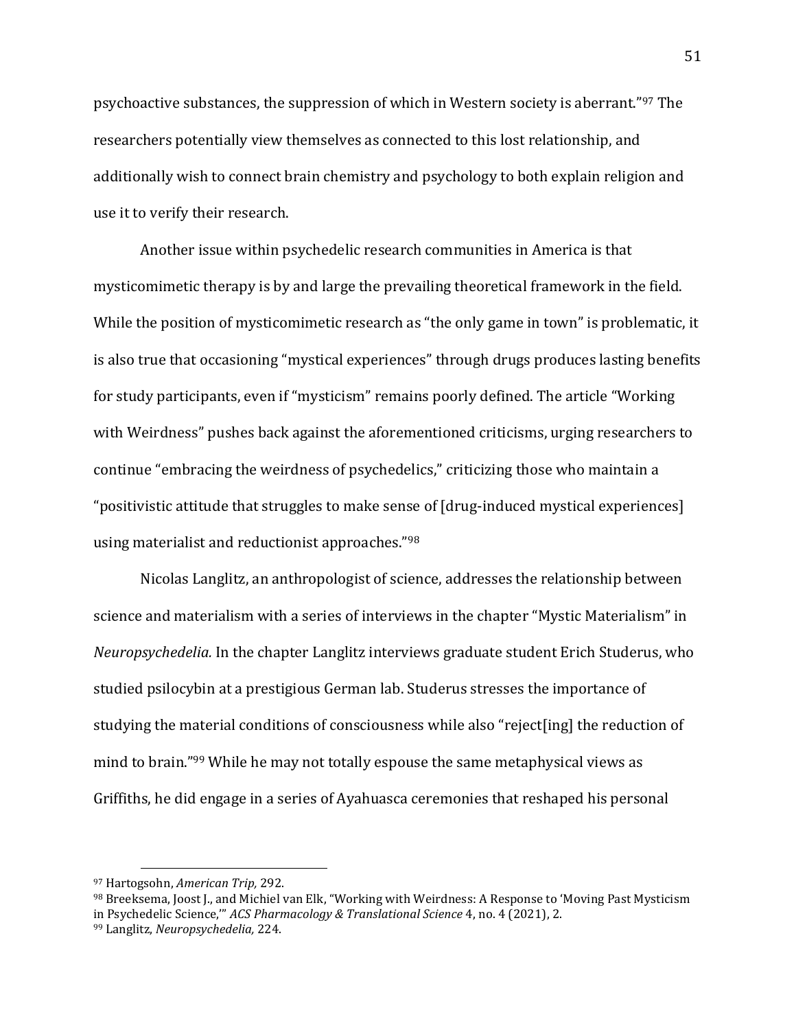psychoactive substances, the suppression of which in Western society is aberrant."[97] The researchers potentially view themselves as connected to this lost relationship, and additionally wish to connect brain chemistry and psychology to both explain religion and use it to verify their research.

Another issue within psychedelic research communities in America is that mysticomimetic therapy is by and large the prevailing theoretical framework in the field. While the position of mysticomimetic research as "the only game in town" is problematic, it is also true that occasioning "mystical experiences" through drugs produces lasting benefits for study participants, even if "mysticism" remains poorly defined. The article "Working with Weirdness" pushes back against the aforementioned criticisms, urging researchers to continue "embracing the weirdness of psychedelics," criticizing those who maintain a "positivistic attitude that struggles to make sense of [drug-induced mystical experiences] using materialist and reductionist approaches."[98]

Nicolas Langlitz, an anthropologist of science, addresses the relationship between science and materialism with a series of interviews in the chapter "Mystic Materialism" in *Neuropsychedelia.* In the chapter Langlitz interviews graduate student Erich Studerus, who studied psilocybin at a prestigious German lab. Studerus stresses the importance of studying the material conditions of consciousness while also "reject[ing] the reduction of mind to brain."[99] While he may not totally espouse the same metaphysical views as Griffiths, he did engage in a series of Ayahuasca ceremonies that reshaped his personal

---

[97] Hartogsohn, *American Trip,* 292.

[98] Breeksema, Joost J., and Michiel van Elk, "Working with Weirdness: A Response to 'Moving Past Mysticism in Psychedelic Science,'" *ACS Pharmacology & Translational Science* 4, no. 4 (2021), 2.

[99] Langlitz, *Neuropsychedelia,* 224.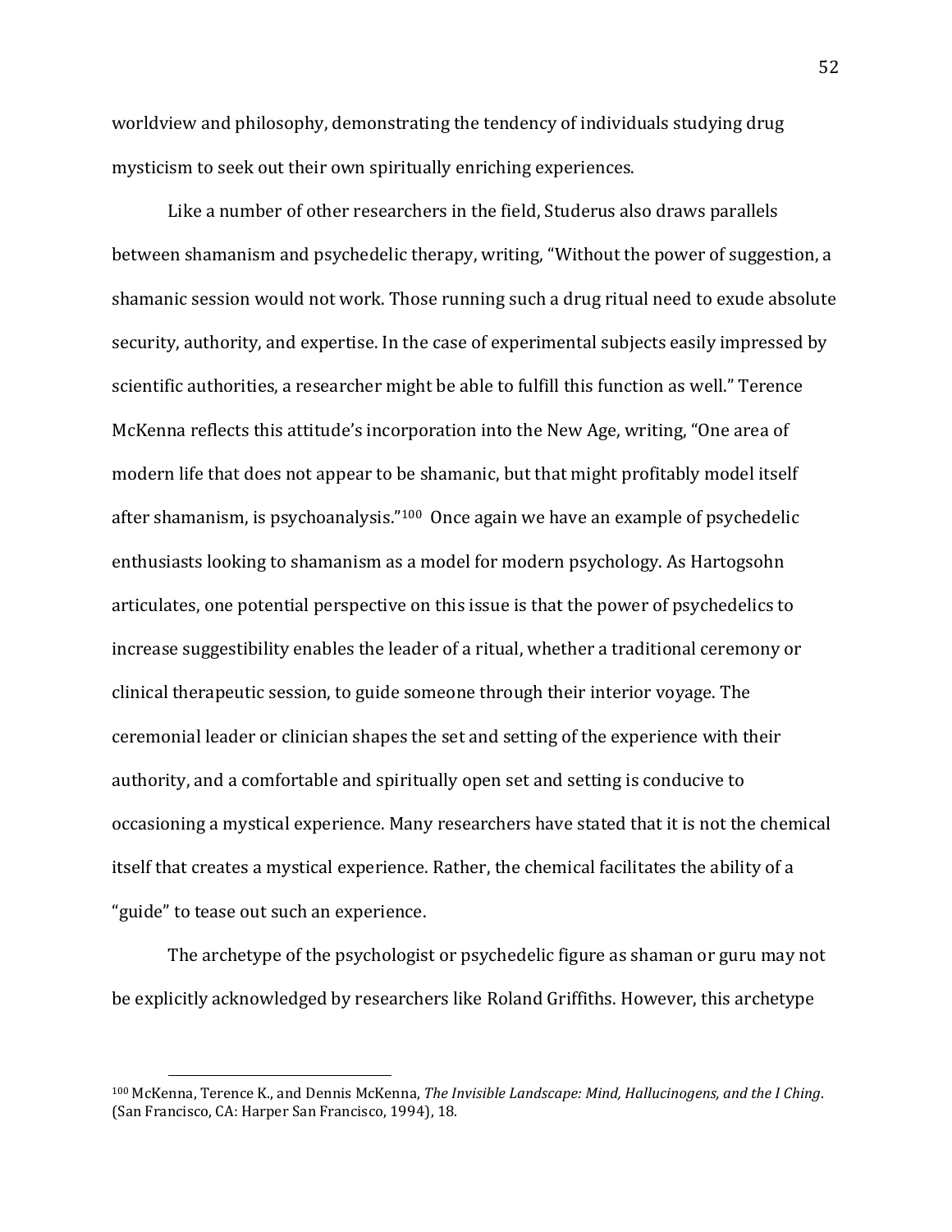worldview and philosophy, demonstrating the tendency of individuals studying drug mysticism to seek out their own spiritually enriching experiences.

Like a number of other researchers in the field, Studerus also draws parallels between shamanism and psychedelic therapy, writing, "Without the power of suggestion, a shamanic session would not work. Those running such a drug ritual need to exude absolute security, authority, and expertise. In the case of experimental subjects easily impressed by scientific authorities, a researcher might be able to fulfill this function as well." Terence McKenna reflects this attitude's incorporation into the New Age, writing, "One area of modern life that does not appear to be shamanic, but that might profitably model itself after shamanism, is psychoanalysis."[100] Once again we have an example of psychedelic enthusiasts looking to shamanism as a model for modern psychology. As Hartogsohn articulates, one potential perspective on this issue is that the power of psychedelics to increase suggestibility enables the leader of a ritual, whether a traditional ceremony or clinical therapeutic session, to guide someone through their interior voyage. The ceremonial leader or clinician shapes the set and setting of the experience with their authority, and a comfortable and spiritually open set and setting is conducive to occasioning a mystical experience. Many researchers have stated that it is not the chemical itself that creates a mystical experience. Rather, the chemical facilitates the ability of a "guide" to tease out such an experience.

The archetype of the psychologist or psychedelic figure as shaman or guru may not be explicitly acknowledged by researchers like Roland Griffiths. However, this archetype

---

[100] McKenna, Terence K., and Dennis McKenna, *The Invisible Landscape: Mind, Hallucinogens, and the I Ching*. (San Francisco, CA: Harper San Francisco, 1994), 18.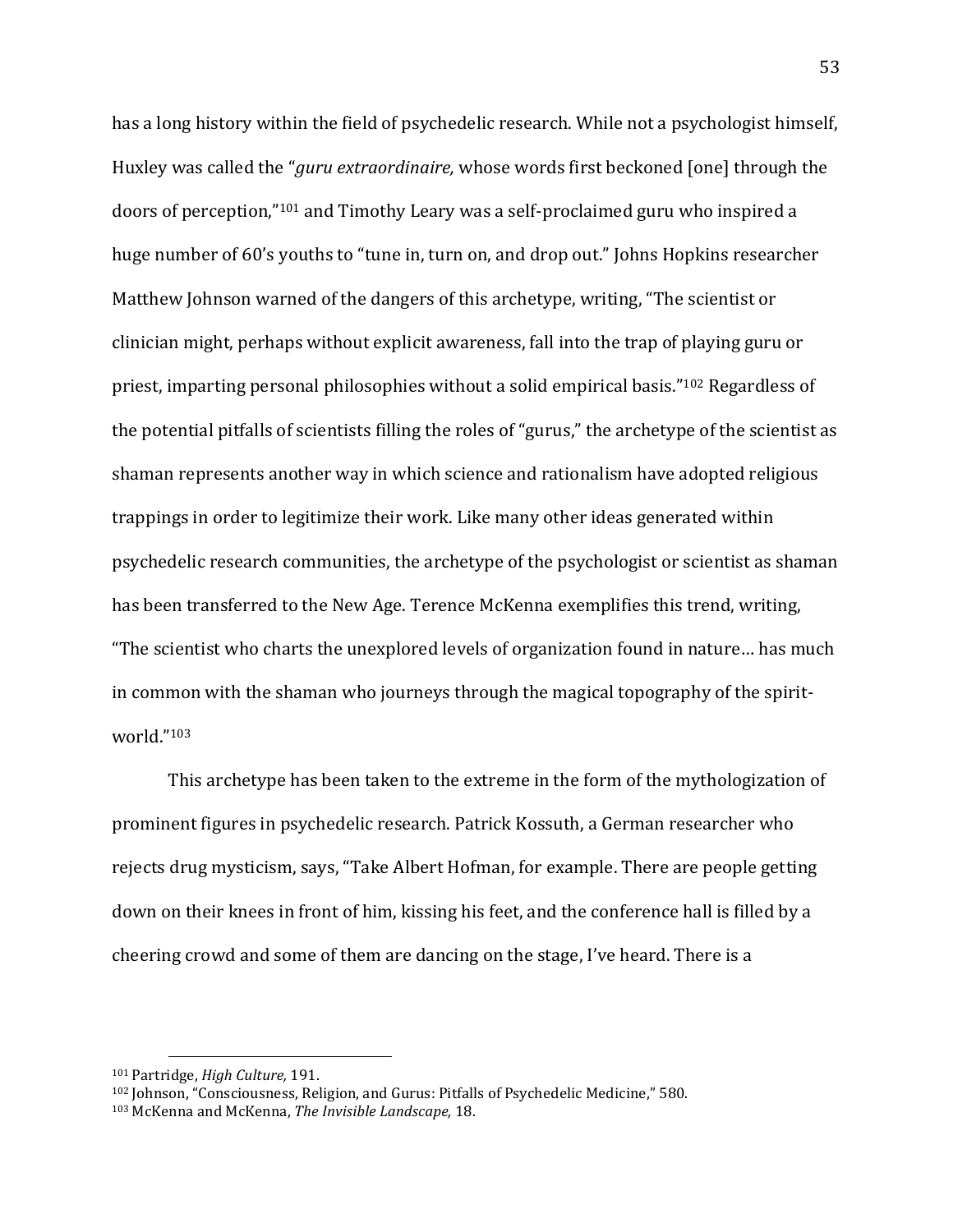has a long history within the field of psychedelic research. While not a psychologist himself, Huxley was called the "*guru extraordinaire,* whose words first beckoned [one] through the doors of perception,"[101] and Timothy Leary was a self-proclaimed guru who inspired a huge number of 60's youths to "tune in, turn on, and drop out." Johns Hopkins researcher Matthew Johnson warned of the dangers of this archetype, writing, "The scientist or clinician might, perhaps without explicit awareness, fall into the trap of playing guru or priest, imparting personal philosophies without a solid empirical basis."[102] Regardless of the potential pitfalls of scientists filling the roles of "gurus," the archetype of the scientist as shaman represents another way in which science and rationalism have adopted religious trappings in order to legitimize their work. Like many other ideas generated within psychedelic research communities, the archetype of the psychologist or scientist as shaman has been transferred to the New Age. Terence McKenna exemplifies this trend, writing, "The scientist who charts the unexplored levels of organization found in nature… has much in common with the shaman who journeys through the magical topography of the spirit-world."[103]

This archetype has been taken to the extreme in the form of the mythologization of prominent figures in psychedelic research. Patrick Kossuth, a German researcher who rejects drug mysticism, says, "Take Albert Hofman, for example. There are people getting down on their knees in front of him, kissing his feet, and the conference hall is filled by a cheering crowd and some of them are dancing on the stage, I've heard. There is a

---

[101] Partridge, *High Culture,* 191.

[102] Johnson, "Consciousness, Religion, and Gurus: Pitfalls of Psychedelic Medicine," 580.

[103] McKenna and McKenna, *The Invisible Landscape,* 18.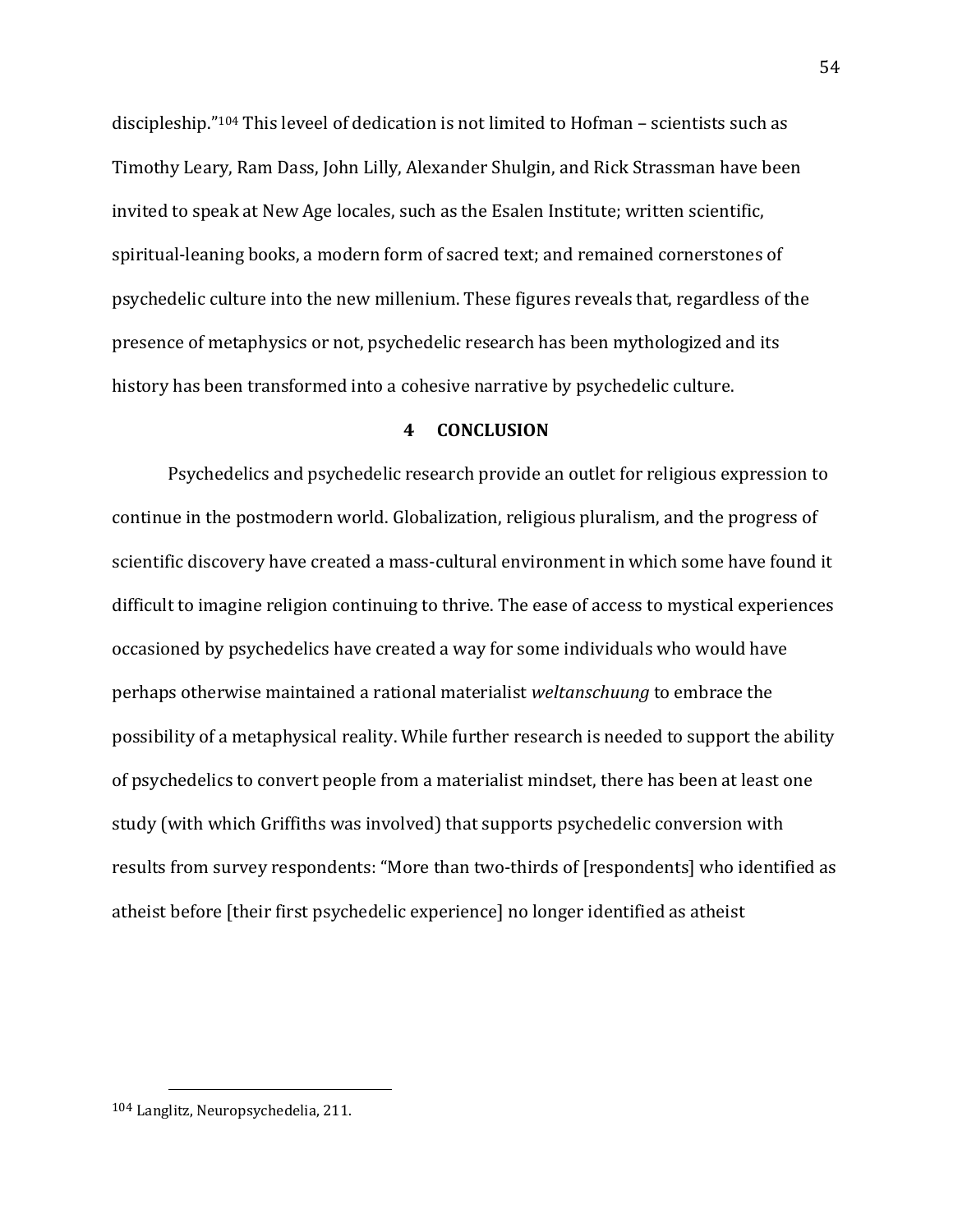discipleship."[104] This leveel of dedication is not limited to Hofman – scientists such as Timothy Leary, Ram Dass, John Lilly, Alexander Shulgin, and Rick Strassman have been invited to speak at New Age locales, such as the Esalen Institute; written scientific, spiritual-leaning books, a modern form of sacred text; and remained cornerstones of psychedelic culture into the new millenium. These figures reveals that, regardless of the presence of metaphysics or not, psychedelic research has been mythologized and its history has been transformed into a cohesive narrative by psychedelic culture.

## 4 CONCLUSION

Psychedelics and psychedelic research provide an outlet for religious expression to continue in the postmodern world. Globalization, religious pluralism, and the progress of scientific discovery have created a mass-cultural environment in which some have found it difficult to imagine religion continuing to thrive. The ease of access to mystical experiences occasioned by psychedelics have created a way for some individuals who would have perhaps otherwise maintained a rational materialist *weltanschuung* to embrace the possibility of a metaphysical reality. While further research is needed to support the ability of psychedelics to convert people from a materialist mindset, there has been at least one study (with which Griffiths was involved) that supports psychedelic conversion with results from survey respondents: "More than two-thirds of [respondents] who identified as atheist before [their first psychedelic experience] no longer identified as atheist

---

[104] Langlitz, Neuropsychedelia, 211.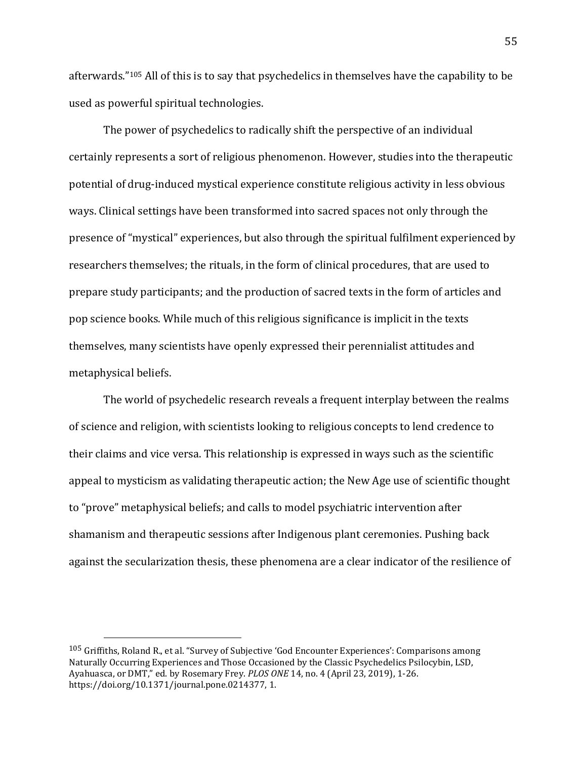afterwards."[105] All of this is to say that psychedelics in themselves have the capability to be used as powerful spiritual technologies.

The power of psychedelics to radically shift the perspective of an individual certainly represents a sort of religious phenomenon. However, studies into the therapeutic potential of drug-induced mystical experience constitute religious activity in less obvious ways. Clinical settings have been transformed into sacred spaces not only through the presence of "mystical" experiences, but also through the spiritual fulfilment experienced by researchers themselves; the rituals, in the form of clinical procedures, that are used to prepare study participants; and the production of sacred texts in the form of articles and pop science books. While much of this religious significance is implicit in the texts themselves, many scientists have openly expressed their perennialist attitudes and metaphysical beliefs.

The world of psychedelic research reveals a frequent interplay between the realms of science and religion, with scientists looking to religious concepts to lend credence to their claims and vice versa. This relationship is expressed in ways such as the scientific appeal to mysticism as validating therapeutic action; the New Age use of scientific thought to "prove" metaphysical beliefs; and calls to model psychiatric intervention after shamanism and therapeutic sessions after Indigenous plant ceremonies. Pushing back against the secularization thesis, these phenomena are a clear indicator of the resilience of

---

[105] Griffiths, Roland R., et al. "Survey of Subjective 'God Encounter Experiences': Comparisons among Naturally Occurring Experiences and Those Occasioned by the Classic Psychedelics Psilocybin, LSD, Ayahuasca, or DMT," ed. by Rosemary Frey. *PLOS ONE* 14, no. 4 (April 23, 2019), 1-26. https://doi.org/10.1371/journal.pone.0214377, 1.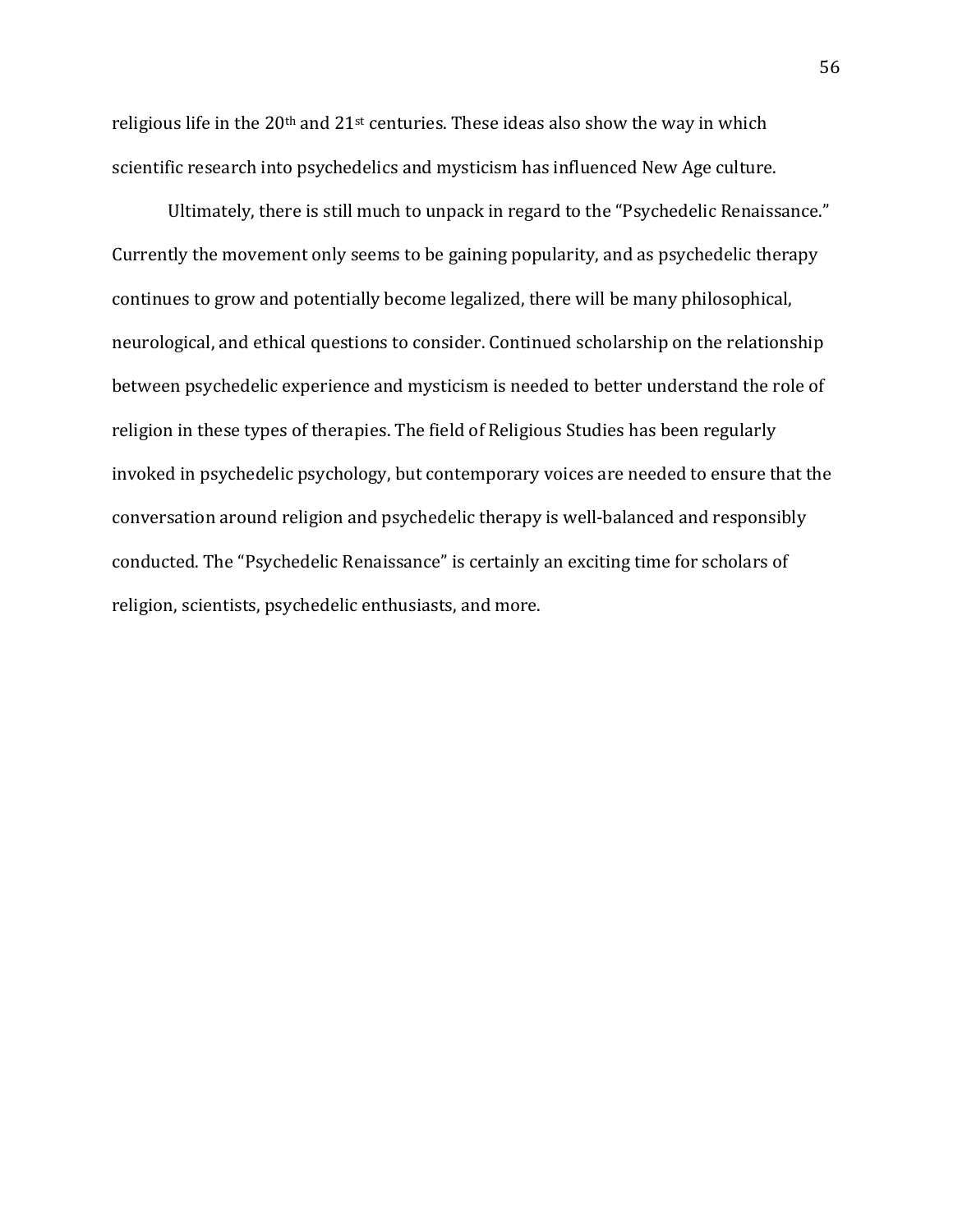religious life in the 20th and 21st centuries. These ideas also show the way in which scientific research into psychedelics and mysticism has influenced New Age culture.

Ultimately, there is still much to unpack in regard to the "Psychedelic Renaissance." Currently the movement only seems to be gaining popularity, and as psychedelic therapy continues to grow and potentially become legalized, there will be many philosophical, neurological, and ethical questions to consider. Continued scholarship on the relationship between psychedelic experience and mysticism is needed to better understand the role of religion in these types of therapies. The field of Religious Studies has been regularly invoked in psychedelic psychology, but contemporary voices are needed to ensure that the conversation around religion and psychedelic therapy is well-balanced and responsibly conducted. The "Psychedelic Renaissance" is certainly an exciting time for scholars of religion, scientists, psychedelic enthusiasts, and more.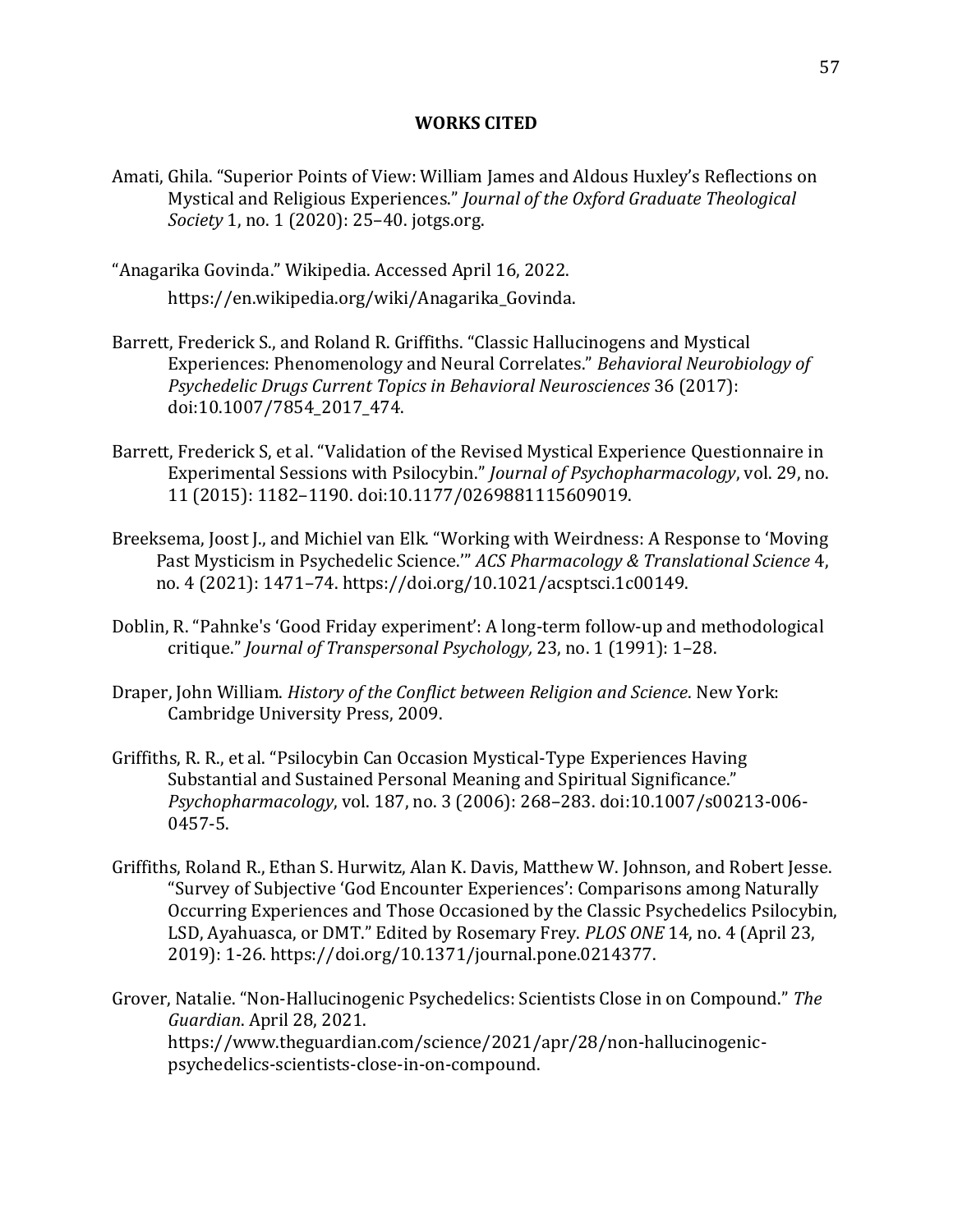## WORKS CITED

Amati, Ghila. "Superior Points of View: William James and Aldous Huxley's Reflections on Mystical and Religious Experiences." *Journal of the Oxford Graduate Theological Society* 1, no. 1 (2020): 25–40. jotgs.org.

"Anagarika Govinda." Wikipedia. Accessed April 16, 2022. https://en.wikipedia.org/wiki/Anagarika_Govinda.

Barrett, Frederick S., and Roland R. Griffiths. "Classic Hallucinogens and Mystical Experiences: Phenomenology and Neural Correlates." *Behavioral Neurobiology of Psychedelic Drugs Current Topics in Behavioral Neurosciences* 36 (2017): doi:10.1007/7854_2017_474.

Barrett, Frederick S, et al. "Validation of the Revised Mystical Experience Questionnaire in Experimental Sessions with Psilocybin." *Journal of Psychopharmacology*, vol. 29, no. 11 (2015): 1182–1190. doi:10.1177/0269881115609019.

Breeksema, Joost J., and Michiel van Elk. "Working with Weirdness: A Response to 'Moving Past Mysticism in Psychedelic Science.'" *ACS Pharmacology & Translational Science* 4, no. 4 (2021): 1471–74. https://doi.org/10.1021/acsptsci.1c00149.

Doblin, R. "Pahnke's 'Good Friday experiment': A long-term follow-up and methodological critique." *Journal of Transpersonal Psychology,* 23, no. 1 (1991): 1–28.

Draper, John William. *History of the Conflict between Religion and Science*. New York: Cambridge University Press, 2009.

Griffiths, R. R., et al. "Psilocybin Can Occasion Mystical-Type Experiences Having Substantial and Sustained Personal Meaning and Spiritual Significance." *Psychopharmacology*, vol. 187, no. 3 (2006): 268–283. doi:10.1007/s00213-006-0457-5.

Griffiths, Roland R., Ethan S. Hurwitz, Alan K. Davis, Matthew W. Johnson, and Robert Jesse. "Survey of Subjective 'God Encounter Experiences': Comparisons among Naturally Occurring Experiences and Those Occasioned by the Classic Psychedelics Psilocybin, LSD, Ayahuasca, or DMT." Edited by Rosemary Frey. *PLOS ONE* 14, no. 4 (April 23, 2019): 1-26. https://doi.org/10.1371/journal.pone.0214377.

Grover, Natalie. "Non-Hallucinogenic Psychedelics: Scientists Close in on Compound." *The Guardian*. April 28, 2021. https://www.theguardian.com/science/2021/apr/28/non-hallucinogenic-psychedelics-scientists-close-in-on-compound.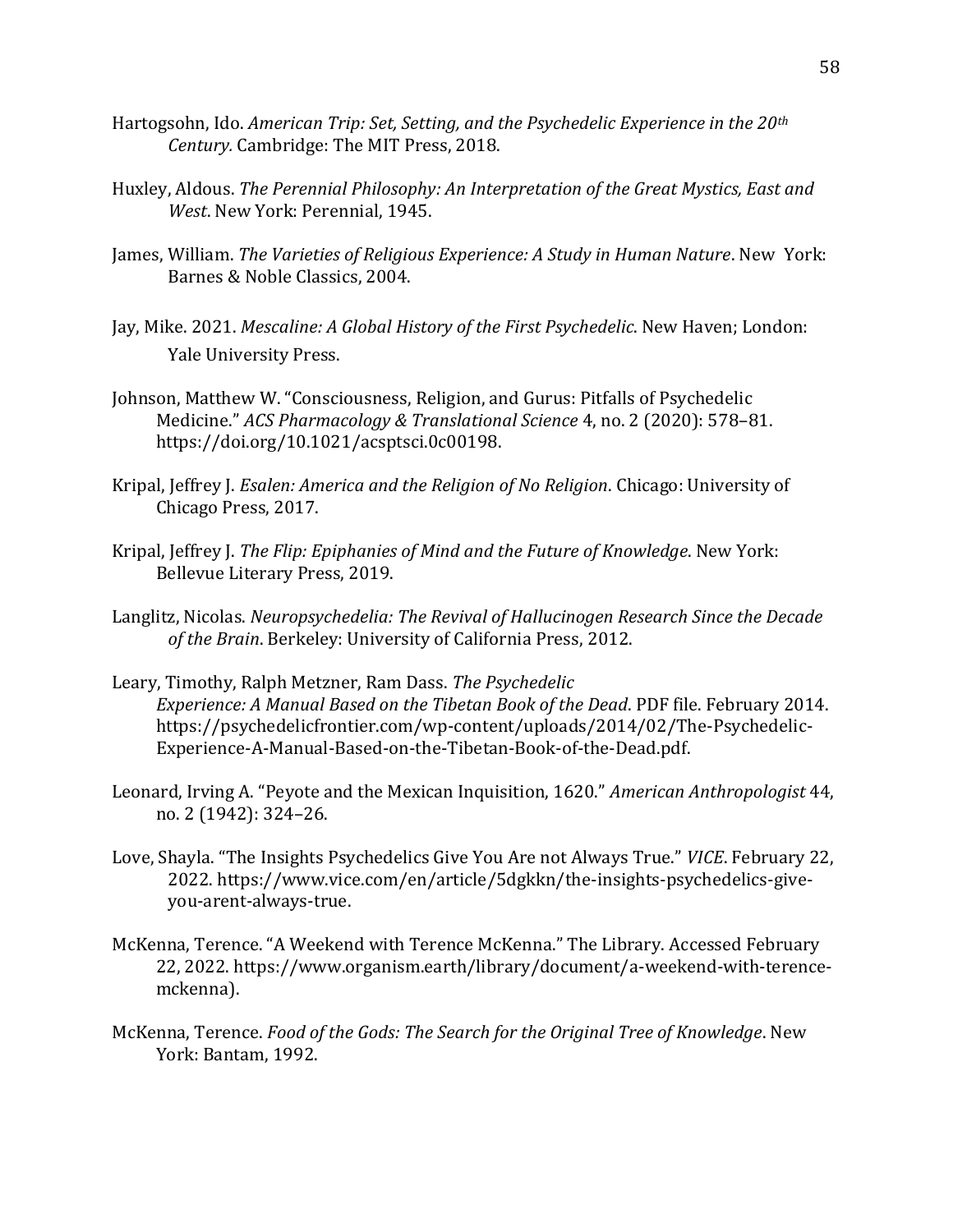Hartogsohn, Ido. *American Trip: Set, Setting, and the Psychedelic Experience in the 20th Century.* Cambridge: The MIT Press, 2018.

Huxley, Aldous. *The Perennial Philosophy: An Interpretation of the Great Mystics, East and West*. New York: Perennial, 1945.

James, William. *The Varieties of Religious Experience: A Study in Human Nature*. New York: Barnes & Noble Classics, 2004.

Jay, Mike. 2021. *Mescaline: A Global History of the First Psychedelic*. New Haven; London: Yale University Press.

Johnson, Matthew W. "Consciousness, Religion, and Gurus: Pitfalls of Psychedelic Medicine." *ACS Pharmacology & Translational Science* 4, no. 2 (2020): 578–81. https://doi.org/10.1021/acsptsci.0c00198.

Kripal, Jeffrey J. *Esalen: America and the Religion of No Religion*. Chicago: University of Chicago Press, 2017.

Kripal, Jeffrey J. *The Flip: Epiphanies of Mind and the Future of Knowledge*. New York: Bellevue Literary Press, 2019.

Langlitz, Nicolas. *Neuropsychedelia: The Revival of Hallucinogen Research Since the Decade of the Brain*. Berkeley: University of California Press, 2012.

Leary, Timothy, Ralph Metzner, Ram Dass. *The Psychedelic Experience: A Manual Based on the Tibetan Book of the Dead*. PDF file. February 2014. https://psychedelicfrontier.com/wp-content/uploads/2014/02/The-Psychedelic-Experience-A-Manual-Based-on-the-Tibetan-Book-of-the-Dead.pdf.

Leonard, Irving A. "Peyote and the Mexican Inquisition, 1620." *American Anthropologist* 44, no. 2 (1942): 324–26.

Love, Shayla. "The Insights Psychedelics Give You Are not Always True." *VICE*. February 22, 2022. https://www.vice.com/en/article/5dgkkn/the-insights-psychedelics-give-you-arent-always-true.

McKenna, Terence. "A Weekend with Terence McKenna." The Library. Accessed February 22, 2022. https://www.organism.earth/library/document/a-weekend-with-terence-mckenna).

McKenna, Terence. *Food of the Gods: The Search for the Original Tree of Knowledge*. New York: Bantam, 1992.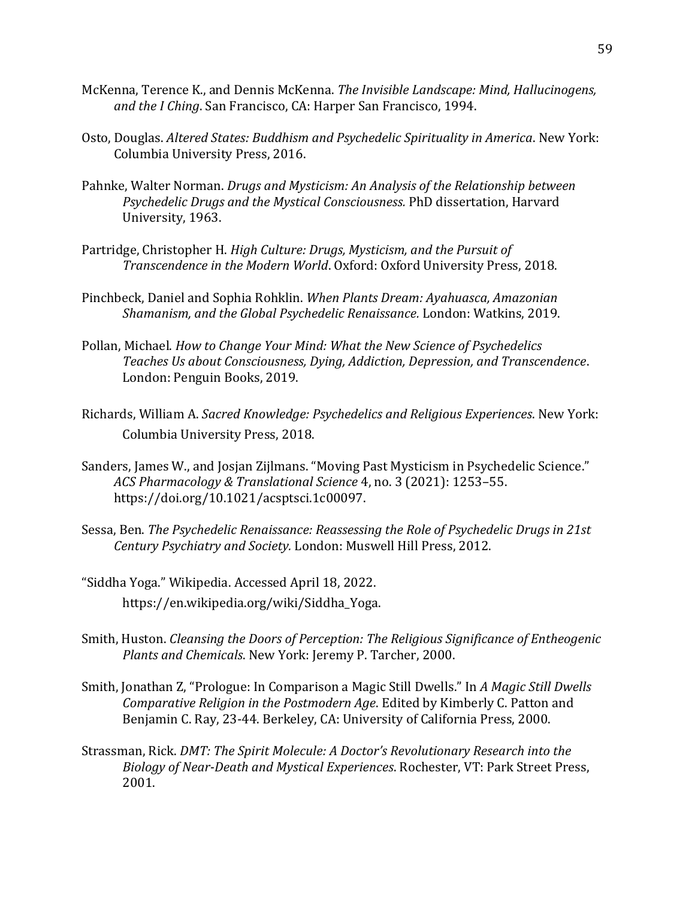McKenna, Terence K., and Dennis McKenna. *The Invisible Landscape: Mind, Hallucinogens, and the I Ching*. San Francisco, CA: Harper San Francisco, 1994.

Osto, Douglas. *Altered States: Buddhism and Psychedelic Spirituality in America*. New York: Columbia University Press, 2016.

Pahnke, Walter Norman. *Drugs and Mysticism: An Analysis of the Relationship between Psychedelic Drugs and the Mystical Consciousness.* PhD dissertation, Harvard University, 1963.

Partridge, Christopher H. *High Culture: Drugs, Mysticism, and the Pursuit of Transcendence in the Modern World*. Oxford: Oxford University Press, 2018.

Pinchbeck, Daniel and Sophia Rohklin. *When Plants Dream: Ayahuasca, Amazonian Shamanism, and the Global Psychedelic Renaissance.* London: Watkins, 2019.

Pollan, Michael. *How to Change Your Mind: What the New Science of Psychedelics Teaches Us about Consciousness, Dying, Addiction, Depression, and Transcendence*. London: Penguin Books, 2019.

Richards, William A. *Sacred Knowledge: Psychedelics and Religious Experiences*. New York: Columbia University Press, 2018.

Sanders, James W., and Josjan Zijlmans. "Moving Past Mysticism in Psychedelic Science." *ACS Pharmacology & Translational Science* 4, no. 3 (2021): 1253–55. https://doi.org/10.1021/acsptsci.1c00097.

Sessa, Ben. *The Psychedelic Renaissance: Reassessing the Role of Psychedelic Drugs in 21st Century Psychiatry and Society.* London: Muswell Hill Press, 2012.

"Siddha Yoga." Wikipedia. Accessed April 18, 2022. https://en.wikipedia.org/wiki/Siddha_Yoga.

Smith, Huston. *Cleansing the Doors of Perception: The Religious Significance of Entheogenic Plants and Chemicals*. New York: Jeremy P. Tarcher, 2000.

Smith, Jonathan Z, "Prologue: In Comparison a Magic Still Dwells." In *A Magic Still Dwells Comparative Religion in the Postmodern Age*. Edited by Kimberly C. Patton and Benjamin C. Ray, 23-44. Berkeley, CA: University of California Press, 2000.

Strassman, Rick. *DMT: The Spirit Molecule: A Doctor's Revolutionary Research into the Biology of Near-Death and Mystical Experiences*. Rochester, VT: Park Street Press, 2001.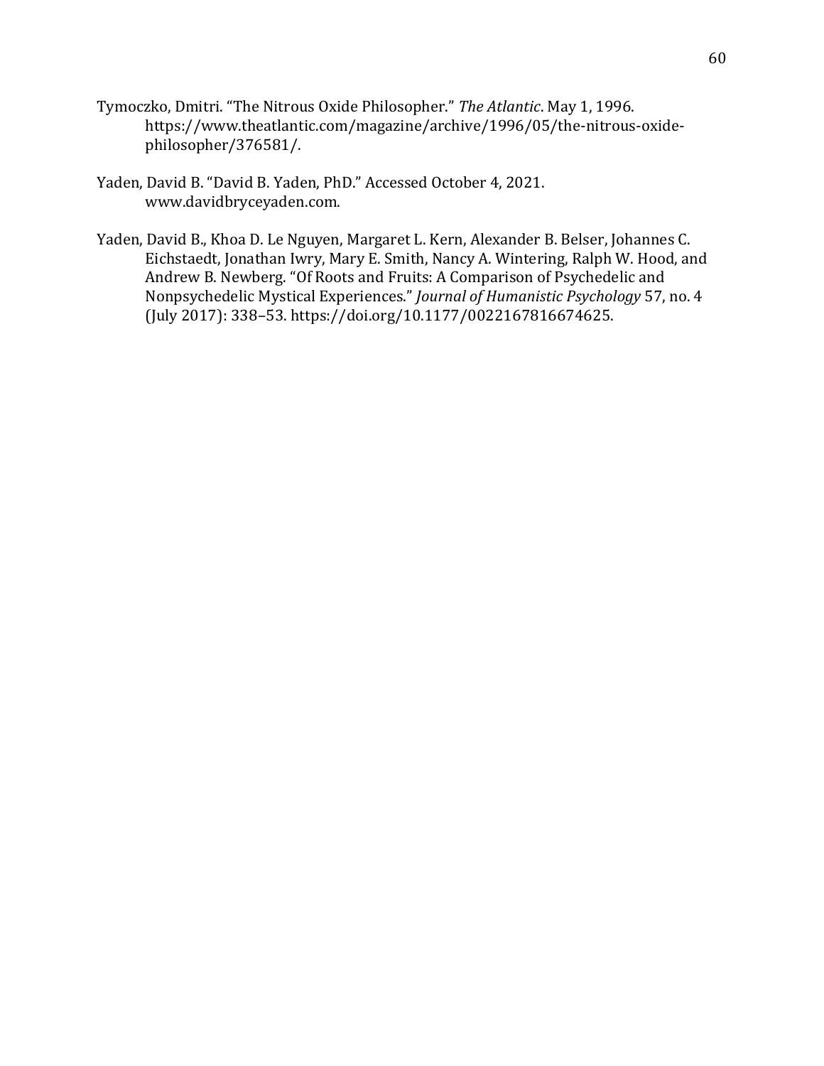Tymoczko, Dmitri. "The Nitrous Oxide Philosopher." *The Atlantic*. May 1, 1996. https://www.theatlantic.com/magazine/archive/1996/05/the-nitrous-oxide-philosopher/376581/.

Yaden, David B. "David B. Yaden, PhD." Accessed October 4, 2021. www.davidbryceyaden.com.

Yaden, David B., Khoa D. Le Nguyen, Margaret L. Kern, Alexander B. Belser, Johannes C. Eichstaedt, Jonathan Iwry, Mary E. Smith, Nancy A. Wintering, Ralph W. Hood, and Andrew B. Newberg. "Of Roots and Fruits: A Comparison of Psychedelic and Nonpsychedelic Mystical Experiences." *Journal of Humanistic Psychology* 57, no. 4 (July 2017): 338–53. https://doi.org/10.1177/0022167816674625.